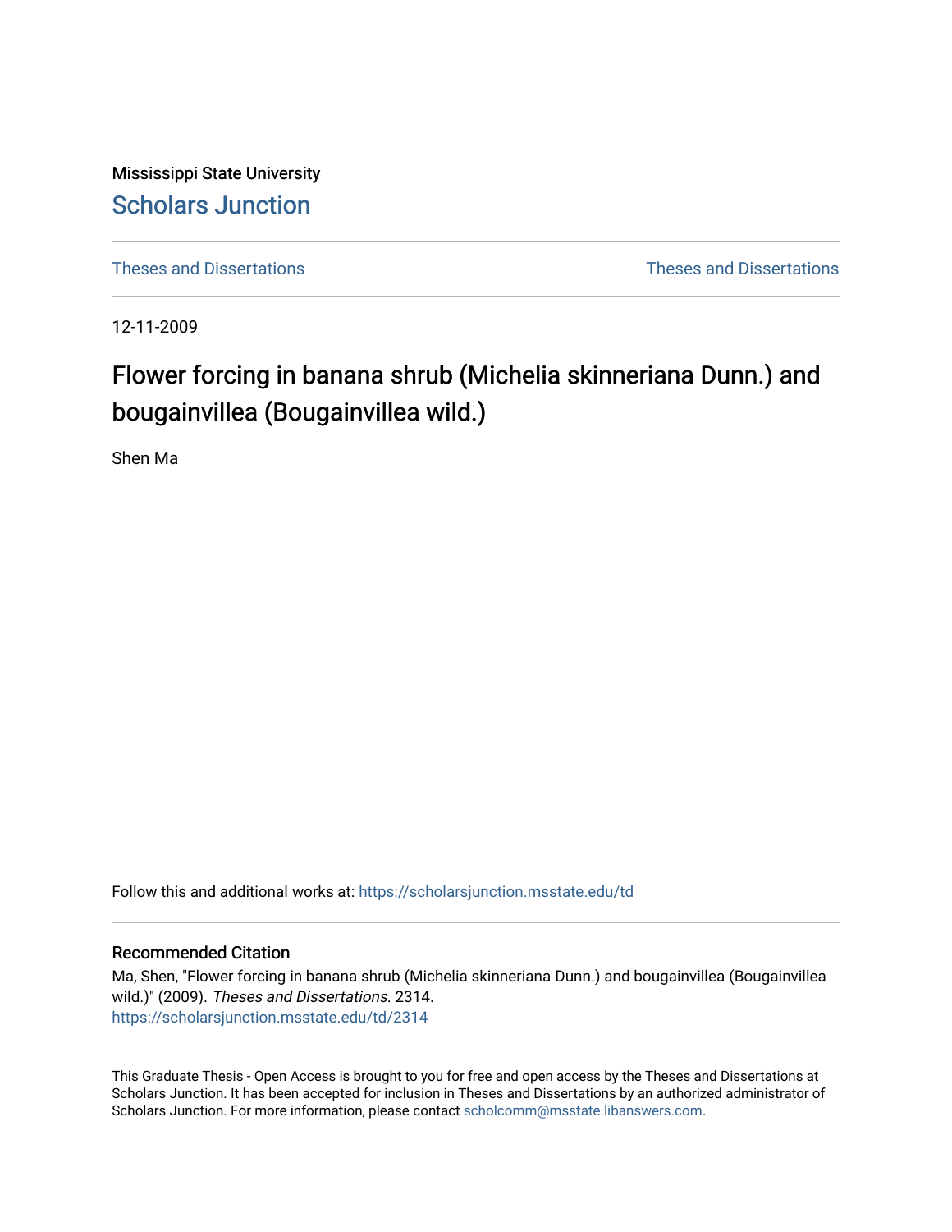Mississippi State University

Scholars Junction

Theses and Dissertations | Theses and Dissertations

12-11-2009

# Flower forcing in banana shrub (Michelia skinneriana Dunn.) and bougainvillea (Bougainvillea wild.)

Shen Ma

Follow this and additional works at: https://scholarsjunction.msstate.edu/td

## Recommended Citation

Ma, Shen, "Flower forcing in banana shrub (Michelia skinneriana Dunn.) and bougainvillea (Bougainvillea wild.)" (2009). *Theses and Dissertations*. 2314.
https://scholarsjunction.msstate.edu/td/2314

This Graduate Thesis - Open Access is brought to you for free and open access by the Theses and Dissertations at Scholars Junction. It has been accepted for inclusion in Theses and Dissertations by an authorized administrator of Scholars Junction. For more information, please contact scholcomm@msstate.libanswers.com.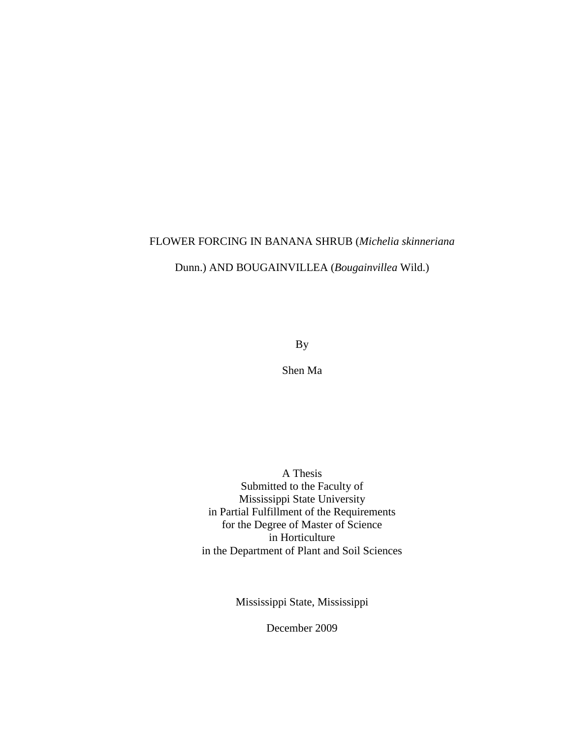FLOWER FORCING IN BANANA SHRUB (*Michelia skinneriana* Dunn.) AND BOUGAINVILLEA (*Bougainvillea* Wild.)

By

Shen Ma

A Thesis
Submitted to the Faculty of
Mississippi State University
in Partial Fulfillment of the Requirements
for the Degree of Master of Science
in Horticulture
in the Department of Plant and Soil Sciences

Mississippi State, Mississippi

December 2009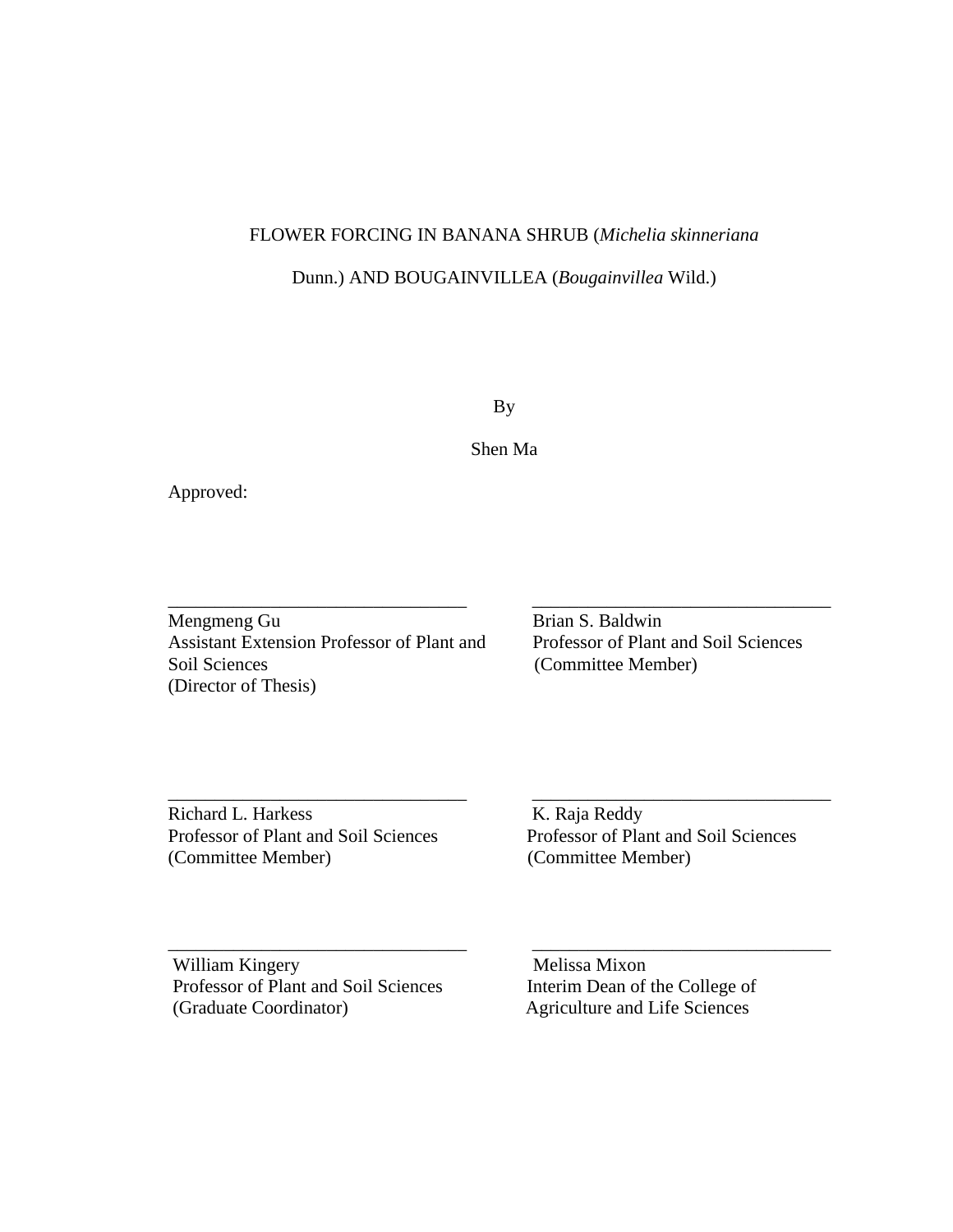FLOWER FORCING IN BANANA SHRUB (*Michelia skinneriana* Dunn.) AND BOUGAINVILLEA (*Bougainvillea* Wild.)

By

Shen Ma

Approved:

\_\_\_\_\_\_\_\_\_\_\_\_\_\_\_\_\_\_\_\_\_\_\_\_\_\_\_\_\_\_\_\_\_\_\_\_\_  
Mengmeng Gu  
Assistant Extension Professor of Plant and Soil Sciences  
(Director of Thesis)

\_\_\_\_\_\_\_\_\_\_\_\_\_\_\_\_\_\_\_\_\_\_\_\_\_\_\_\_\_\_\_\_\_\_\_\_\_  
Brian S. Baldwin  
Professor of Plant and Soil Sciences  
(Committee Member)

\_\_\_\_\_\_\_\_\_\_\_\_\_\_\_\_\_\_\_\_\_\_\_\_\_\_\_\_\_\_\_\_\_\_\_\_\_  
Richard L. Harkess  
Professor of Plant and Soil Sciences  
(Committee Member)

\_\_\_\_\_\_\_\_\_\_\_\_\_\_\_\_\_\_\_\_\_\_\_\_\_\_\_\_\_\_\_\_\_\_\_\_\_  
K. Raja Reddy  
Professor of Plant and Soil Sciences  
(Committee Member)

\_\_\_\_\_\_\_\_\_\_\_\_\_\_\_\_\_\_\_\_\_\_\_\_\_\_\_\_\_\_\_\_\_\_\_\_\_  
William Kingery  
Professor of Plant and Soil Sciences  
(Graduate Coordinator)

\_\_\_\_\_\_\_\_\_\_\_\_\_\_\_\_\_\_\_\_\_\_\_\_\_\_\_\_\_\_\_\_\_\_\_\_\_  
Melissa Mixon  
Interim Dean of the College of Agriculture and Life Sciences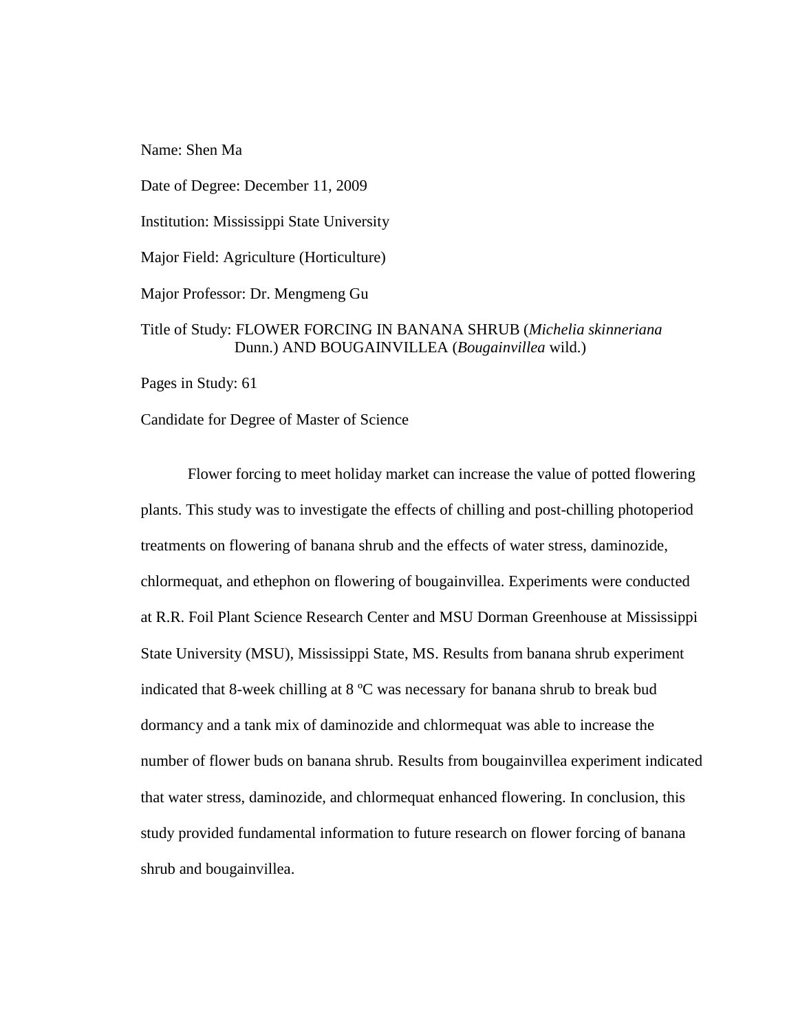Name: Shen Ma

Date of Degree: December 11, 2009

Institution: Mississippi State University

Major Field: Agriculture (Horticulture)

Major Professor: Dr. Mengmeng Gu

Title of Study: FLOWER FORCING IN BANANA SHRUB (*Michelia skinneriana* Dunn.) AND BOUGAINVILLEA (*Bougainvillea* wild.)

Pages in Study: 61

Candidate for Degree of Master of Science

Flower forcing to meet holiday market can increase the value of potted flowering plants. This study was to investigate the effects of chilling and post-chilling photoperiod treatments on flowering of banana shrub and the effects of water stress, daminozide, chlormequat, and ethephon on flowering of bougainvillea. Experiments were conducted at R.R. Foil Plant Science Research Center and MSU Dorman Greenhouse at Mississippi State University (MSU), Mississippi State, MS. Results from banana shrub experiment indicated that 8-week chilling at 8 ºC was necessary for banana shrub to break bud dormancy and a tank mix of daminozide and chlormequat was able to increase the number of flower buds on banana shrub. Results from bougainvillea experiment indicated that water stress, daminozide, and chlormequat enhanced flowering. In conclusion, this study provided fundamental information to future research on flower forcing of banana shrub and bougainvillea.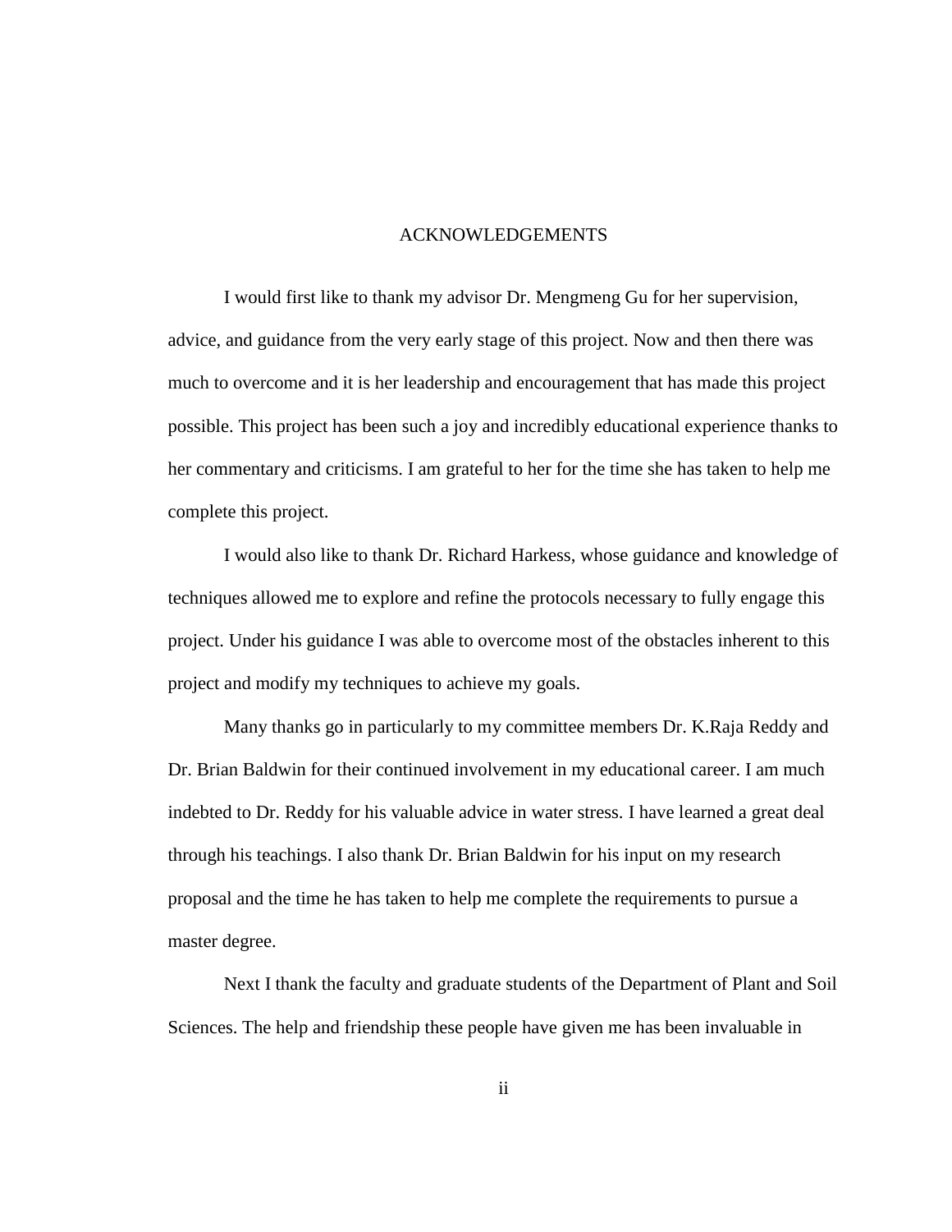# ACKNOWLEDGEMENTS

I would first like to thank my advisor Dr. Mengmeng Gu for her supervision, advice, and guidance from the very early stage of this project. Now and then there was much to overcome and it is her leadership and encouragement that has made this project possible. This project has been such a joy and incredibly educational experience thanks to her commentary and criticisms. I am grateful to her for the time she has taken to help me complete this project.

I would also like to thank Dr. Richard Harkess, whose guidance and knowledge of techniques allowed me to explore and refine the protocols necessary to fully engage this project. Under his guidance I was able to overcome most of the obstacles inherent to this project and modify my techniques to achieve my goals.

Many thanks go in particularly to my committee members Dr. K.Raja Reddy and Dr. Brian Baldwin for their continued involvement in my educational career. I am much indebted to Dr. Reddy for his valuable advice in water stress. I have learned a great deal through his teachings. I also thank Dr. Brian Baldwin for his input on my research proposal and the time he has taken to help me complete the requirements to pursue a master degree.

Next I thank the faculty and graduate students of the Department of Plant and Soil Sciences. The help and friendship these people have given me has been invaluable in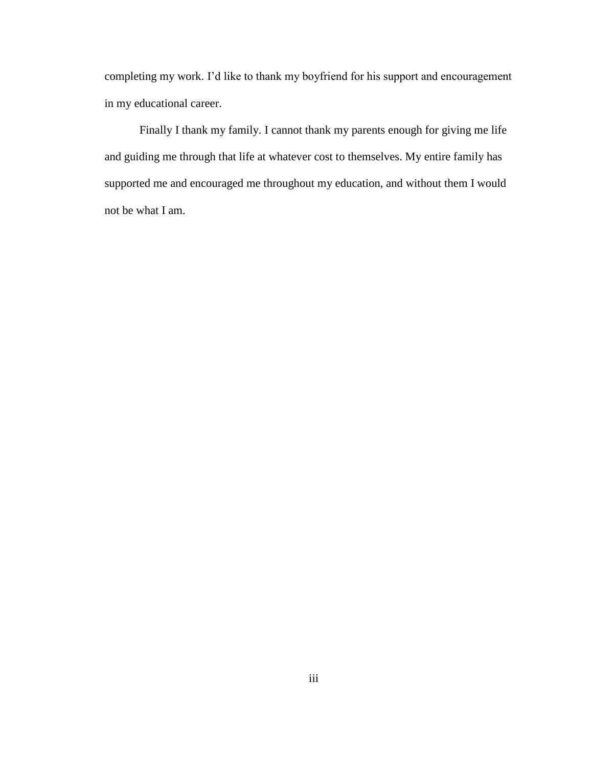completing my work. I’d like to thank my boyfriend for his support and encouragement in my educational career.

Finally I thank my family. I cannot thank my parents enough for giving me life and guiding me through that life at whatever cost to themselves. My entire family has supported me and encouraged me throughout my education, and without them I would not be what I am.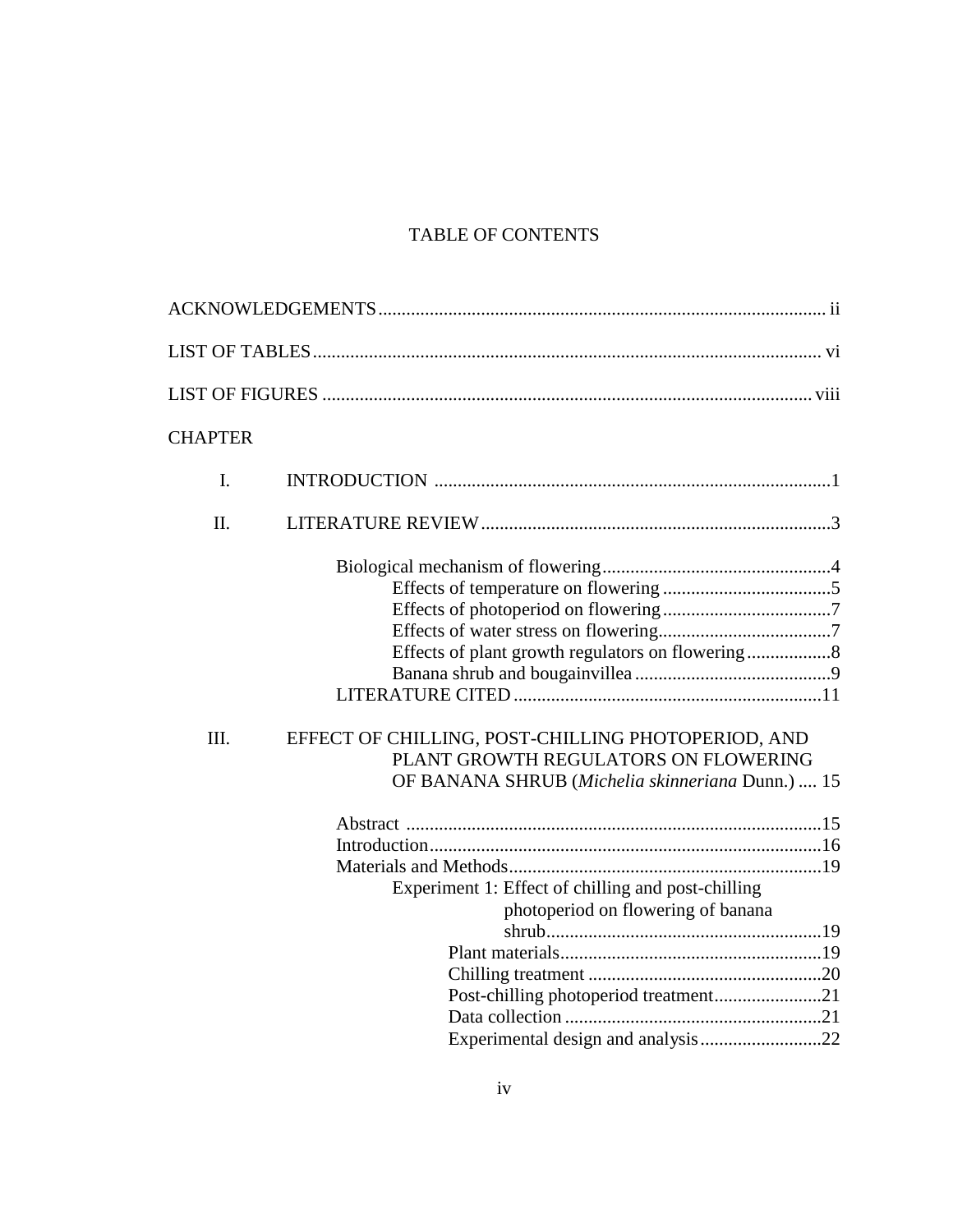# TABLE OF CONTENTS

ACKNOWLEDGEMENTS ........................................................................................ ii

LIST OF TABLES ................................................................................................ vi

LIST OF FIGURES ............................................................................................. viii

CHAPTER

I. INTRODUCTION ..................................................................................1

II. LITERATURE REVIEW .........................................................................3

- Biological mechanism of flowering ..................................................4
  - Effects of temperature on flowering .....................................5
  - Effects of photoperiod on flowering .....................................7
  - Effects of water stress on flowering .....................................7
  - Effects of plant growth regulators on flowering ..................8
  - Banana shrub and bougainvillea ...........................................9
- LITERATURE CITED ...................................................................11

III. EFFECT OF CHILLING, POST-CHILLING PHOTOPERIOD, AND PLANT GROWTH REGULATORS ON FLOWERING OF BANANA SHRUB (*Michelia skinneriana* Dunn.) .... 15

- Abstract .........................................................................................15
- Introduction ...................................................................................16
- Materials and Methods ..................................................................19
  - Experiment 1: Effect of chilling and post-chilling photoperiod on flowering of banana shrub ..........................................................19
    - Plant materials ........................................................19
    - Chilling treatment ..................................................20
    - Post-chilling photoperiod treatment .......................21
    - Data collection .......................................................21
    - Experimental design and analysis ..........................22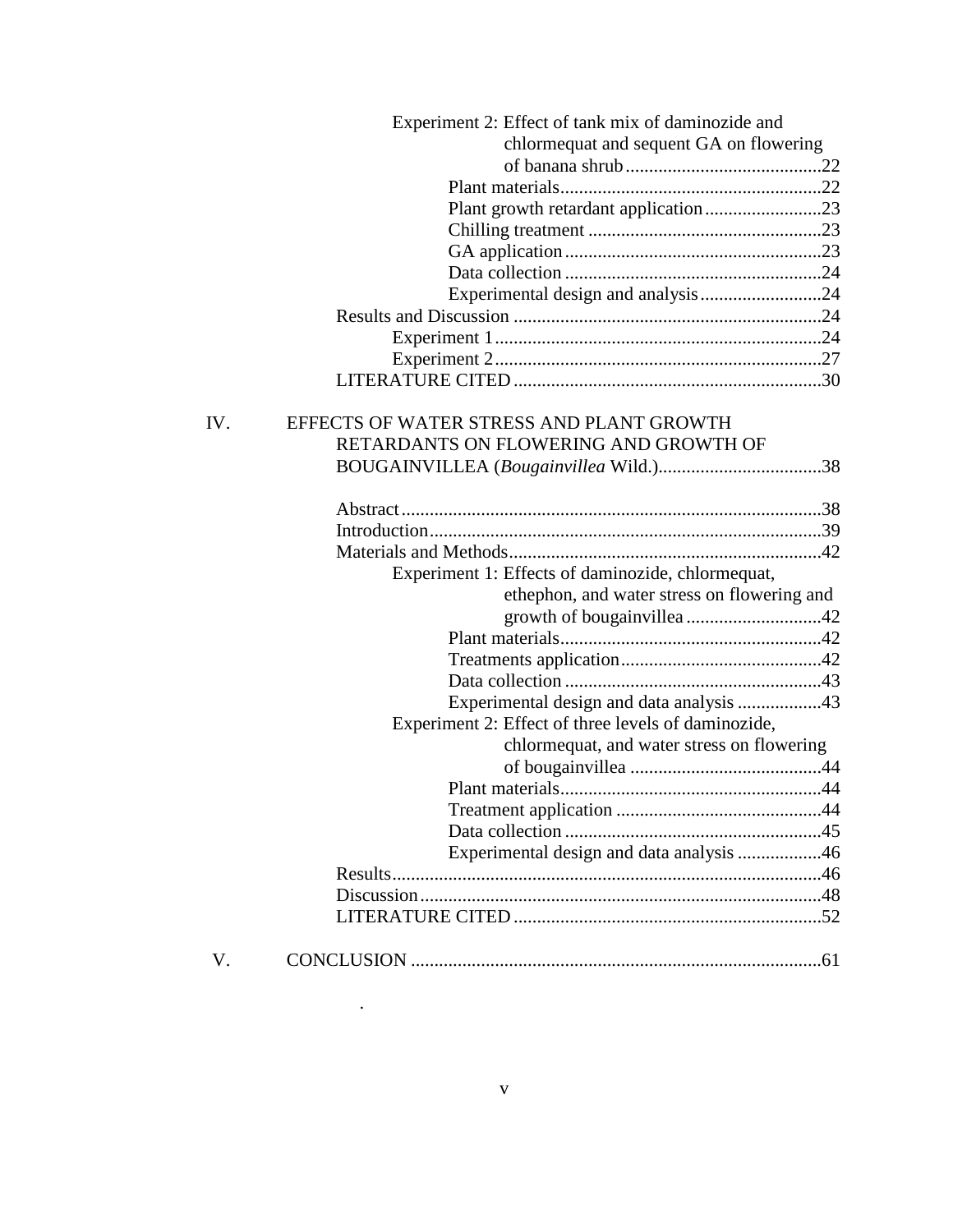Experiment 2: Effect of tank mix of daminozide and chlormequat and sequent GA on flowering of banana shrub ........................................ 22

Plant materials ........................................ 22

Plant growth retardant application ........................ 23

Chilling treatment ........................................ 23

GA application ........................................ 23

Data collection ........................................ 24

Experimental design and analysis ........................ 24

Results and Discussion ........................................ 24

Experiment 1 ........................................ 24

Experiment 2 ........................................ 27

LITERATURE CITED ........................................ 30

IV. EFFECTS OF WATER STRESS AND PLANT GROWTH RETARDANTS ON FLOWERING AND GROWTH OF BOUGAINVILLEA (*Bougainvillea* Wild.) ........................................ 38

Abstract ........................................ 38

Introduction ........................................ 39

Materials and Methods ........................................ 42

Experiment 1: Effects of daminozide, chlormequat, ethephon, and water stress on flowering and growth of bougainvillea ........................................ 42

Plant materials ........................................ 42

Treatments application ........................................ 42

Data collection ........................................ 43

Experimental design and data analysis ........................ 43

Experiment 2: Effect of three levels of daminozide, chlormequat, and water stress on flowering of bougainvillea ........................................ 44

Plant materials ........................................ 44

Treatment application ........................................ 44

Data collection ........................................ 45

Experimental design and data analysis ........................ 46

Results ........................................ 46

Discussion ........................................ 48

LITERATURE CITED ........................................ 52

V. CONCLUSION ........................................ 61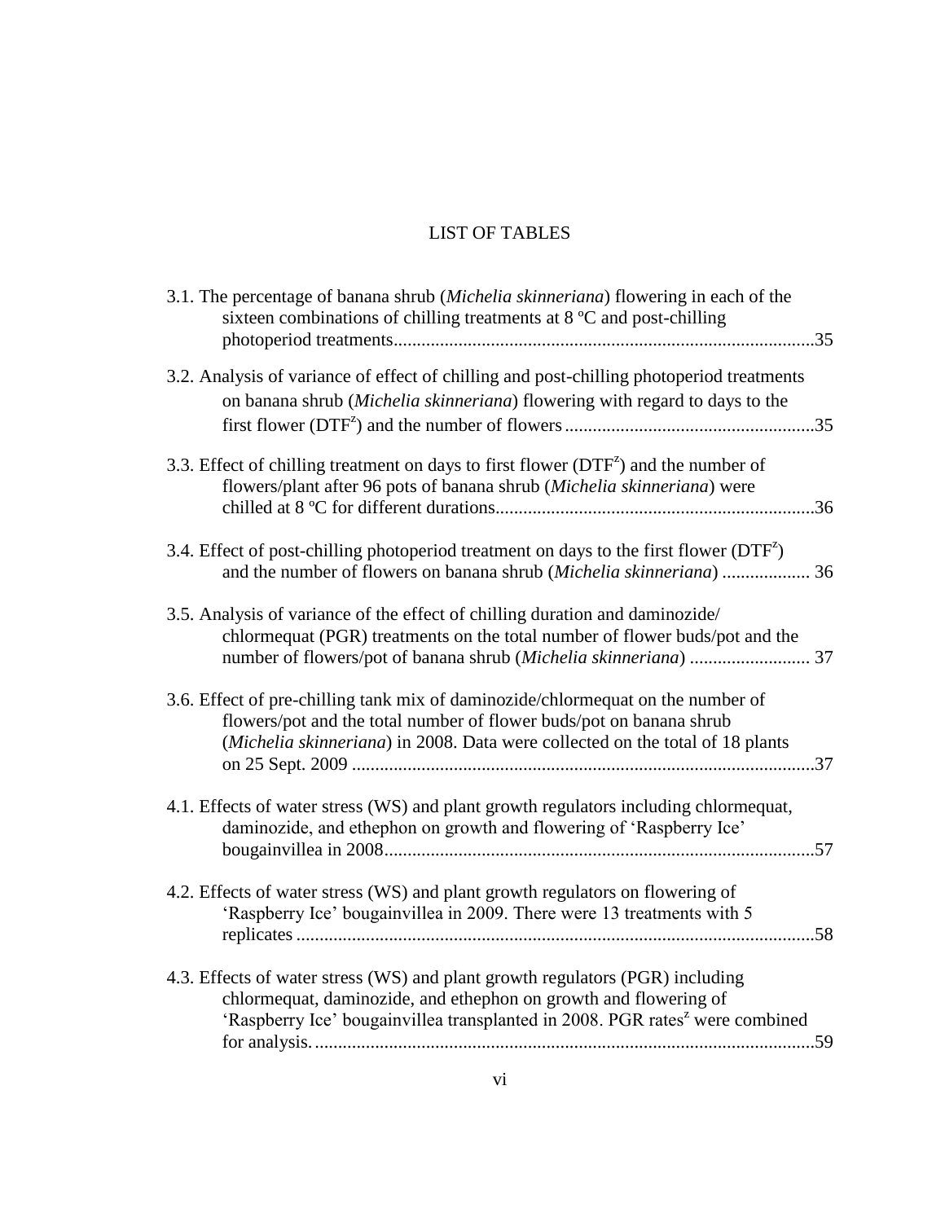# LIST OF TABLES

3.1. The percentage of banana shrub (*Michelia skinneriana*) flowering in each of the sixteen combinations of chilling treatments at 8 ºC and post-chilling photoperiod treatments............................................................................................35

3.2. Analysis of variance of effect of chilling and post-chilling photoperiod treatments on banana shrub (*Michelia skinneriana*) flowering with regard to days to the first flower ($DTF^z$) and the number of flowers......................................................35

3.3. Effect of chilling treatment on days to first flower ($DTF^z$) and the number of flowers/plant after 96 pots of banana shrub (*Michelia skinneriana*) were chilled at 8 ºC for different durations.....................................................................36

3.4. Effect of post-chilling photoperiod treatment on days to the first flower ($DTF^z$) and the number of flowers on banana shrub (*Michelia skinneriana*) ................... 36

3.5. Analysis of variance of the effect of chilling duration and daminozide/ chlormequat (PGR) treatments on the total number of flower buds/pot and the number of flowers/pot of banana shrub (*Michelia skinneriana*) .......................... 37

3.6. Effect of pre-chilling tank mix of daminozide/chlormequat on the number of flowers/pot and the total number of flower buds/pot on banana shrub (*Michelia skinneriana*) in 2008. Data were collected on the total of 18 plants on 25 Sept. 2009 ....................................................................................................37

4.1. Effects of water stress (WS) and plant growth regulators including chlormequat, daminozide, and ethephon on growth and flowering of 'Raspberry Ice' bougainvillea in 2008.............................................................................................57

4.2. Effects of water stress (WS) and plant growth regulators on flowering of 'Raspberry Ice' bougainvillea in 2009. There were 13 treatments with 5 replicates ................................................................................................................58

4.3. Effects of water stress (WS) and plant growth regulators (PGR) including chlormequat, daminozide, and ethephon on growth and flowering of 'Raspberry Ice' bougainvillea transplanted in 2008. PGR rates[z] were combined for analysis. ............................................................................................................59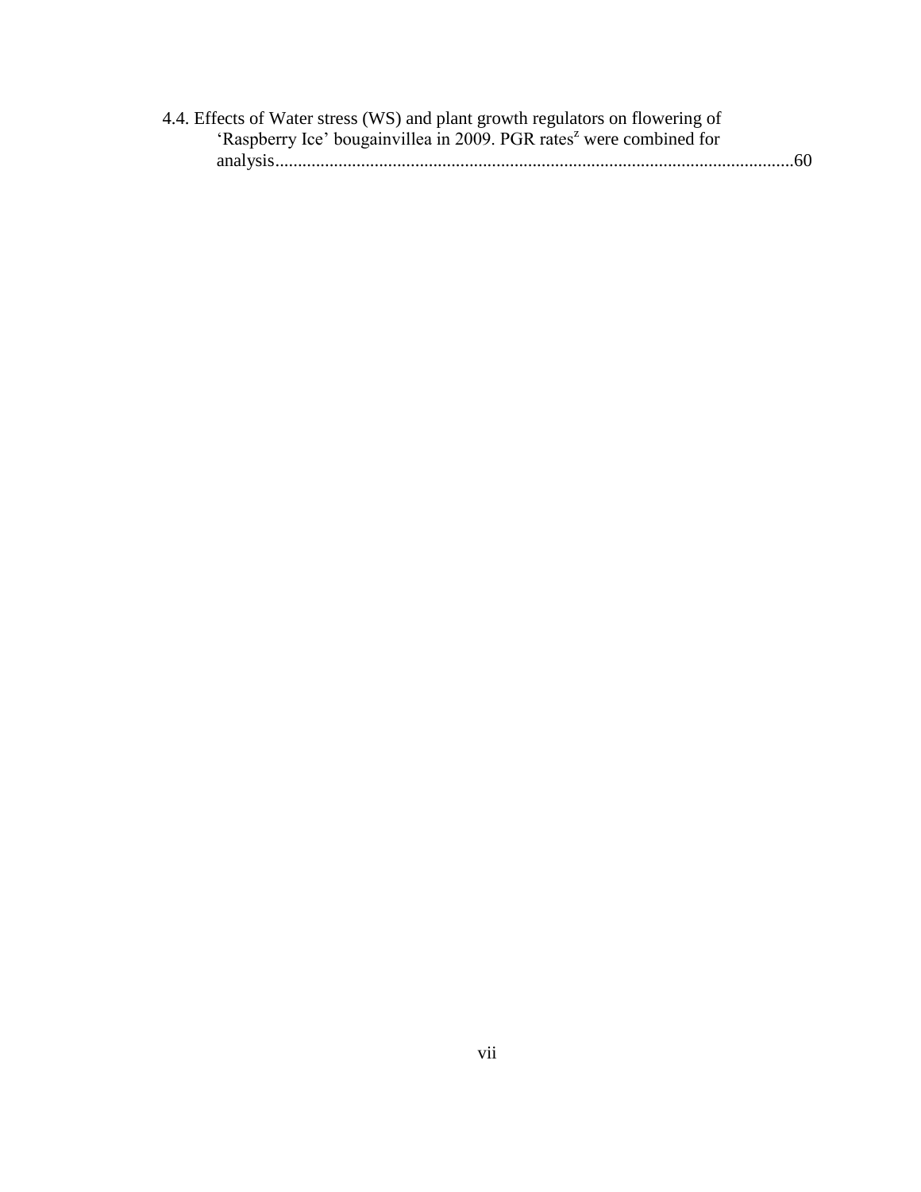4.4. Effects of Water stress (WS) and plant growth regulators on flowering of 'Raspberry Ice' bougainvillea in 2009. PGR rates[z] were combined for analysis...........................................................................................................60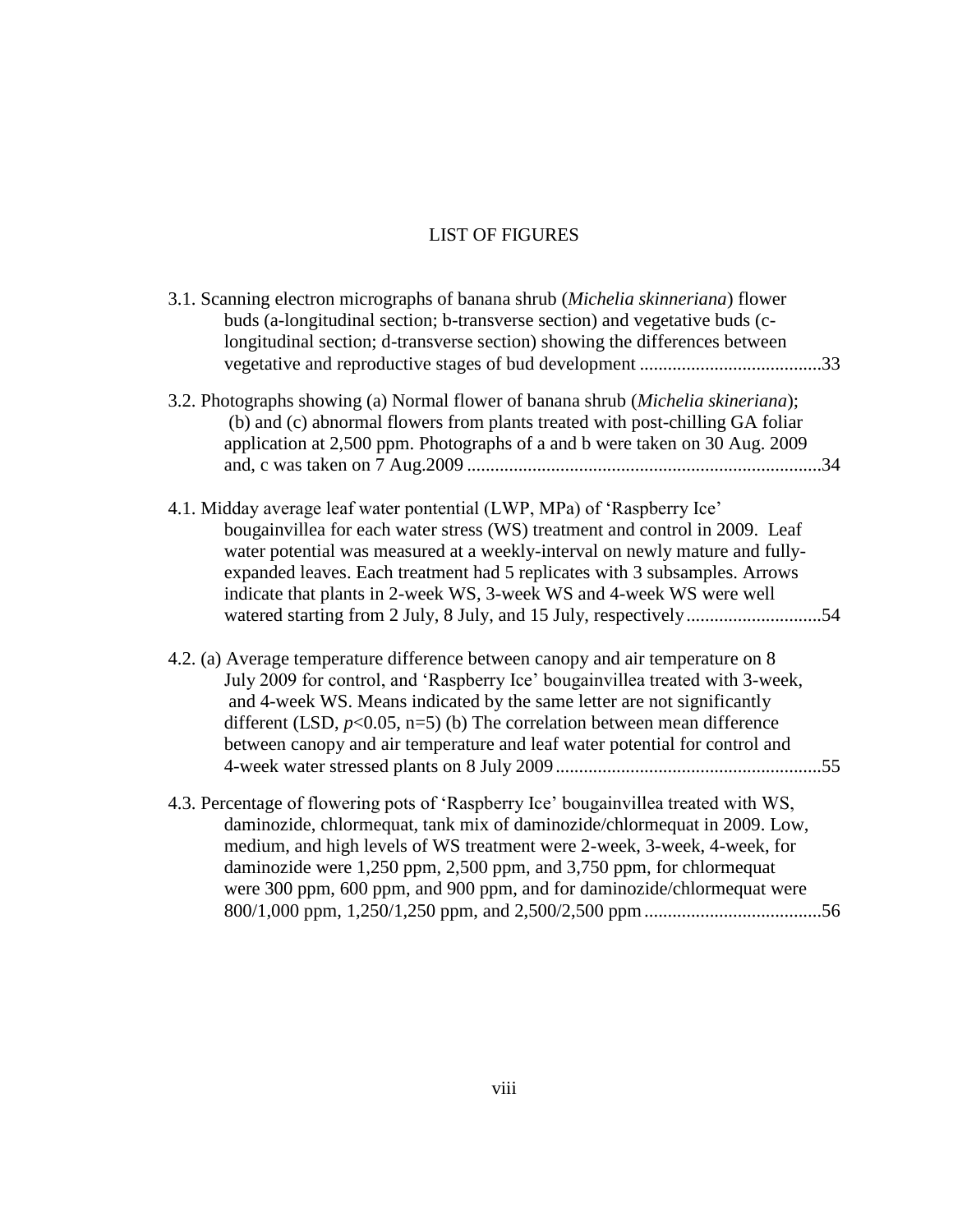# LIST OF FIGURES

3.1. Scanning electron micrographs of banana shrub (*Michelia skinneriana*) flower buds (a-longitudinal section; b-transverse section) and vegetative buds (c-longitudinal section; d-transverse section) showing the differences between vegetative and reproductive stages of bud development .......................................33

3.2. Photographs showing (a) Normal flower of banana shrub (*Michelia skineriana*); (b) and (c) abnormal flowers from plants treated with post-chilling GA foliar application at 2,500 ppm. Photographs of a and b were taken on 30 Aug. 2009 and, c was taken on 7 Aug.2009 ............................................................................34

4.1. Midday average leaf water pontential (LWP, MPa) of 'Raspberry Ice' bougainvillea for each water stress (WS) treatment and control in 2009. Leaf water potential was measured at a weekly-interval on newly mature and fully-expanded leaves. Each treatment had 5 replicates with 3 subsamples. Arrows indicate that plants in 2-week WS, 3-week WS and 4-week WS were well watered starting from 2 July, 8 July, and 15 July, respectively.............................54

4.2. (a) Average temperature difference between canopy and air temperature on 8 July 2009 for control, and 'Raspberry Ice' bougainvillea treated with 3-week, and 4-week WS. Means indicated by the same letter are not significantly different (LSD, $p<0.05$, n=5) (b) The correlation between mean difference between canopy and air temperature and leaf water potential for control and 4-week water stressed plants on 8 July 2009.........................................................55

4.3. Percentage of flowering pots of 'Raspberry Ice' bougainvillea treated with WS, daminozide, chlormequat, tank mix of daminozide/chlormequat in 2009. Low, medium, and high levels of WS treatment were 2-week, 3-week, 4-week, for daminozide were 1,250 ppm, 2,500 ppm, and 3,750 ppm, for chlormequat were 300 ppm, 600 ppm, and 900 ppm, and for daminozide/chlormequat were 800/1,000 ppm, 1,250/1,250 ppm, and 2,500/2,500 ppm......................................56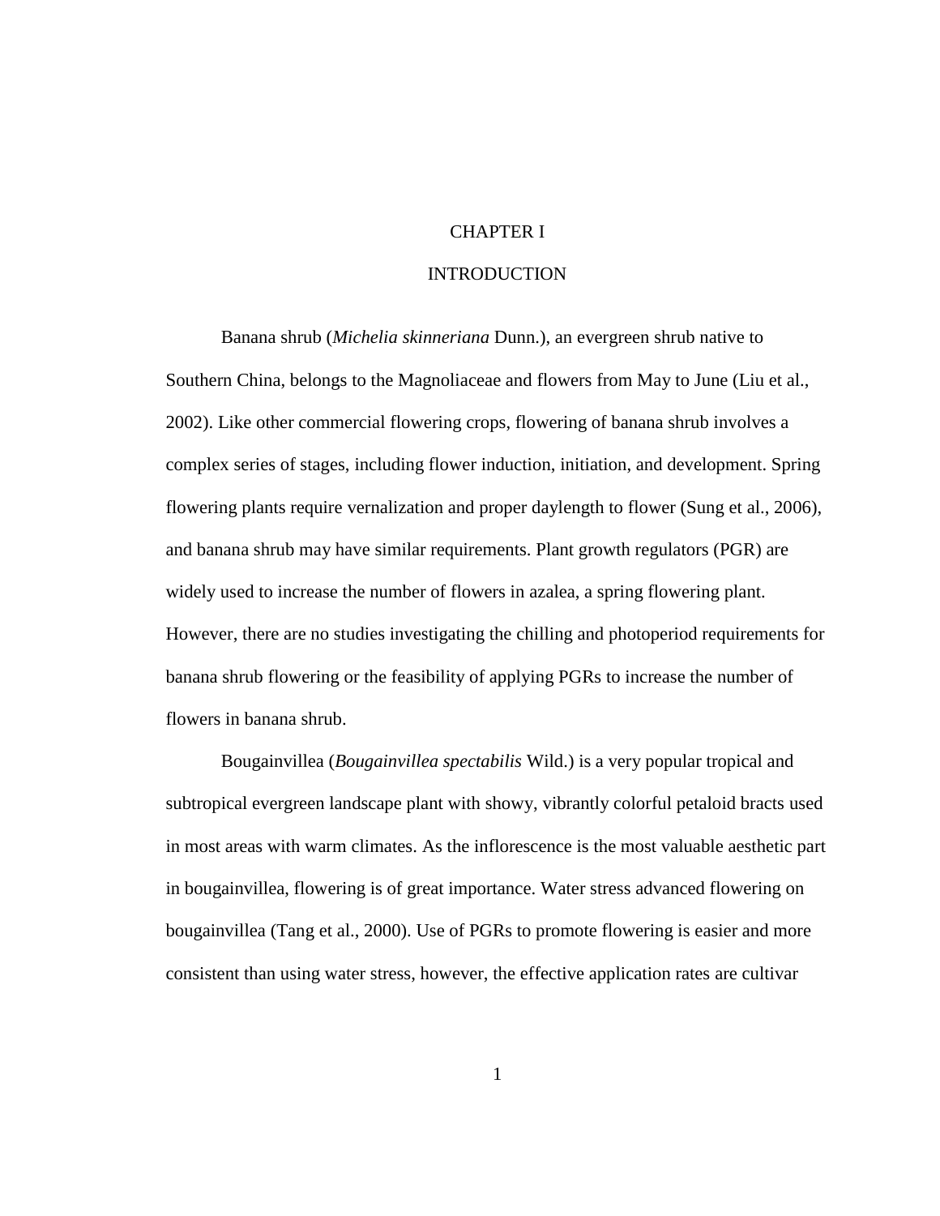# CHAPTER I

# INTRODUCTION

Banana shrub (*Michelia skinneriana* Dunn.), an evergreen shrub native to Southern China, belongs to the Magnoliaceae and flowers from May to June (Liu et al., 2002). Like other commercial flowering crops, flowering of banana shrub involves a complex series of stages, including flower induction, initiation, and development. Spring flowering plants require vernalization and proper daylength to flower (Sung et al., 2006), and banana shrub may have similar requirements. Plant growth regulators (PGR) are widely used to increase the number of flowers in azalea, a spring flowering plant. However, there are no studies investigating the chilling and photoperiod requirements for banana shrub flowering or the feasibility of applying PGRs to increase the number of flowers in banana shrub.

Bougainvillea (*Bougainvillea spectabilis* Wild.) is a very popular tropical and subtropical evergreen landscape plant with showy, vibrantly colorful petaloid bracts used in most areas with warm climates. As the inflorescence is the most valuable aesthetic part in bougainvillea, flowering is of great importance. Water stress advanced flowering on bougainvillea (Tang et al., 2000). Use of PGRs to promote flowering is easier and more consistent than using water stress, however, the effective application rates are cultivar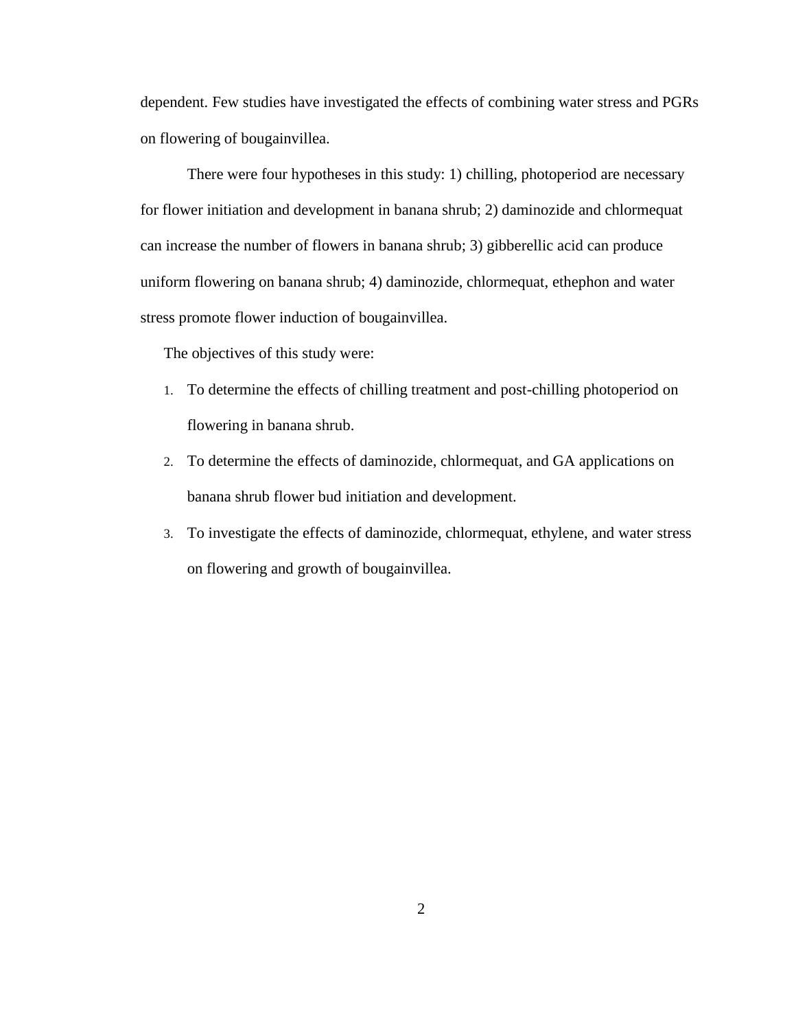dependent. Few studies have investigated the effects of combining water stress and PGRs on flowering of bougainvillea.

There were four hypotheses in this study: 1) chilling, photoperiod are necessary for flower initiation and development in banana shrub; 2) daminozide and chlormequat can increase the number of flowers in banana shrub; 3) gibberellic acid can produce uniform flowering on banana shrub; 4) daminozide, chlormequat, ethephon and water stress promote flower induction of bougainvillea.

The objectives of this study were:

1. To determine the effects of chilling treatment and post-chilling photoperiod on flowering in banana shrub.
2. To determine the effects of daminozide, chlormequat, and GA applications on banana shrub flower bud initiation and development.
3. To investigate the effects of daminozide, chlormequat, ethylene, and water stress on flowering and growth of bougainvillea.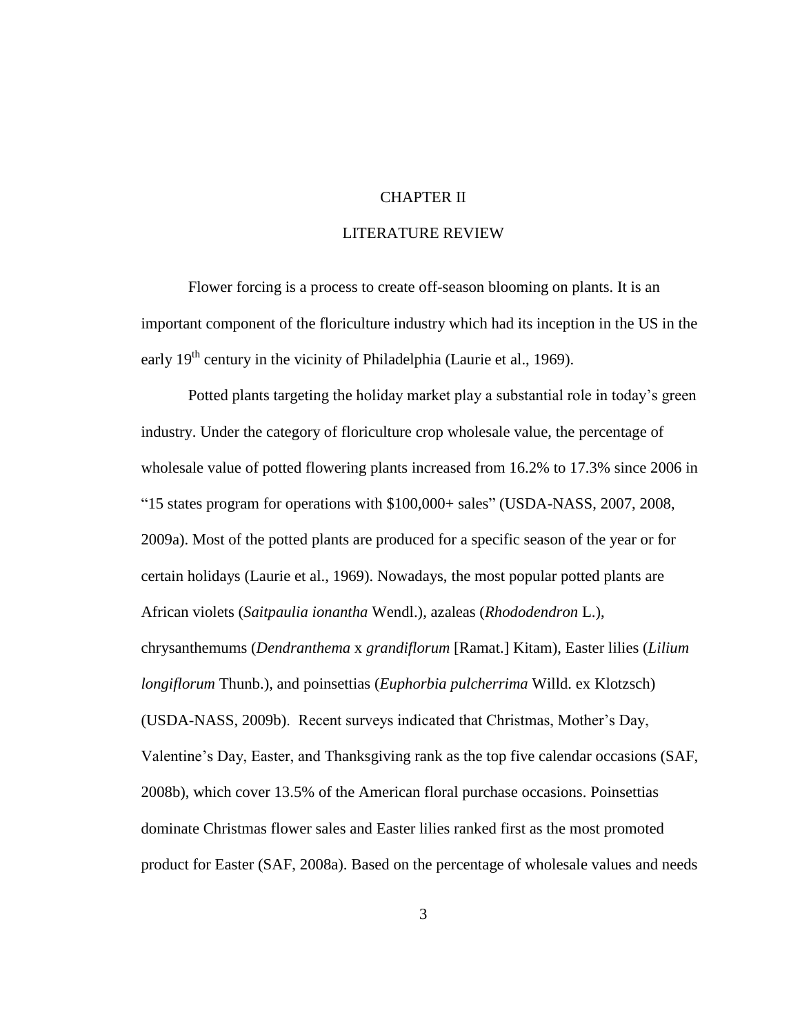# CHAPTER II

# LITERATURE REVIEW

Flower forcing is a process to create off-season blooming on plants. It is an important component of the floriculture industry which had its inception in the US in the early 19th century in the vicinity of Philadelphia (Laurie et al., 1969).

Potted plants targeting the holiday market play a substantial role in today's green industry. Under the category of floriculture crop wholesale value, the percentage of wholesale value of potted flowering plants increased from 16.2% to 17.3% since 2006 in "15 states program for operations with $100,000+ sales" (USDA-NASS, 2007, 2008, 2009a). Most of the potted plants are produced for a specific season of the year or for certain holidays (Laurie et al., 1969). Nowadays, the most popular potted plants are African violets (*Saitpaulia ionantha* Wendl.), azaleas (*Rhododendron* L.), chrysanthemums (*Dendranthema* x *grandiflorum* [Ramat.] Kitam), Easter lilies (*Lilium longiflorum* Thunb.), and poinsettias (*Euphorbia pulcherrima* Willd. ex Klotzsch) (USDA-NASS, 2009b). Recent surveys indicated that Christmas, Mother's Day, Valentine's Day, Easter, and Thanksgiving rank as the top five calendar occasions (SAF, 2008b), which cover 13.5% of the American floral purchase occasions. Poinsettias dominate Christmas flower sales and Easter lilies ranked first as the most promoted product for Easter (SAF, 2008a). Based on the percentage of wholesale values and needs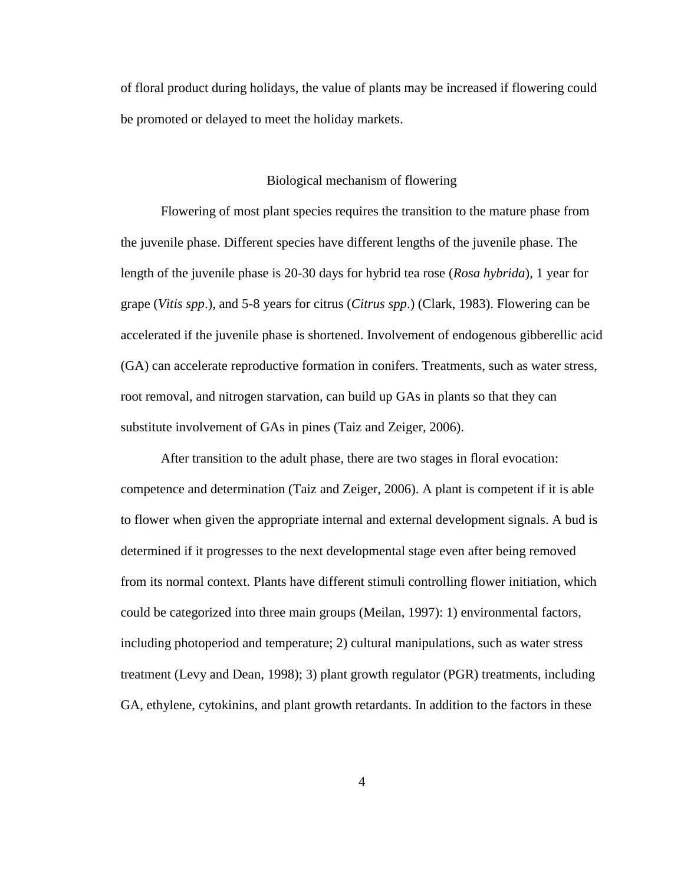of floral product during holidays, the value of plants may be increased if flowering could be promoted or delayed to meet the holiday markets.

## Biological mechanism of flowering

Flowering of most plant species requires the transition to the mature phase from the juvenile phase. Different species have different lengths of the juvenile phase. The length of the juvenile phase is 20-30 days for hybrid tea rose (*Rosa hybrida*), 1 year for grape (*Vitis spp*.), and 5-8 years for citrus (*Citrus spp*.) (Clark, 1983). Flowering can be accelerated if the juvenile phase is shortened. Involvement of endogenous gibberellic acid (GA) can accelerate reproductive formation in conifers. Treatments, such as water stress, root removal, and nitrogen starvation, can build up GAs in plants so that they can substitute involvement of GAs in pines (Taiz and Zeiger, 2006).

After transition to the adult phase, there are two stages in floral evocation: competence and determination (Taiz and Zeiger, 2006). A plant is competent if it is able to flower when given the appropriate internal and external development signals. A bud is determined if it progresses to the next developmental stage even after being removed from its normal context. Plants have different stimuli controlling flower initiation, which could be categorized into three main groups (Meilan, 1997): 1) environmental factors, including photoperiod and temperature; 2) cultural manipulations, such as water stress treatment (Levy and Dean, 1998); 3) plant growth regulator (PGR) treatments, including GA, ethylene, cytokinins, and plant growth retardants. In addition to the factors in these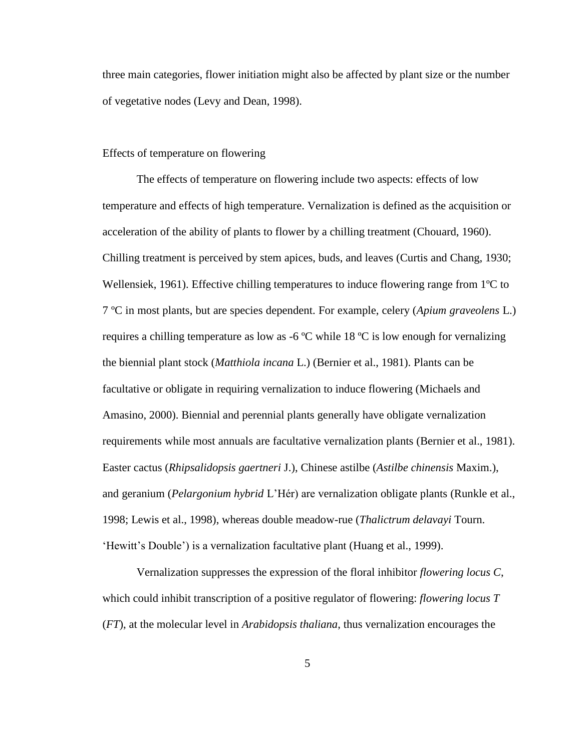three main categories, flower initiation might also be affected by plant size or the number of vegetative nodes (Levy and Dean, 1998).

## Effects of temperature on flowering

The effects of temperature on flowering include two aspects: effects of low temperature and effects of high temperature. Vernalization is defined as the acquisition or acceleration of the ability of plants to flower by a chilling treatment (Chouard, 1960). Chilling treatment is perceived by stem apices, buds, and leaves (Curtis and Chang, 1930; Wellensiek, 1961). Effective chilling temperatures to induce flowering range from 1ºC to 7 ºC in most plants, but are species dependent. For example, celery (*Apium graveolens* L.) requires a chilling temperature as low as -6 ºC while 18 ºC is low enough for vernalizing the biennial plant stock (*Matthiola incana* L.) (Bernier et al., 1981). Plants can be facultative or obligate in requiring vernalization to induce flowering (Michaels and Amasino, 2000). Biennial and perennial plants generally have obligate vernalization requirements while most annuals are facultative vernalization plants (Bernier et al., 1981). Easter cactus (*Rhipsalidopsis gaertneri* J.), Chinese astilbe (*Astilbe chinensis* Maxim.), and geranium (*Pelargonium hybrid* L'Hér) are vernalization obligate plants (Runkle et al., 1998; Lewis et al., 1998), whereas double meadow-rue (*Thalictrum delavayi* Tourn. 'Hewitt's Double') is a vernalization facultative plant (Huang et al., 1999).

Vernalization suppresses the expression of the floral inhibitor *flowering locus C*, which could inhibit transcription of a positive regulator of flowering: *flowering locus T* (*FT*), at the molecular level in *Arabidopsis thaliana*, thus vernalization encourages the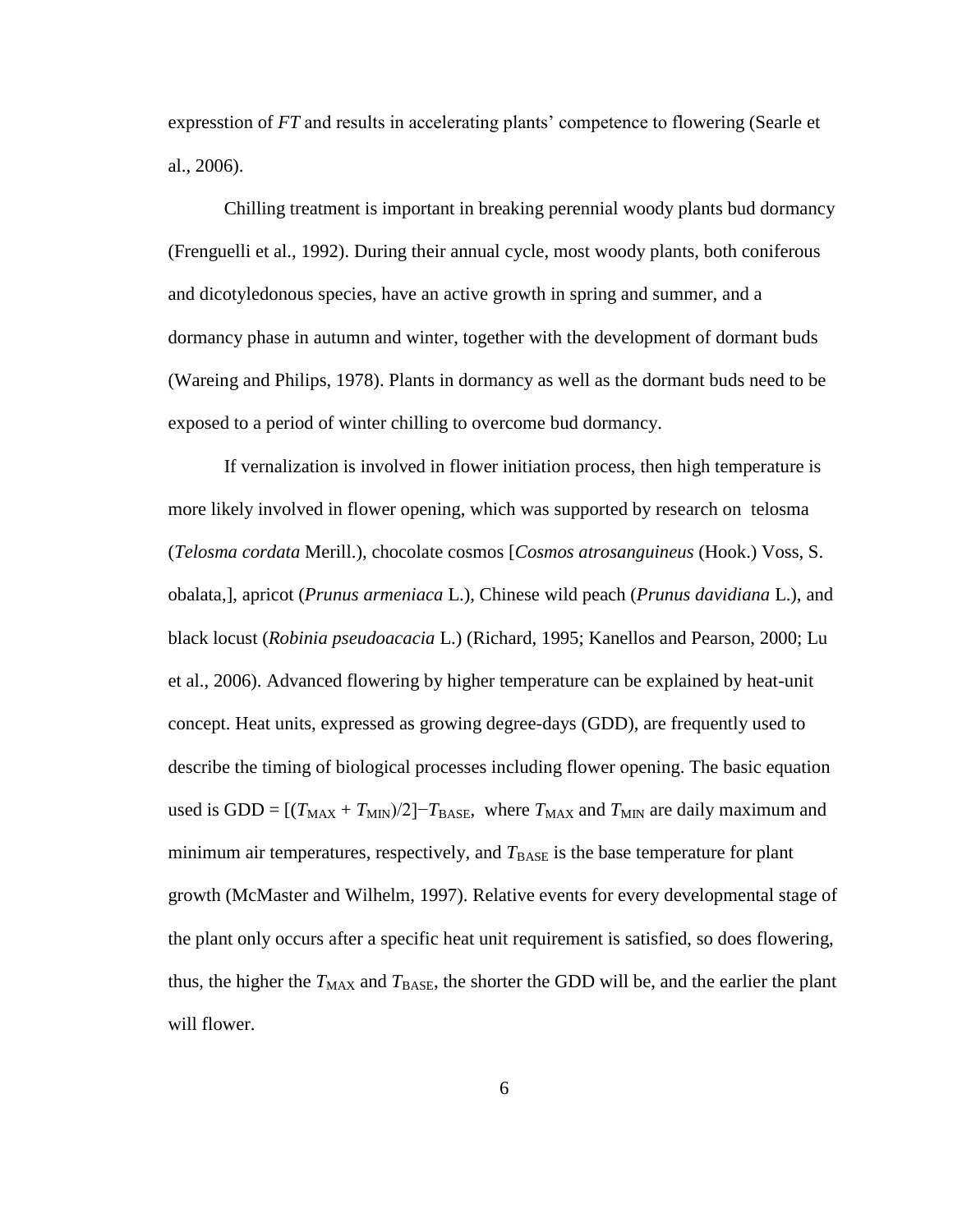expresstion of *FT* and results in accelerating plants' competence to flowering (Searle et al., 2006).

Chilling treatment is important in breaking perennial woody plants bud dormancy (Frenguelli et al., 1992). During their annual cycle, most woody plants, both coniferous and dicotyledonous species, have an active growth in spring and summer, and a dormancy phase in autumn and winter, together with the development of dormant buds (Wareing and Philips, 1978). Plants in dormancy as well as the dormant buds need to be exposed to a period of winter chilling to overcome bud dormancy.

If vernalization is involved in flower initiation process, then high temperature is more likely involved in flower opening, which was supported by research on telosma (*Telosma cordata* Merill.), chocolate cosmos [*Cosmos atrosanguineus* (Hook.) Voss, S. obalata,], apricot (*Prunus armeniaca* L.), Chinese wild peach (*Prunus davidiana* L.), and black locust (*Robinia pseudoacacia* L.) (Richard, 1995; Kanellos and Pearson, 2000; Lu et al., 2006). Advanced flowering by higher temperature can be explained by heat-unit concept. Heat units, expressed as growing degree-days (GDD), are frequently used to describe the timing of biological processes including flower opening. The basic equation used is $GDD = [(T_{MAX} + T_{MIN})/2] - T_{BASE}$, where $T_{MAX}$ and $T_{MIN}$ are daily maximum and minimum air temperatures, respectively, and $T_{BASE}$ is the base temperature for plant growth (McMaster and Wilhelm, 1997). Relative events for every developmental stage of the plant only occurs after a specific heat unit requirement is satisfied, so does flowering, thus, the higher the $T_{MAX}$ and $T_{BASE}$, the shorter the GDD will be, and the earlier the plant will flower.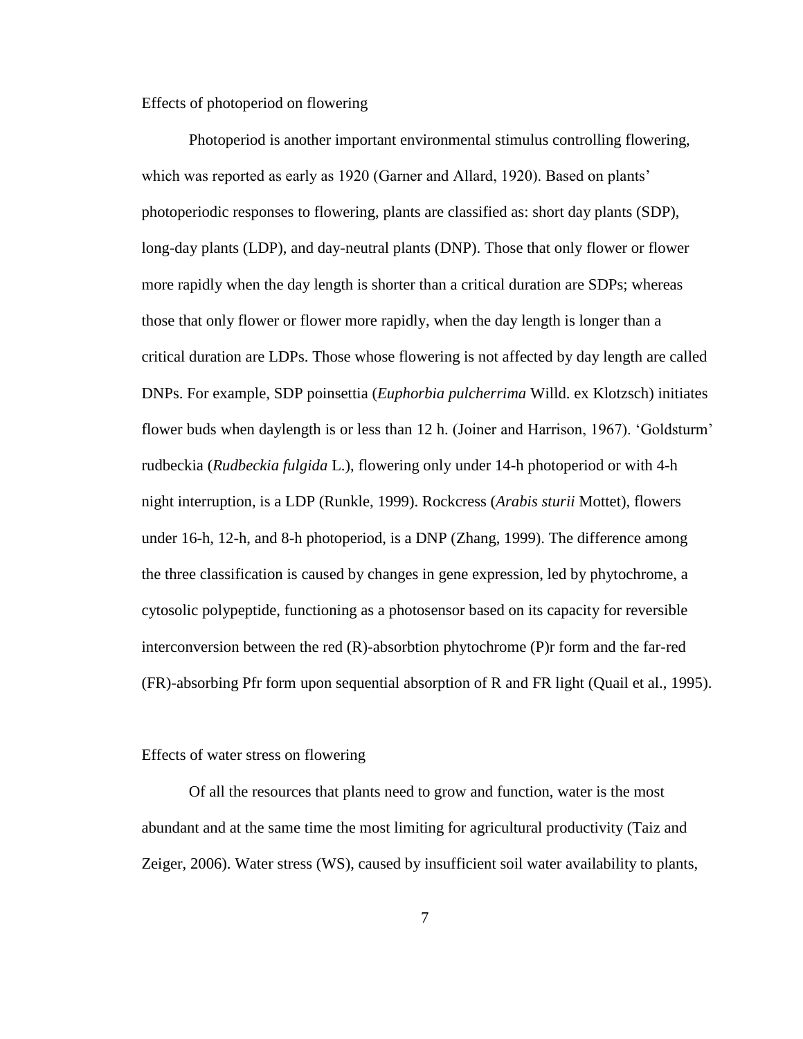## Effects of photoperiod on flowering

Photoperiod is another important environmental stimulus controlling flowering, which was reported as early as 1920 (Garner and Allard, 1920). Based on plants' photoperiodic responses to flowering, plants are classified as: short day plants (SDP), long-day plants (LDP), and day-neutral plants (DNP). Those that only flower or flower more rapidly when the day length is shorter than a critical duration are SDPs; whereas those that only flower or flower more rapidly, when the day length is longer than a critical duration are LDPs. Those whose flowering is not affected by day length are called DNPs. For example, SDP poinsettia (*Euphorbia pulcherrima* Willd. ex Klotzsch) initiates flower buds when daylength is or less than 12 h. (Joiner and Harrison, 1967). 'Goldsturm' rudbeckia (*Rudbeckia fulgida* L.), flowering only under 14-h photoperiod or with 4-h night interruption, is a LDP (Runkle, 1999). Rockcress (*Arabis sturii* Mottet), flowers under 16-h, 12-h, and 8-h photoperiod, is a DNP (Zhang, 1999). The difference among the three classification is caused by changes in gene expression, led by phytochrome, a cytosolic polypeptide, functioning as a photosensor based on its capacity for reversible interconversion between the red (R)-absorbtion phytochrome (P)r form and the far-red (FR)-absorbing Pfr form upon sequential absorption of R and FR light (Quail et al., 1995).

## Effects of water stress on flowering

Of all the resources that plants need to grow and function, water is the most abundant and at the same time the most limiting for agricultural productivity (Taiz and Zeiger, 2006). Water stress (WS), caused by insufficient soil water availability to plants,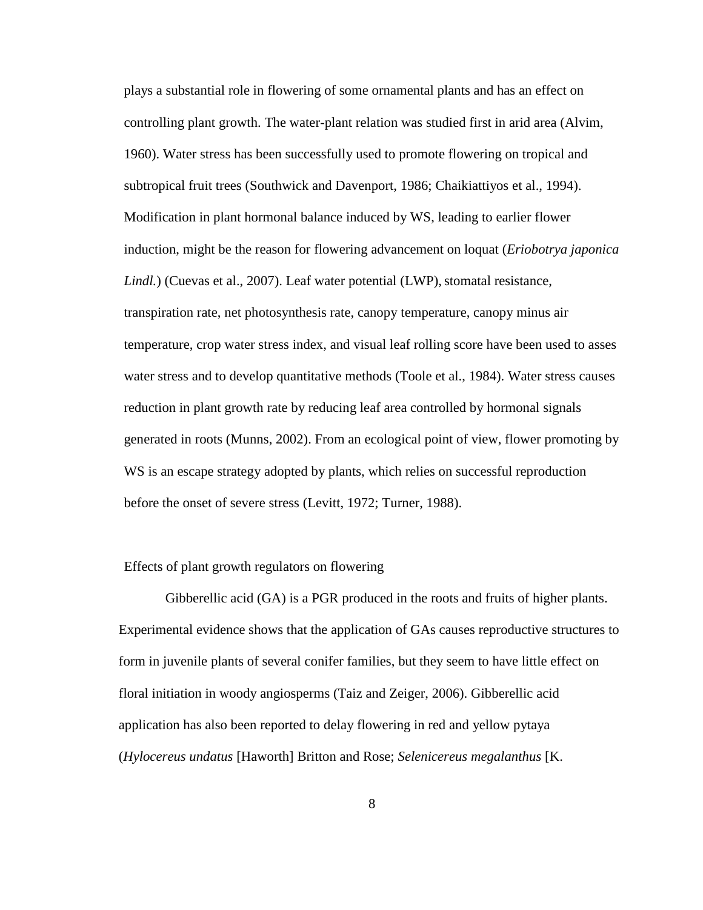plays a substantial role in flowering of some ornamental plants and has an effect on controlling plant growth. The water-plant relation was studied first in arid area (Alvim, 1960). Water stress has been successfully used to promote flowering on tropical and subtropical fruit trees (Southwick and Davenport, 1986; Chaikiattiyos et al., 1994). Modification in plant hormonal balance induced by WS, leading to earlier flower induction, might be the reason for flowering advancement on loquat (*Eriobotrya japonica Lindl.*) (Cuevas et al., 2007). Leaf water potential (LWP), stomatal resistance, transpiration rate, net photosynthesis rate, canopy temperature, canopy minus air temperature, crop water stress index, and visual leaf rolling score have been used to asses water stress and to develop quantitative methods (Toole et al., 1984). Water stress causes reduction in plant growth rate by reducing leaf area controlled by hormonal signals generated in roots (Munns, 2002). From an ecological point of view, flower promoting by WS is an escape strategy adopted by plants, which relies on successful reproduction before the onset of severe stress (Levitt, 1972; Turner, 1988).

## Effects of plant growth regulators on flowering

Gibberellic acid (GA) is a PGR produced in the roots and fruits of higher plants. Experimental evidence shows that the application of GAs causes reproductive structures to form in juvenile plants of several conifer families, but they seem to have little effect on floral initiation in woody angiosperms (Taiz and Zeiger, 2006). Gibberellic acid application has also been reported to delay flowering in red and yellow pytaya (*Hylocereus undatus* [Haworth] Britton and Rose; *Selenicereus megalanthus* [K.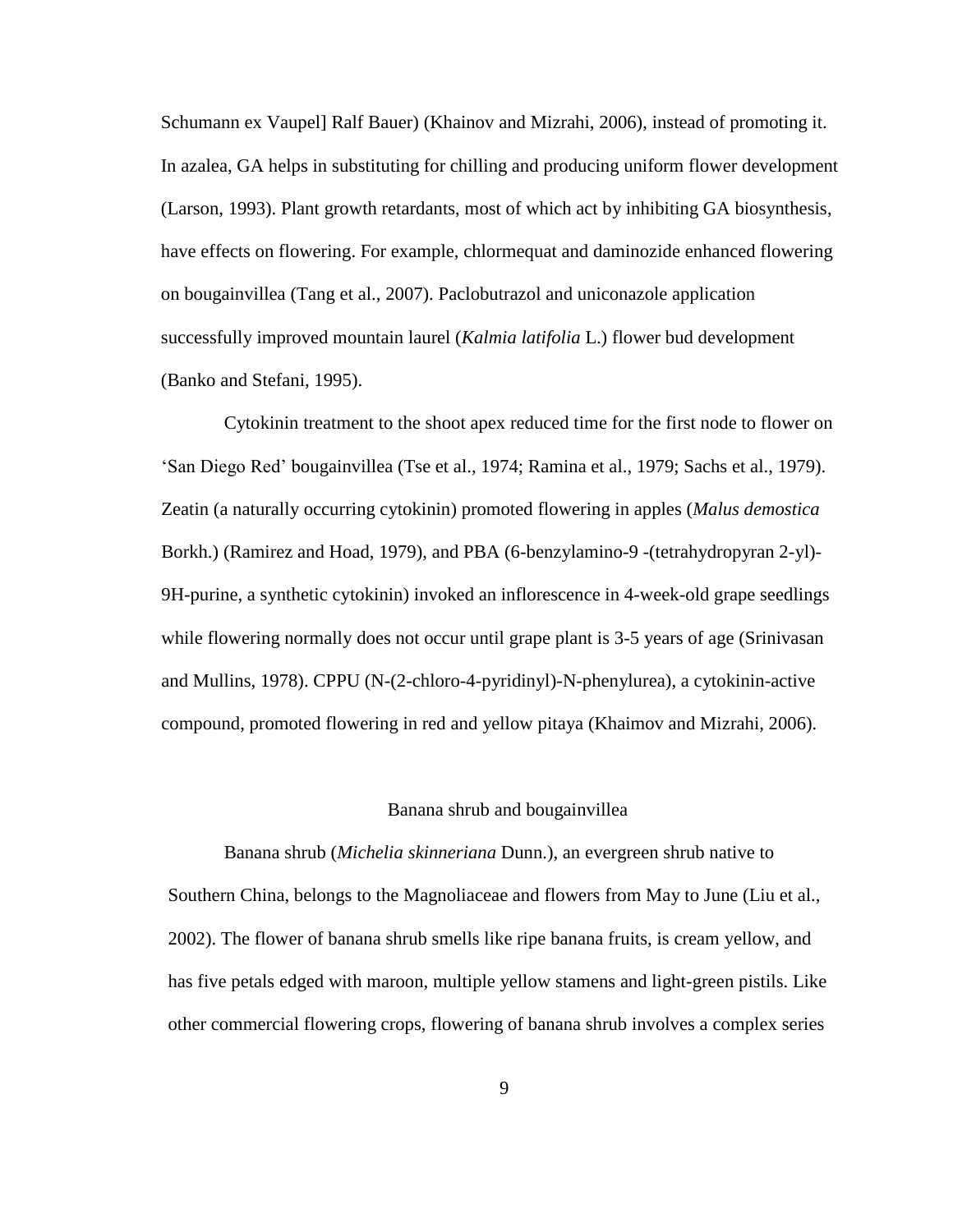Schumann ex Vaupel] Ralf Bauer) (Khainov and Mizrahi, 2006), instead of promoting it. In azalea, GA helps in substituting for chilling and producing uniform flower development (Larson, 1993). Plant growth retardants, most of which act by inhibiting GA biosynthesis, have effects on flowering. For example, chlormequat and daminozide enhanced flowering on bougainvillea (Tang et al., 2007). Paclobutrazol and uniconazole application successfully improved mountain laurel (*Kalmia latifolia* L.) flower bud development (Banko and Stefani, 1995).

Cytokinin treatment to the shoot apex reduced time for the first node to flower on 'San Diego Red' bougainvillea (Tse et al., 1974; Ramina et al., 1979; Sachs et al., 1979). Zeatin (a naturally occurring cytokinin) promoted flowering in apples (*Malus demostica* Borkh.) (Ramirez and Hoad, 1979), and PBA (6-benzylamino-9 -(tetrahydropyran 2-yl)-9H-purine, a synthetic cytokinin) invoked an inflorescence in 4-week-old grape seedlings while flowering normally does not occur until grape plant is 3-5 years of age (Srinivasan and Mullins, 1978). CPPU (N-(2-chloro-4-pyridinyl)-N-phenylurea), a cytokinin-active compound, promoted flowering in red and yellow pitaya (Khaimov and Mizrahi, 2006).

## Banana shrub and bougainvillea

Banana shrub (*Michelia skinneriana* Dunn.), an evergreen shrub native to Southern China, belongs to the Magnoliaceae and flowers from May to June (Liu et al., 2002). The flower of banana shrub smells like ripe banana fruits, is cream yellow, and has five petals edged with maroon, multiple yellow stamens and light-green pistils. Like other commercial flowering crops, flowering of banana shrub involves a complex series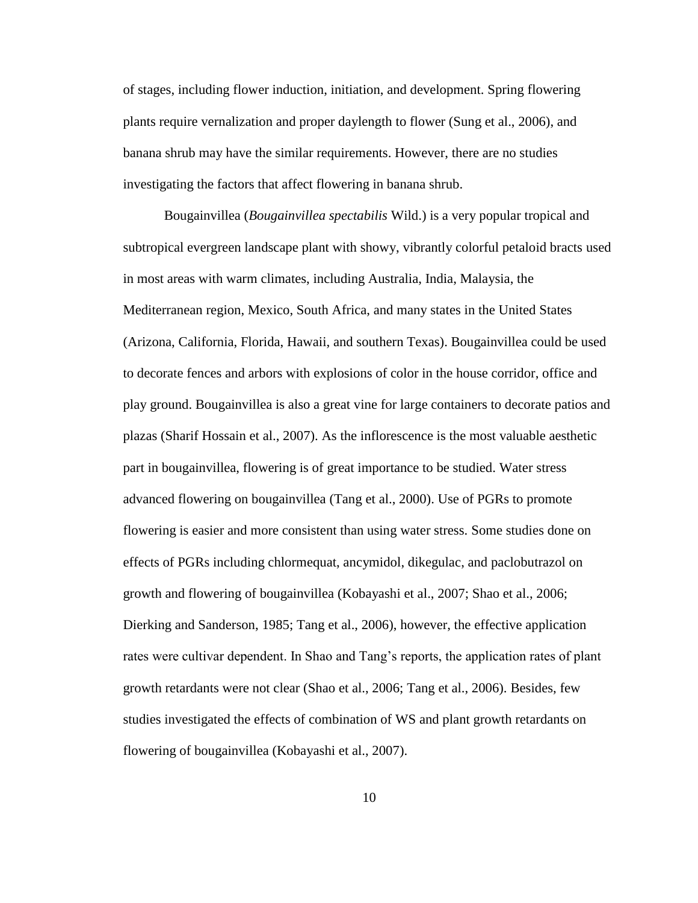of stages, including flower induction, initiation, and development. Spring flowering plants require vernalization and proper daylength to flower (Sung et al., 2006), and banana shrub may have the similar requirements. However, there are no studies investigating the factors that affect flowering in banana shrub.

Bougainvillea (*Bougainvillea spectabilis* Wild.) is a very popular tropical and subtropical evergreen landscape plant with showy, vibrantly colorful petaloid bracts used in most areas with warm climates, including Australia, India, Malaysia, the Mediterranean region, Mexico, South Africa, and many states in the United States (Arizona, California, Florida, Hawaii, and southern Texas). Bougainvillea could be used to decorate fences and arbors with explosions of color in the house corridor, office and play ground. Bougainvillea is also a great vine for large containers to decorate patios and plazas (Sharif Hossain et al., 2007). As the inflorescence is the most valuable aesthetic part in bougainvillea, flowering is of great importance to be studied. Water stress advanced flowering on bougainvillea (Tang et al., 2000). Use of PGRs to promote flowering is easier and more consistent than using water stress. Some studies done on effects of PGRs including chlormequat, ancymidol, dikegulac, and paclobutrazol on growth and flowering of bougainvillea (Kobayashi et al., 2007; Shao et al., 2006; Dierking and Sanderson, 1985; Tang et al., 2006), however, the effective application rates were cultivar dependent. In Shao and Tang's reports, the application rates of plant growth retardants were not clear (Shao et al., 2006; Tang et al., 2006). Besides, few studies investigated the effects of combination of WS and plant growth retardants on flowering of bougainvillea (Kobayashi et al., 2007).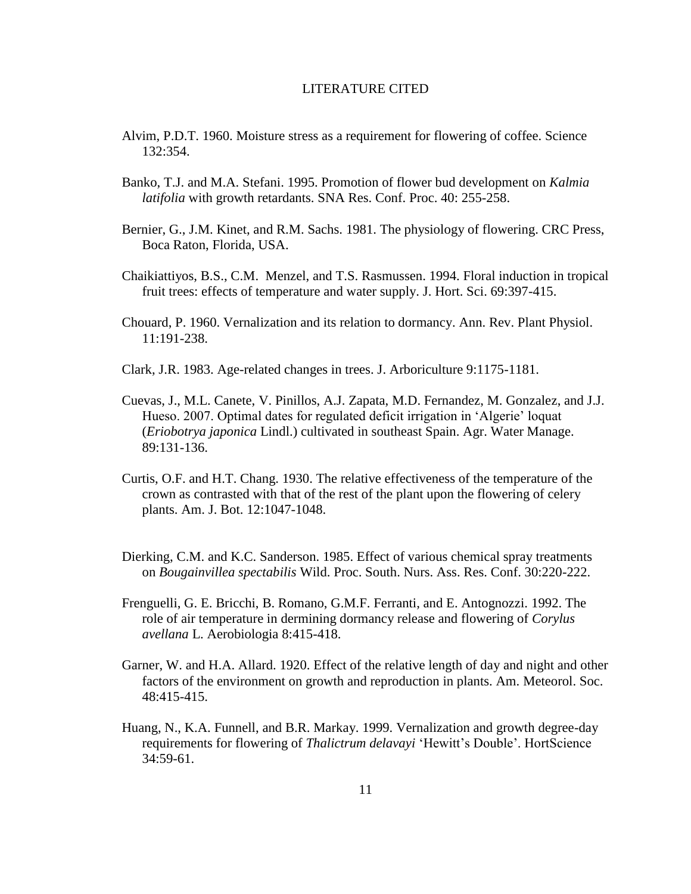# LITERATURE CITED

Alvim, P.D.T. 1960. Moisture stress as a requirement for flowering of coffee. Science 132:354.

Banko, T.J. and M.A. Stefani. 1995. Promotion of flower bud development on *Kalmia latifolia* with growth retardants. SNA Res. Conf. Proc. 40: 255-258.

Bernier, G., J.M. Kinet, and R.M. Sachs. 1981. The physiology of flowering. CRC Press, Boca Raton, Florida, USA.

Chaikiattiyos, B.S., C.M. Menzel, and T.S. Rasmussen. 1994. Floral induction in tropical fruit trees: effects of temperature and water supply. J. Hort. Sci. 69:397-415.

Chouard, P. 1960. Vernalization and its relation to dormancy. Ann. Rev. Plant Physiol. 11:191-238.

Clark, J.R. 1983. Age-related changes in trees. J. Arboriculture 9:1175-1181.

Cuevas, J., M.L. Canete, V. Pinillos, A.J. Zapata, M.D. Fernandez, M. Gonzalez, and J.J. Hueso. 2007. Optimal dates for regulated deficit irrigation in 'Algerie' loquat (*Eriobotrya japonica* Lindl.) cultivated in southeast Spain. Agr. Water Manage. 89:131-136.

Curtis, O.F. and H.T. Chang. 1930. The relative effectiveness of the temperature of the crown as contrasted with that of the rest of the plant upon the flowering of celery plants. Am. J. Bot. 12:1047-1048.

Dierking, C.M. and K.C. Sanderson. 1985. Effect of various chemical spray treatments on *Bougainvillea spectabilis* Wild. Proc. South. Nurs. Ass. Res. Conf. 30:220-222.

Frenguelli, G. E. Bricchi, B. Romano, G.M.F. Ferranti, and E. Antognozzi. 1992. The role of air temperature in dermining dormancy release and flowering of *Corylus avellana* L. Aerobiologia 8:415-418.

Garner, W. and H.A. Allard. 1920. Effect of the relative length of day and night and other factors of the environment on growth and reproduction in plants. Am. Meteorol. Soc. 48:415-415.

Huang, N., K.A. Funnell, and B.R. Markay. 1999. Vernalization and growth degree-day requirements for flowering of *Thalictrum delavayi* 'Hewitt's Double'. HortScience 34:59-61.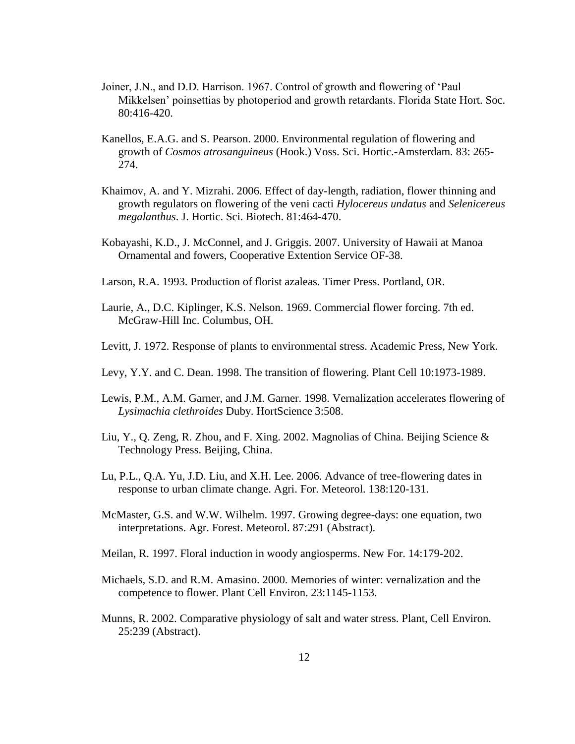Joiner, J.N., and D.D. Harrison. 1967. Control of growth and flowering of 'Paul Mikkelsen' poinsettias by photoperiod and growth retardants. Florida State Hort. Soc. 80:416-420.

Kanellos, E.A.G. and S. Pearson. 2000. Environmental regulation of flowering and growth of *Cosmos atrosanguineus* (Hook.) Voss. Sci. Hortic.-Amsterdam. 83: 265-274.

Khaimov, A. and Y. Mizrahi. 2006. Effect of day-length, radiation, flower thinning and growth regulators on flowering of the veni cacti *Hylocereus undatus* and *Selenicereus megalanthus*. J. Hortic. Sci. Biotech. 81:464-470.

Kobayashi, K.D., J. McConnel, and J. Griggis. 2007. University of Hawaii at Manoa Ornamental and fowers, Cooperative Extention Service OF-38.

Larson, R.A. 1993. Production of florist azaleas. Timer Press. Portland, OR.

Laurie, A., D.C. Kiplinger, K.S. Nelson. 1969. Commercial flower forcing. 7th ed. McGraw-Hill Inc. Columbus, OH.

Levitt, J. 1972. Response of plants to environmental stress. Academic Press, New York.

Levy, Y.Y. and C. Dean. 1998. The transition of flowering. Plant Cell 10:1973-1989.

Lewis, P.M., A.M. Garner, and J.M. Garner. 1998. Vernalization accelerates flowering of *Lysimachia clethroides* Duby. HortScience 3:508.

Liu, Y., Q. Zeng, R. Zhou, and F. Xing. 2002. Magnolias of China. Beijing Science & Technology Press. Beijing, China.

Lu, P.L., Q.A. Yu, J.D. Liu, and X.H. Lee. 2006. Advance of tree-flowering dates in response to urban climate change. Agri. For. Meteorol. 138:120-131.

McMaster, G.S. and W.W. Wilhelm. 1997. Growing degree-days: one equation, two interpretations. Agr. Forest. Meteorol. 87:291 (Abstract).

Meilan, R. 1997. Floral induction in woody angiosperms. New For. 14:179-202.

Michaels, S.D. and R.M. Amasino. 2000. Memories of winter: vernalization and the competence to flower. Plant Cell Environ. 23:1145-1153.

Munns, R. 2002. Comparative physiology of salt and water stress. Plant, Cell Environ. 25:239 (Abstract).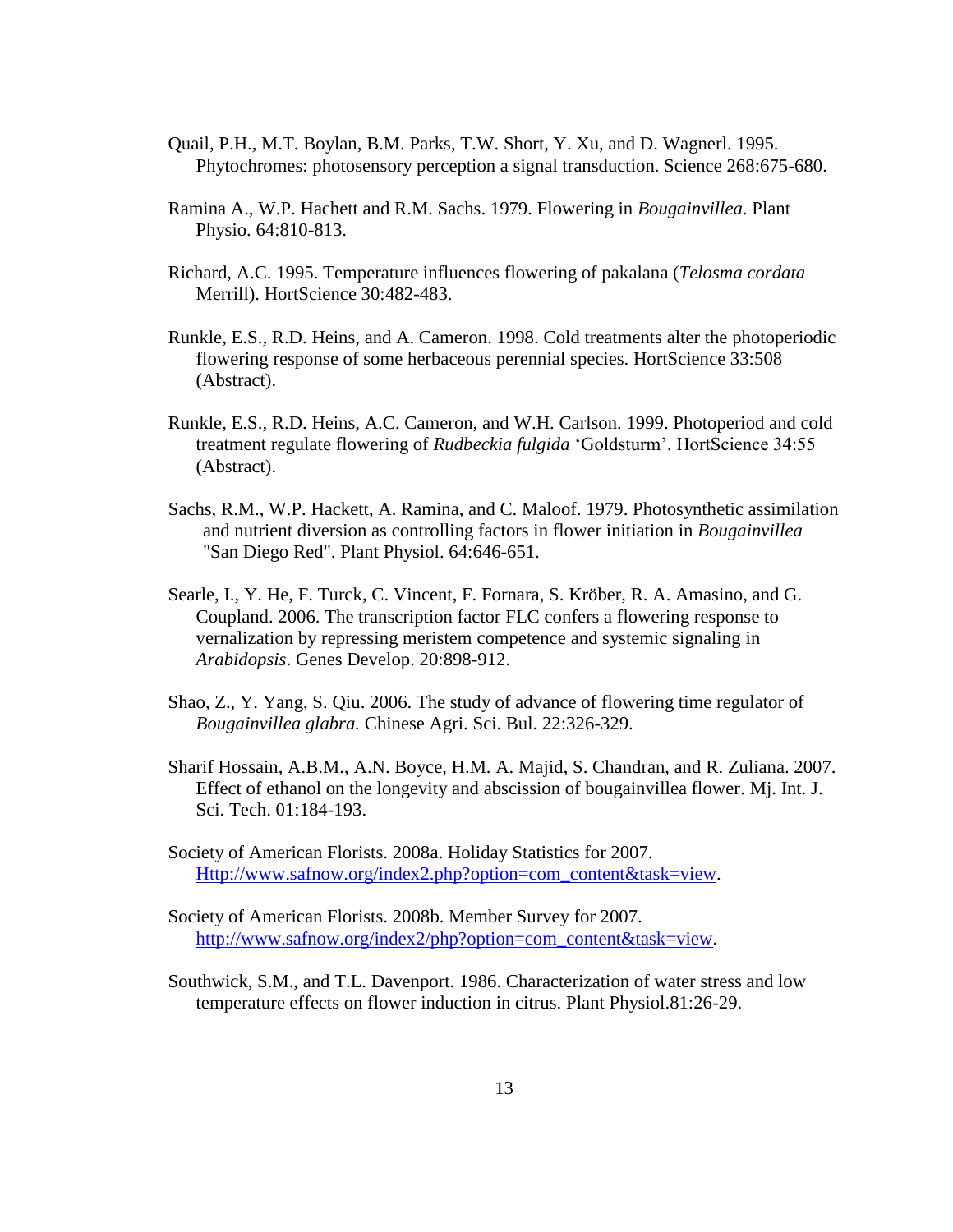Quail, P.H., M.T. Boylan, B.M. Parks, T.W. Short, Y. Xu, and D. Wagnerl. 1995. Phytochromes: photosensory perception a signal transduction. Science 268:675-680.

Ramina A., W.P. Hachett and R.M. Sachs. 1979. Flowering in *Bougainvillea*. Plant Physio. 64:810-813.

Richard, A.C. 1995. Temperature influences flowering of pakalana (*Telosma cordata* Merrill). HortScience 30:482-483.

Runkle, E.S., R.D. Heins, and A. Cameron. 1998. Cold treatments alter the photoperiodic flowering response of some herbaceous perennial species. HortScience 33:508 (Abstract).

Runkle, E.S., R.D. Heins, A.C. Cameron, and W.H. Carlson. 1999. Photoperiod and cold treatment regulate flowering of *Rudbeckia fulgida* 'Goldsturm'. HortScience 34:55 (Abstract).

Sachs, R.M., W.P. Hackett, A. Ramina, and C. Maloof. 1979. Photosynthetic assimilation and nutrient diversion as controlling factors in flower initiation in *Bougainvillea* "San Diego Red". Plant Physiol. 64:646-651.

Searle, I., Y. He, F. Turck, C. Vincent, F. Fornara, S. Kröber, R. A. Amasino, and G. Coupland. 2006. The transcription factor FLC confers a flowering response to vernalization by repressing meristem competence and systemic signaling in *Arabidopsis*. Genes Develop. 20:898-912.

Shao, Z., Y. Yang, S. Qiu. 2006. The study of advance of flowering time regulator of *Bougainvillea glabra.* Chinese Agri. Sci. Bul. 22:326-329.

Sharif Hossain, A.B.M., A.N. Boyce, H.M. A. Majid, S. Chandran, and R. Zuliana. 2007. Effect of ethanol on the longevity and abscission of bougainvillea flower. Mj. Int. J. Sci. Tech. 01:184-193.

Society of American Florists. 2008a. Holiday Statistics for 2007. Http://www.safnow.org/index2.php?option=com_content&task=view.

Society of American Florists. 2008b. Member Survey for 2007. http://www.safnow.org/index2/php?option=com_content&task=view.

Southwick, S.M., and T.L. Davenport. 1986. Characterization of water stress and low temperature effects on flower induction in citrus. Plant Physiol.81:26-29.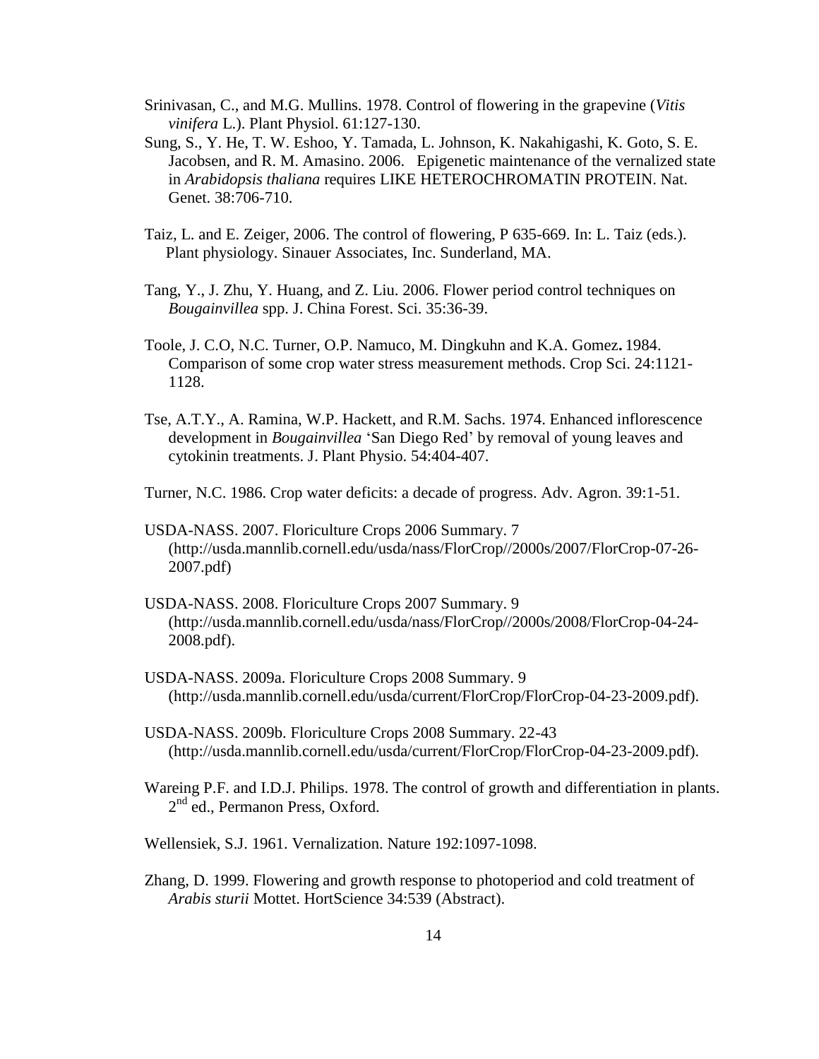Srinivasan, C., and M.G. Mullins. 1978. Control of flowering in the grapevine (*Vitis vinifera* L.). Plant Physiol. 61:127-130.

Sung, S., Y. He, T. W. Eshoo, Y. Tamada, L. Johnson, K. Nakahigashi, K. Goto, S. E. Jacobsen, and R. M. Amasino. 2006. Epigenetic maintenance of the vernalized state in *Arabidopsis thaliana* requires LIKE HETEROCHROMATIN PROTEIN. Nat. Genet. 38:706-710.

Taiz, L. and E. Zeiger, 2006. The control of flowering, P 635-669. In: L. Taiz (eds.). Plant physiology. Sinauer Associates, Inc. Sunderland, MA.

Tang, Y., J. Zhu, Y. Huang, and Z. Liu. 2006. Flower period control techniques on *Bougainvillea* spp. J. China Forest. Sci. 35:36-39.

Toole, J. C.O, N.C. Turner, O.P. Namuco, M. Dingkuhn and K.A. Gomez**.** 1984. Comparison of some crop water stress measurement methods. Crop Sci. 24:1121-1128.

Tse, A.T.Y., A. Ramina, W.P. Hackett, and R.M. Sachs. 1974. Enhanced inflorescence development in *Bougainvillea* 'San Diego Red' by removal of young leaves and cytokinin treatments. J. Plant Physio. 54:404-407.

Turner, N.C. 1986. Crop water deficits: a decade of progress. Adv. Agron. 39:1-51.

USDA-NASS. 2007. Floriculture Crops 2006 Summary. 7 (http://usda.mannlib.cornell.edu/usda/nass/FlorCrop//2000s/2007/FlorCrop-07-26-2007.pdf)

USDA-NASS. 2008. Floriculture Crops 2007 Summary. 9 (http://usda.mannlib.cornell.edu/usda/nass/FlorCrop//2000s/2008/FlorCrop-04-24-2008.pdf).

USDA-NASS. 2009a. Floriculture Crops 2008 Summary. 9 (http://usda.mannlib.cornell.edu/usda/current/FlorCrop/FlorCrop-04-23-2009.pdf).

USDA-NASS. 2009b. Floriculture Crops 2008 Summary. 22-43 (http://usda.mannlib.cornell.edu/usda/current/FlorCrop/FlorCrop-04-23-2009.pdf).

Wareing P.F. and I.D.J. Philips. 1978. The control of growth and differentiation in plants. 2nd ed., Permanon Press, Oxford.

Wellensiek, S.J. 1961. Vernalization. Nature 192:1097-1098.

Zhang, D. 1999. Flowering and growth response to photoperiod and cold treatment of *Arabis sturii* Mottet. HortScience 34:539 (Abstract).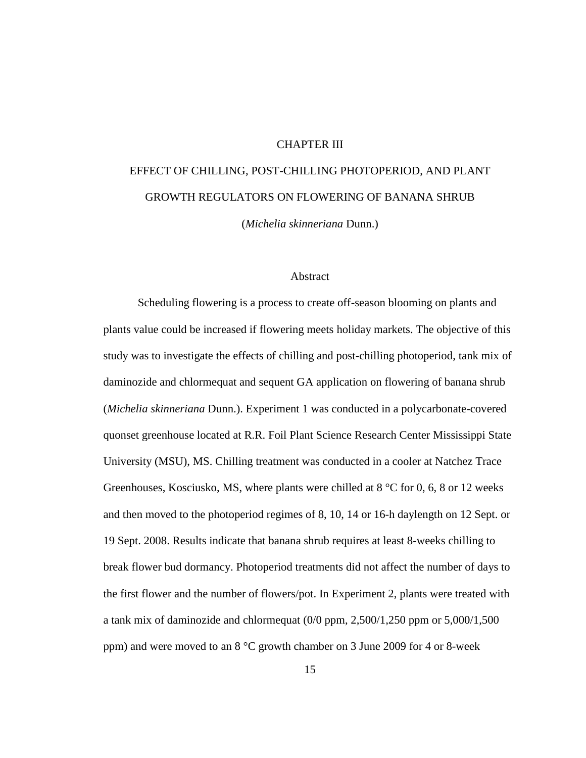# CHAPTER III

# EFFECT OF CHILLING, POST-CHILLING PHOTOPERIOD, AND PLANT GROWTH REGULATORS ON FLOWERING OF BANANA SHRUB

# (*Michelia skinneriana* Dunn.)

## Abstract

Scheduling flowering is a process to create off-season blooming on plants and plants value could be increased if flowering meets holiday markets. The objective of this study was to investigate the effects of chilling and post-chilling photoperiod, tank mix of daminozide and chlormequat and sequent GA application on flowering of banana shrub (*Michelia skinneriana* Dunn.). Experiment 1 was conducted in a polycarbonate-covered quonset greenhouse located at R.R. Foil Plant Science Research Center Mississippi State University (MSU), MS. Chilling treatment was conducted in a cooler at Natchez Trace Greenhouses, Kosciusko, MS, where plants were chilled at 8 °C for 0, 6, 8 or 12 weeks and then moved to the photoperiod regimes of 8, 10, 14 or 16-h daylength on 12 Sept. or 19 Sept. 2008. Results indicate that banana shrub requires at least 8-weeks chilling to break flower bud dormancy. Photoperiod treatments did not affect the number of days to the first flower and the number of flowers/pot. In Experiment 2, plants were treated with a tank mix of daminozide and chlormequat (0/0 ppm, 2,500/1,250 ppm or 5,000/1,500 ppm) and were moved to an 8 °C growth chamber on 3 June 2009 for 4 or 8-week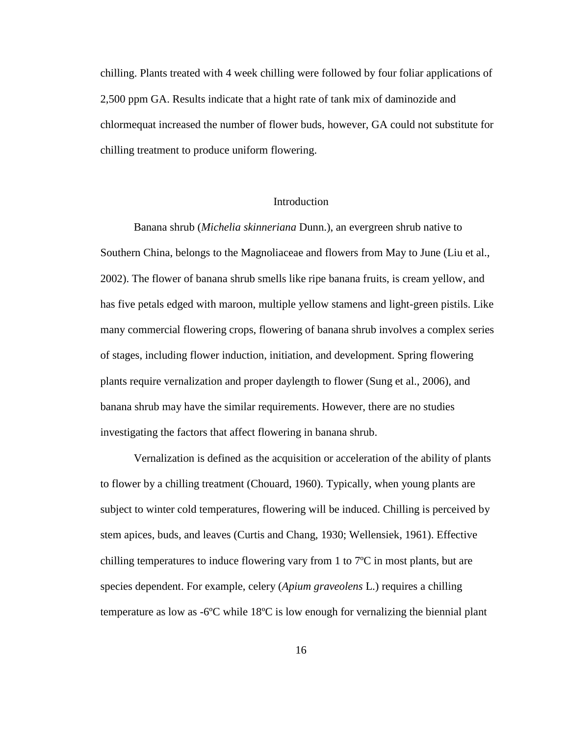chilling. Plants treated with 4 week chilling were followed by four foliar applications of 2,500 ppm GA. Results indicate that a hight rate of tank mix of daminozide and chlormequat increased the number of flower buds, however, GA could not substitute for chilling treatment to produce uniform flowering.

## Introduction

Banana shrub (*Michelia skinneriana* Dunn.), an evergreen shrub native to Southern China, belongs to the Magnoliaceae and flowers from May to June (Liu et al., 2002). The flower of banana shrub smells like ripe banana fruits, is cream yellow, and has five petals edged with maroon, multiple yellow stamens and light-green pistils. Like many commercial flowering crops, flowering of banana shrub involves a complex series of stages, including flower induction, initiation, and development. Spring flowering plants require vernalization and proper daylength to flower (Sung et al., 2006), and banana shrub may have the similar requirements. However, there are no studies investigating the factors that affect flowering in banana shrub.

Vernalization is defined as the acquisition or acceleration of the ability of plants to flower by a chilling treatment (Chouard, 1960). Typically, when young plants are subject to winter cold temperatures, flowering will be induced. Chilling is perceived by stem apices, buds, and leaves (Curtis and Chang, 1930; Wellensiek, 1961). Effective chilling temperatures to induce flowering vary from 1 to 7ºC in most plants, but are species dependent. For example, celery (*Apium graveolens* L.) requires a chilling temperature as low as -6ºC while 18ºC is low enough for vernalizing the biennial plant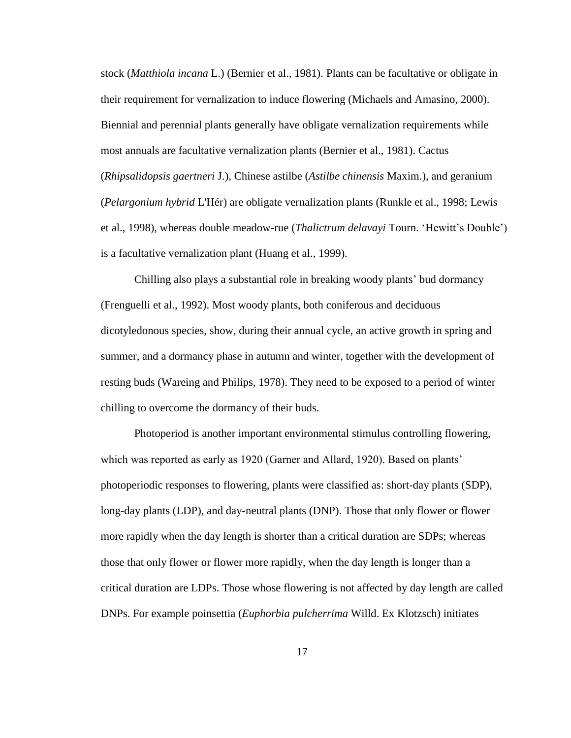stock (*Matthiola incana* L.) (Bernier et al., 1981). Plants can be facultative or obligate in their requirement for vernalization to induce flowering (Michaels and Amasino, 2000). Biennial and perennial plants generally have obligate vernalization requirements while most annuals are facultative vernalization plants (Bernier et al., 1981). Cactus (*Rhipsalidopsis gaertneri* J.), Chinese astilbe (*Astilbe chinensis* Maxim.), and geranium (*Pelargonium hybrid* L'Hér) are obligate vernalization plants (Runkle et al., 1998; Lewis et al., 1998), whereas double meadow-rue (*Thalictrum delavayi* Tourn. 'Hewitt's Double') is a facultative vernalization plant (Huang et al., 1999).

Chilling also plays a substantial role in breaking woody plants' bud dormancy (Frenguelli et al., 1992). Most woody plants, both coniferous and deciduous dicotyledonous species, show, during their annual cycle, an active growth in spring and summer, and a dormancy phase in autumn and winter, together with the development of resting buds (Wareing and Philips, 1978). They need to be exposed to a period of winter chilling to overcome the dormancy of their buds.

Photoperiod is another important environmental stimulus controlling flowering, which was reported as early as 1920 (Garner and Allard, 1920). Based on plants' photoperiodic responses to flowering, plants were classified as: short-day plants (SDP), long-day plants (LDP), and day-neutral plants (DNP). Those that only flower or flower more rapidly when the day length is shorter than a critical duration are SDPs; whereas those that only flower or flower more rapidly, when the day length is longer than a critical duration are LDPs. Those whose flowering is not affected by day length are called DNPs. For example poinsettia (*Euphorbia pulcherrima* Willd. Ex Klotzsch) initiates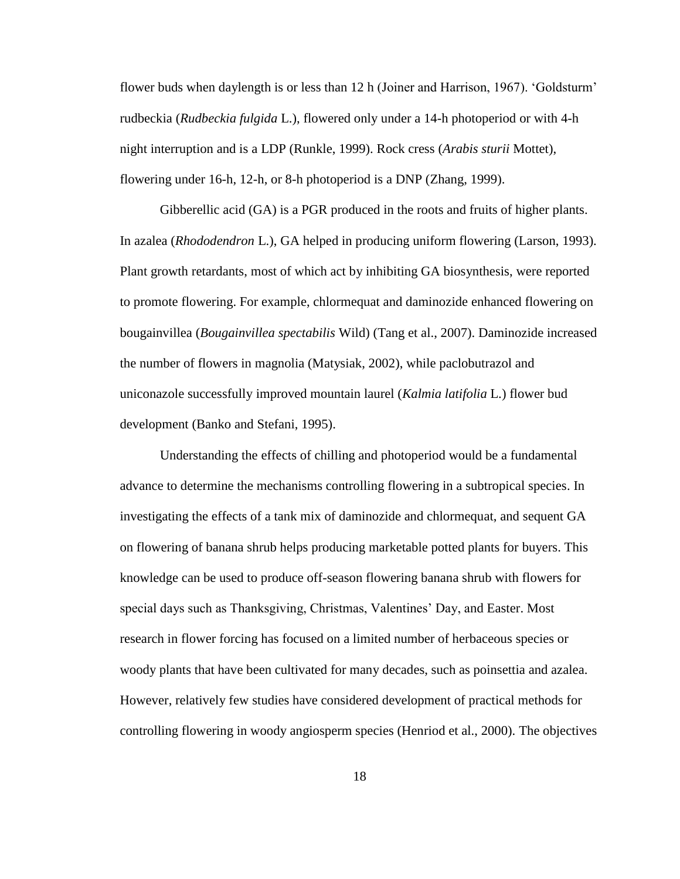flower buds when daylength is or less than 12 h (Joiner and Harrison, 1967). 'Goldsturm' rudbeckia (*Rudbeckia fulgida* L.), flowered only under a 14-h photoperiod or with 4-h night interruption and is a LDP (Runkle, 1999). Rock cress (*Arabis sturii* Mottet), flowering under 16-h, 12-h, or 8-h photoperiod is a DNP (Zhang, 1999).

Gibberellic acid (GA) is a PGR produced in the roots and fruits of higher plants. In azalea (*Rhododendron* L.), GA helped in producing uniform flowering (Larson, 1993). Plant growth retardants, most of which act by inhibiting GA biosynthesis, were reported to promote flowering. For example, chlormequat and daminozide enhanced flowering on bougainvillea (*Bougainvillea spectabilis* Wild) (Tang et al., 2007). Daminozide increased the number of flowers in magnolia (Matysiak, 2002), while paclobutrazol and uniconazole successfully improved mountain laurel (*Kalmia latifolia* L.) flower bud development (Banko and Stefani, 1995).

Understanding the effects of chilling and photoperiod would be a fundamental advance to determine the mechanisms controlling flowering in a subtropical species. In investigating the effects of a tank mix of daminozide and chlormequat, and sequent GA on flowering of banana shrub helps producing marketable potted plants for buyers. This knowledge can be used to produce off-season flowering banana shrub with flowers for special days such as Thanksgiving, Christmas, Valentines' Day, and Easter. Most research in flower forcing has focused on a limited number of herbaceous species or woody plants that have been cultivated for many decades, such as poinsettia and azalea. However, relatively few studies have considered development of practical methods for controlling flowering in woody angiosperm species (Henriod et al., 2000). The objectives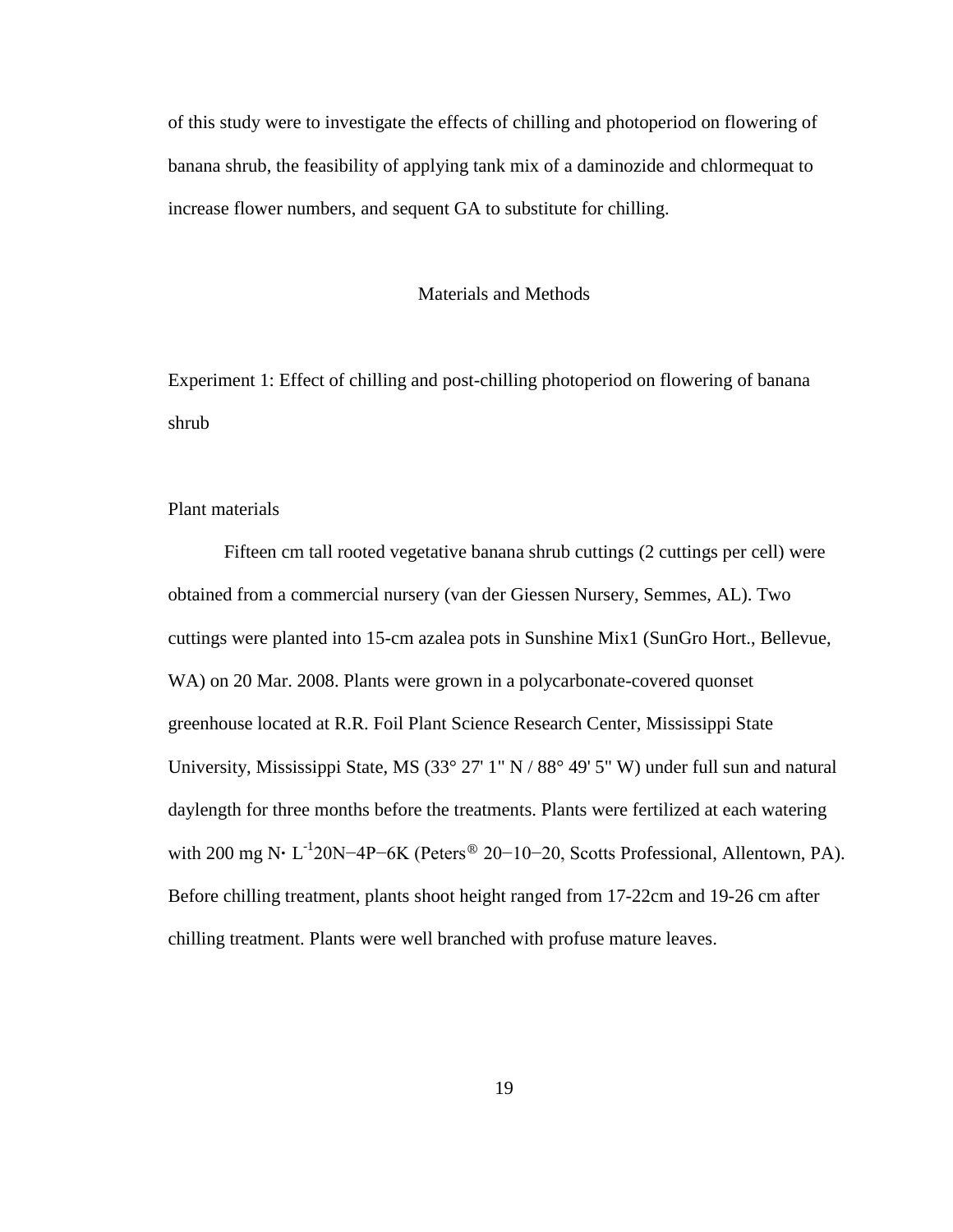of this study were to investigate the effects of chilling and photoperiod on flowering of banana shrub, the feasibility of applying tank mix of a daminozide and chlormequat to increase flower numbers, and sequent GA to substitute for chilling.

## Materials and Methods

### Experiment 1: Effect of chilling and post-chilling photoperiod on flowering of banana shrub

#### Plant materials

Fifteen cm tall rooted vegetative banana shrub cuttings (2 cuttings per cell) were obtained from a commercial nursery (van der Giessen Nursery, Semmes, AL). Two cuttings were planted into 15-cm azalea pots in Sunshine Mix1 (SunGro Hort., Bellevue, WA) on 20 Mar. 2008. Plants were grown in a polycarbonate-covered quonset greenhouse located at R.R. Foil Plant Science Research Center, Mississippi State University, Mississippi State, MS (33° 27' 1" N / 88° 49' 5" W) under full sun and natural daylength for three months before the treatments. Plants were fertilized at each watering with 200 mg N$\cdot$ $L^{-1}$20N−4P−6K (Peters® 20−10−20, Scotts Professional, Allentown, PA). Before chilling treatment, plants shoot height ranged from 17-22cm and 19-26 cm after chilling treatment. Plants were well branched with profuse mature leaves.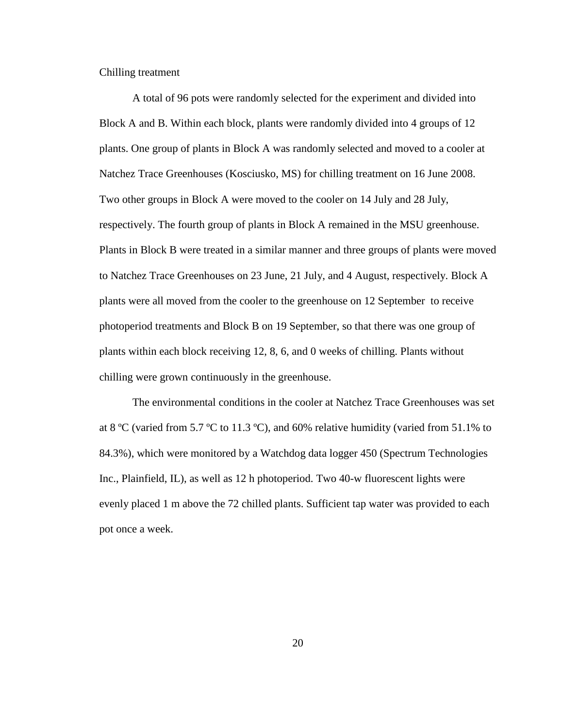## Chilling treatment

A total of 96 pots were randomly selected for the experiment and divided into Block A and B. Within each block, plants were randomly divided into 4 groups of 12 plants. One group of plants in Block A was randomly selected and moved to a cooler at Natchez Trace Greenhouses (Kosciusko, MS) for chilling treatment on 16 June 2008. Two other groups in Block A were moved to the cooler on 14 July and 28 July, respectively. The fourth group of plants in Block A remained in the MSU greenhouse. Plants in Block B were treated in a similar manner and three groups of plants were moved to Natchez Trace Greenhouses on 23 June, 21 July, and 4 August, respectively. Block A plants were all moved from the cooler to the greenhouse on 12 September to receive photoperiod treatments and Block B on 19 September, so that there was one group of plants within each block receiving 12, 8, 6, and 0 weeks of chilling. Plants without chilling were grown continuously in the greenhouse.

The environmental conditions in the cooler at Natchez Trace Greenhouses was set at 8 ºC (varied from 5.7 ºC to 11.3 ºC), and 60% relative humidity (varied from 51.1% to 84.3%), which were monitored by a Watchdog data logger 450 (Spectrum Technologies Inc., Plainfield, IL), as well as 12 h photoperiod. Two 40-w fluorescent lights were evenly placed 1 m above the 72 chilled plants. Sufficient tap water was provided to each pot once a week.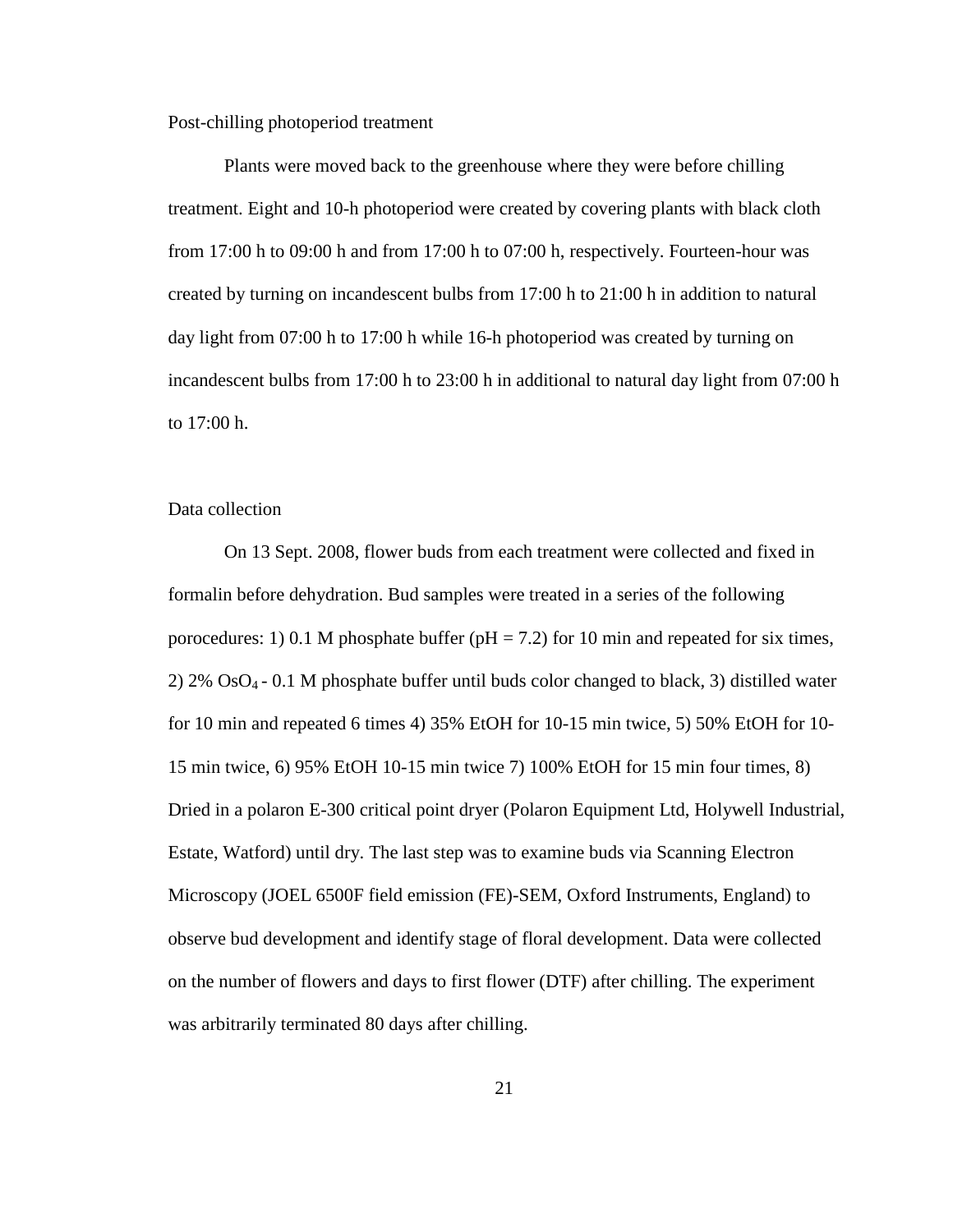Post-chilling photoperiod treatment

Plants were moved back to the greenhouse where they were before chilling treatment. Eight and 10-h photoperiod were created by covering plants with black cloth from 17:00 h to 09:00 h and from 17:00 h to 07:00 h, respectively. Fourteen-hour was created by turning on incandescent bulbs from 17:00 h to 21:00 h in addition to natural day light from 07:00 h to 17:00 h while 16-h photoperiod was created by turning on incandescent bulbs from 17:00 h to 23:00 h in additional to natural day light from 07:00 h to 17:00 h.

Data collection

On 13 Sept. 2008, flower buds from each treatment were collected and fixed in formalin before dehydration. Bud samples were treated in a series of the following porocedures: 1) 0.1 M phosphate buffer (pH = 7.2) for 10 min and repeated for six times, 2) 2% $OsO_4$ - 0.1 M phosphate buffer until buds color changed to black, 3) distilled water for 10 min and repeated 6 times 4) 35% EtOH for 10-15 min twice, 5) 50% EtOH for 10-15 min twice, 6) 95% EtOH 10-15 min twice 7) 100% EtOH for 15 min four times, 8) Dried in a polaron E-300 critical point dryer (Polaron Equipment Ltd, Holywell Industrial, Estate, Watford) until dry. The last step was to examine buds via Scanning Electron Microscopy (JOEL 6500F field emission (FE)-SEM, Oxford Instruments, England) to observe bud development and identify stage of floral development. Data were collected on the number of flowers and days to first flower (DTF) after chilling. The experiment was arbitrarily terminated 80 days after chilling.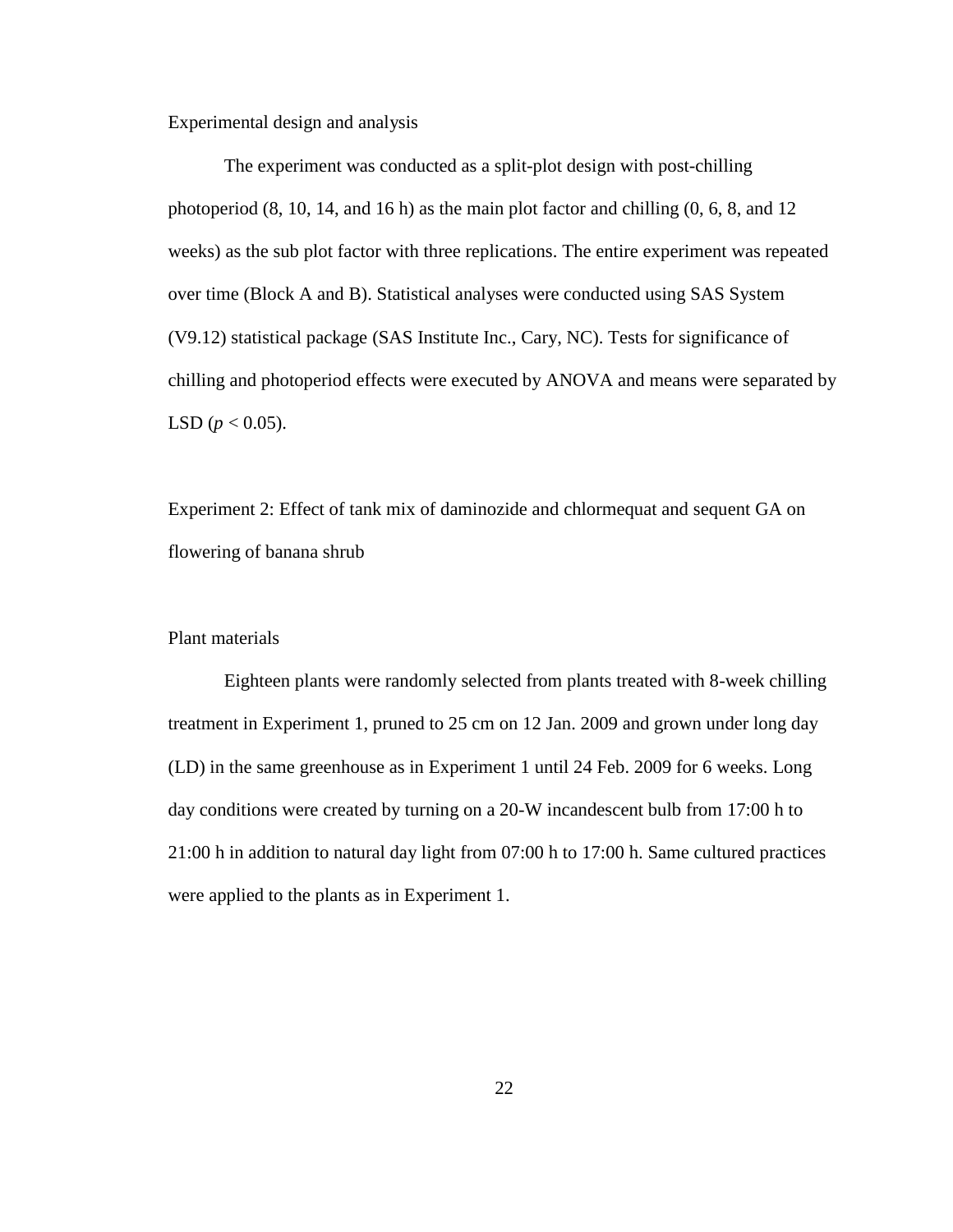### Experimental design and analysis

The experiment was conducted as a split-plot design with post-chilling photoperiod (8, 10, 14, and 16 h) as the main plot factor and chilling (0, 6, 8, and 12 weeks) as the sub plot factor with three replications. The entire experiment was repeated over time (Block A and B). Statistical analyses were conducted using SAS System (V9.12) statistical package (SAS Institute Inc., Cary, NC). Tests for significance of chilling and photoperiod effects were executed by ANOVA and means were separated by LSD ($p < 0.05$).

## Experiment 2: Effect of tank mix of daminozide and chlormequat and sequent GA on flowering of banana shrub

### Plant materials

Eighteen plants were randomly selected from plants treated with 8-week chilling treatment in Experiment 1, pruned to 25 cm on 12 Jan. 2009 and grown under long day (LD) in the same greenhouse as in Experiment 1 until 24 Feb. 2009 for 6 weeks. Long day conditions were created by turning on a 20-W incandescent bulb from 17:00 h to 21:00 h in addition to natural day light from 07:00 h to 17:00 h. Same cultured practices were applied to the plants as in Experiment 1.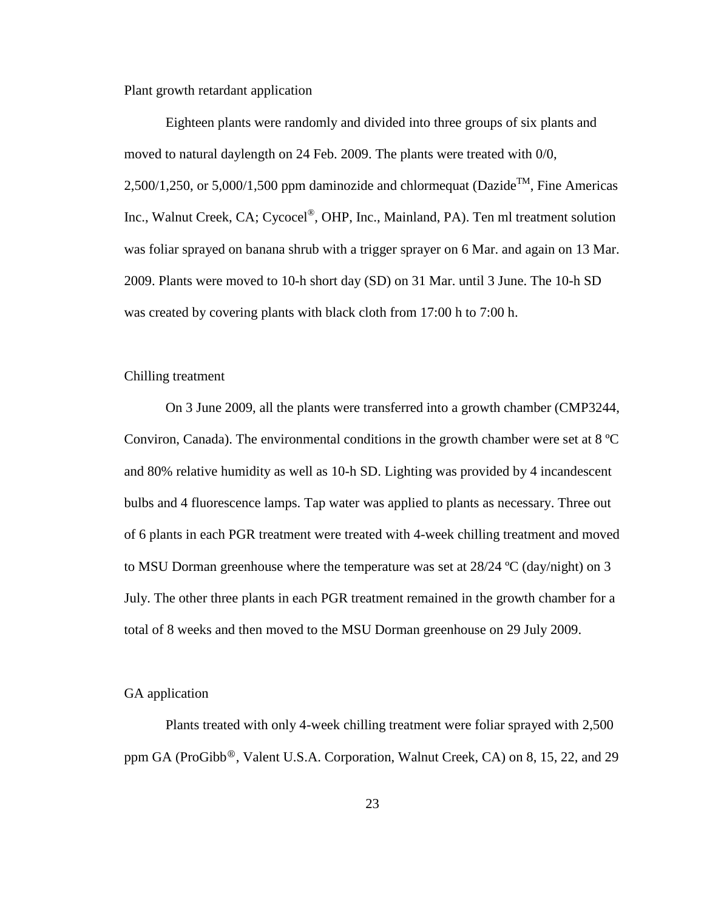### Plant growth retardant application

Eighteen plants were randomly and divided into three groups of six plants and moved to natural daylength on 24 Feb. 2009. The plants were treated with 0/0, 2,500/1,250, or 5,000/1,500 ppm daminozide and chlormequat (Dazide™, Fine Americas Inc., Walnut Creek, CA; Cycocel®, OHP, Inc., Mainland, PA). Ten ml treatment solution was foliar sprayed on banana shrub with a trigger sprayer on 6 Mar. and again on 13 Mar. 2009. Plants were moved to 10-h short day (SD) on 31 Mar. until 3 June. The 10-h SD was created by covering plants with black cloth from 17:00 h to 7:00 h.

### Chilling treatment

On 3 June 2009, all the plants were transferred into a growth chamber (CMP3244, Conviron, Canada). The environmental conditions in the growth chamber were set at 8 ºC and 80% relative humidity as well as 10-h SD. Lighting was provided by 4 incandescent bulbs and 4 fluorescence lamps. Tap water was applied to plants as necessary. Three out of 6 plants in each PGR treatment were treated with 4-week chilling treatment and moved to MSU Dorman greenhouse where the temperature was set at 28/24 ºC (day/night) on 3 July. The other three plants in each PGR treatment remained in the growth chamber for a total of 8 weeks and then moved to the MSU Dorman greenhouse on 29 July 2009.

### GA application

Plants treated with only 4-week chilling treatment were foliar sprayed with 2,500 ppm GA (ProGibb®, Valent U.S.A. Corporation, Walnut Creek, CA) on 8, 15, 22, and 29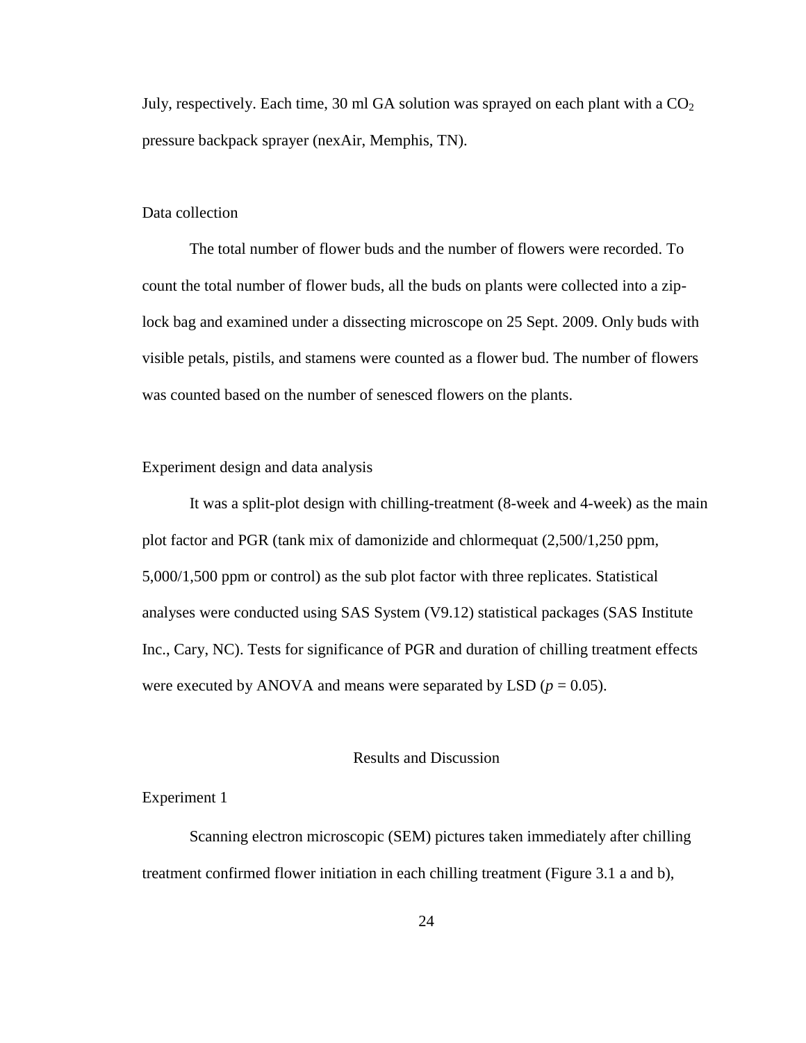July, respectively. Each time, 30 ml GA solution was sprayed on each plant with a $CO_2$ pressure backpack sprayer (nexAir, Memphis, TN).

### Data collection

The total number of flower buds and the number of flowers were recorded. To count the total number of flower buds, all the buds on plants were collected into a zip-lock bag and examined under a dissecting microscope on 25 Sept. 2009. Only buds with visible petals, pistils, and stamens were counted as a flower bud. The number of flowers was counted based on the number of senesced flowers on the plants.

### Experiment design and data analysis

It was a split-plot design with chilling-treatment (8-week and 4-week) as the main plot factor and PGR (tank mix of damonizide and chlormequat (2,500/1,250 ppm, 5,000/1,500 ppm or control) as the sub plot factor with three replicates. Statistical analyses were conducted using SAS System (V9.12) statistical packages (SAS Institute Inc., Cary, NC). Tests for significance of PGR and duration of chilling treatment effects were executed by ANOVA and means were separated by LSD ($p = 0.05$).

## Results and Discussion

### Experiment 1

Scanning electron microscopic (SEM) pictures taken immediately after chilling treatment confirmed flower initiation in each chilling treatment (Figure 3.1 a and b),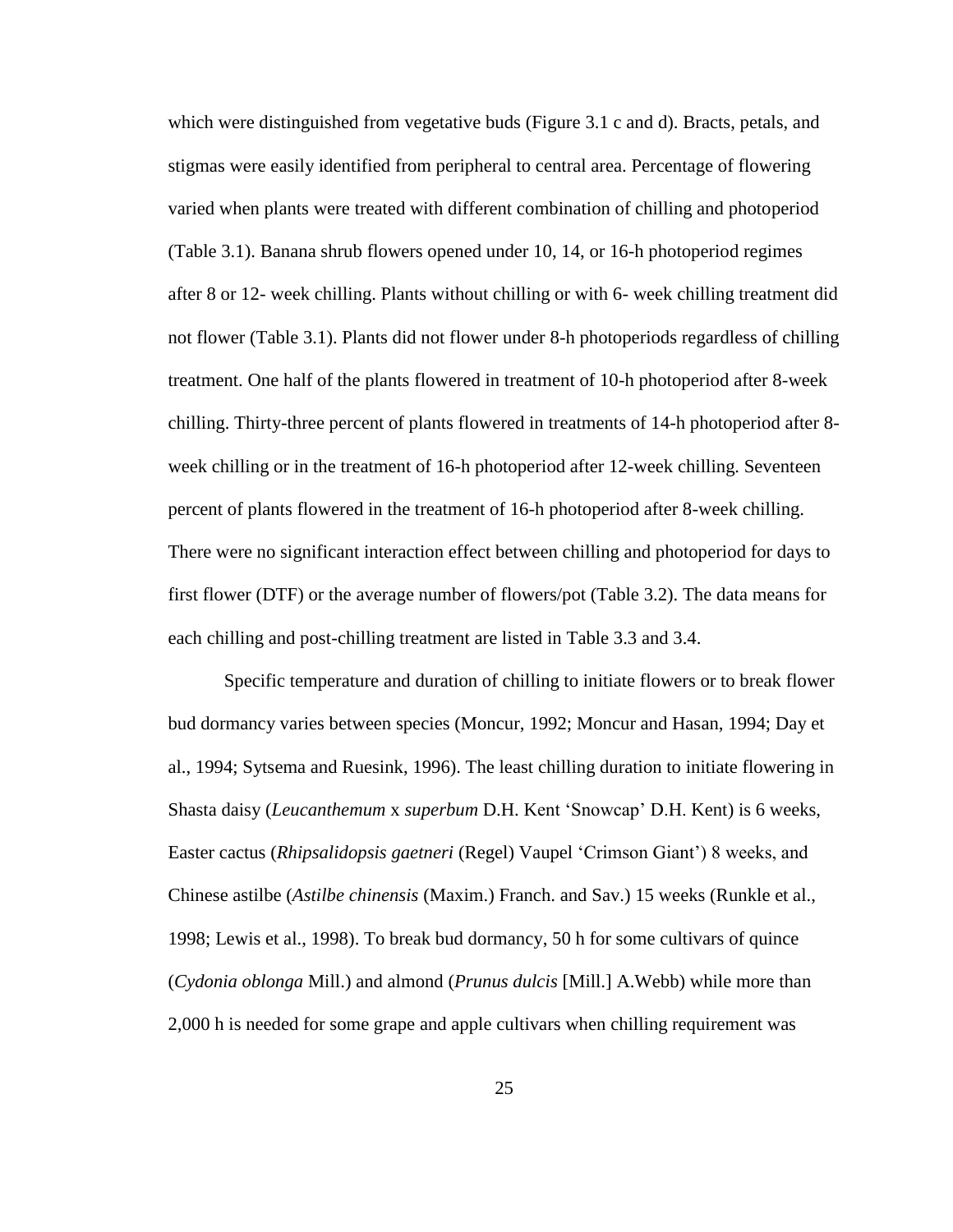which were distinguished from vegetative buds (Figure 3.1 c and d). Bracts, petals, and stigmas were easily identified from peripheral to central area. Percentage of flowering varied when plants were treated with different combination of chilling and photoperiod (Table 3.1). Banana shrub flowers opened under 10, 14, or 16-h photoperiod regimes after 8 or 12- week chilling. Plants without chilling or with 6- week chilling treatment did not flower (Table 3.1). Plants did not flower under 8-h photoperiods regardless of chilling treatment. One half of the plants flowered in treatment of 10-h photoperiod after 8-week chilling. Thirty-three percent of plants flowered in treatments of 14-h photoperiod after 8-week chilling or in the treatment of 16-h photoperiod after 12-week chilling. Seventeen percent of plants flowered in the treatment of 16-h photoperiod after 8-week chilling. There were no significant interaction effect between chilling and photoperiod for days to first flower (DTF) or the average number of flowers/pot (Table 3.2). The data means for each chilling and post-chilling treatment are listed in Table 3.3 and 3.4.

Specific temperature and duration of chilling to initiate flowers or to break flower bud dormancy varies between species (Moncur, 1992; Moncur and Hasan, 1994; Day et al., 1994; Sytsema and Ruesink, 1996). The least chilling duration to initiate flowering in Shasta daisy (*Leucanthemum* x *superbum* D.H. Kent 'Snowcap' D.H. Kent) is 6 weeks, Easter cactus (*Rhipsalidopsis gaetneri* (Regel) Vaupel 'Crimson Giant') 8 weeks, and Chinese astilbe (*Astilbe chinensis* (Maxim.) Franch. and Sav.) 15 weeks (Runkle et al., 1998; Lewis et al., 1998). To break bud dormancy, 50 h for some cultivars of quince (*Cydonia oblonga* Mill.) and almond (*Prunus dulcis* [Mill.] A.Webb) while more than 2,000 h is needed for some grape and apple cultivars when chilling requirement was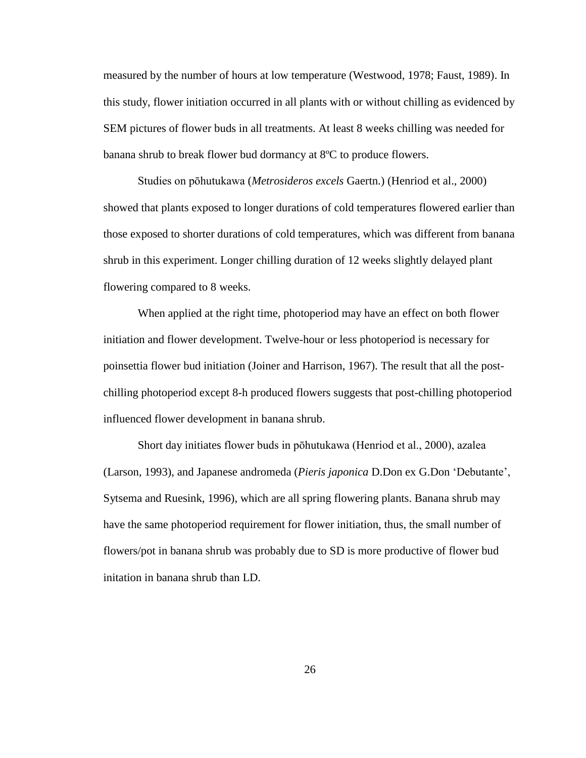measured by the number of hours at low temperature (Westwood, 1978; Faust, 1989). In this study, flower initiation occurred in all plants with or without chilling as evidenced by SEM pictures of flower buds in all treatments. At least 8 weeks chilling was needed for banana shrub to break flower bud dormancy at 8ºC to produce flowers.

Studies on pōhutukawa (*Metrosideros excels* Gaertn.) (Henriod et al., 2000) showed that plants exposed to longer durations of cold temperatures flowered earlier than those exposed to shorter durations of cold temperatures, which was different from banana shrub in this experiment. Longer chilling duration of 12 weeks slightly delayed plant flowering compared to 8 weeks.

When applied at the right time, photoperiod may have an effect on both flower initiation and flower development. Twelve-hour or less photoperiod is necessary for poinsettia flower bud initiation (Joiner and Harrison, 1967). The result that all the post-chilling photoperiod except 8-h produced flowers suggests that post-chilling photoperiod influenced flower development in banana shrub.

Short day initiates flower buds in pōhutukawa (Henriod et al., 2000), azalea (Larson, 1993), and Japanese andromeda (*Pieris japonica* D.Don ex G.Don 'Debutante', Sytsema and Ruesink, 1996), which are all spring flowering plants. Banana shrub may have the same photoperiod requirement for flower initiation, thus, the small number of flowers/pot in banana shrub was probably due to SD is more productive of flower bud initation in banana shrub than LD.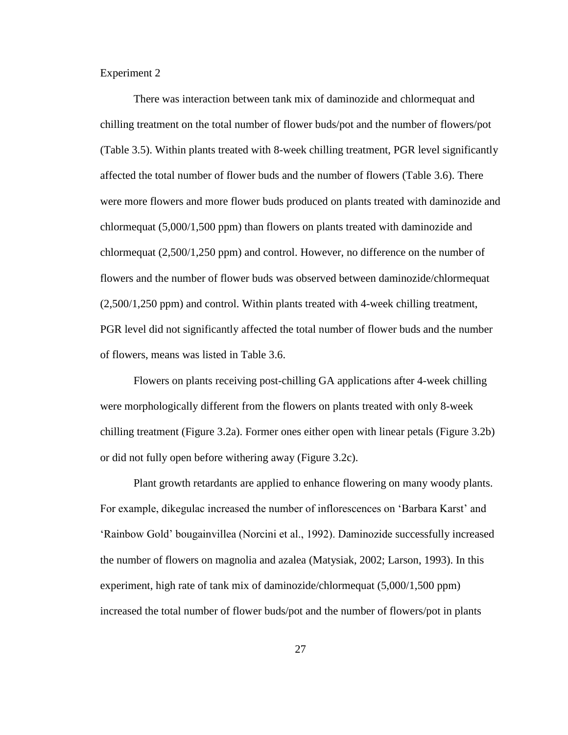Experiment 2

There was interaction between tank mix of daminozide and chlormequat and chilling treatment on the total number of flower buds/pot and the number of flowers/pot (Table 3.5). Within plants treated with 8-week chilling treatment, PGR level significantly affected the total number of flower buds and the number of flowers (Table 3.6). There were more flowers and more flower buds produced on plants treated with daminozide and chlormequat (5,000/1,500 ppm) than flowers on plants treated with daminozide and chlormequat (2,500/1,250 ppm) and control. However, no difference on the number of flowers and the number of flower buds was observed between daminozide/chlormequat (2,500/1,250 ppm) and control. Within plants treated with 4-week chilling treatment, PGR level did not significantly affected the total number of flower buds and the number of flowers, means was listed in Table 3.6.

Flowers on plants receiving post-chilling GA applications after 4-week chilling were morphologically different from the flowers on plants treated with only 8-week chilling treatment (Figure 3.2a). Former ones either open with linear petals (Figure 3.2b) or did not fully open before withering away (Figure 3.2c).

Plant growth retardants are applied to enhance flowering on many woody plants. For example, dikegulac increased the number of inflorescences on 'Barbara Karst' and 'Rainbow Gold' bougainvillea (Norcini et al., 1992). Daminozide successfully increased the number of flowers on magnolia and azalea (Matysiak, 2002; Larson, 1993). In this experiment, high rate of tank mix of daminozide/chlormequat (5,000/1,500 ppm) increased the total number of flower buds/pot and the number of flowers/pot in plants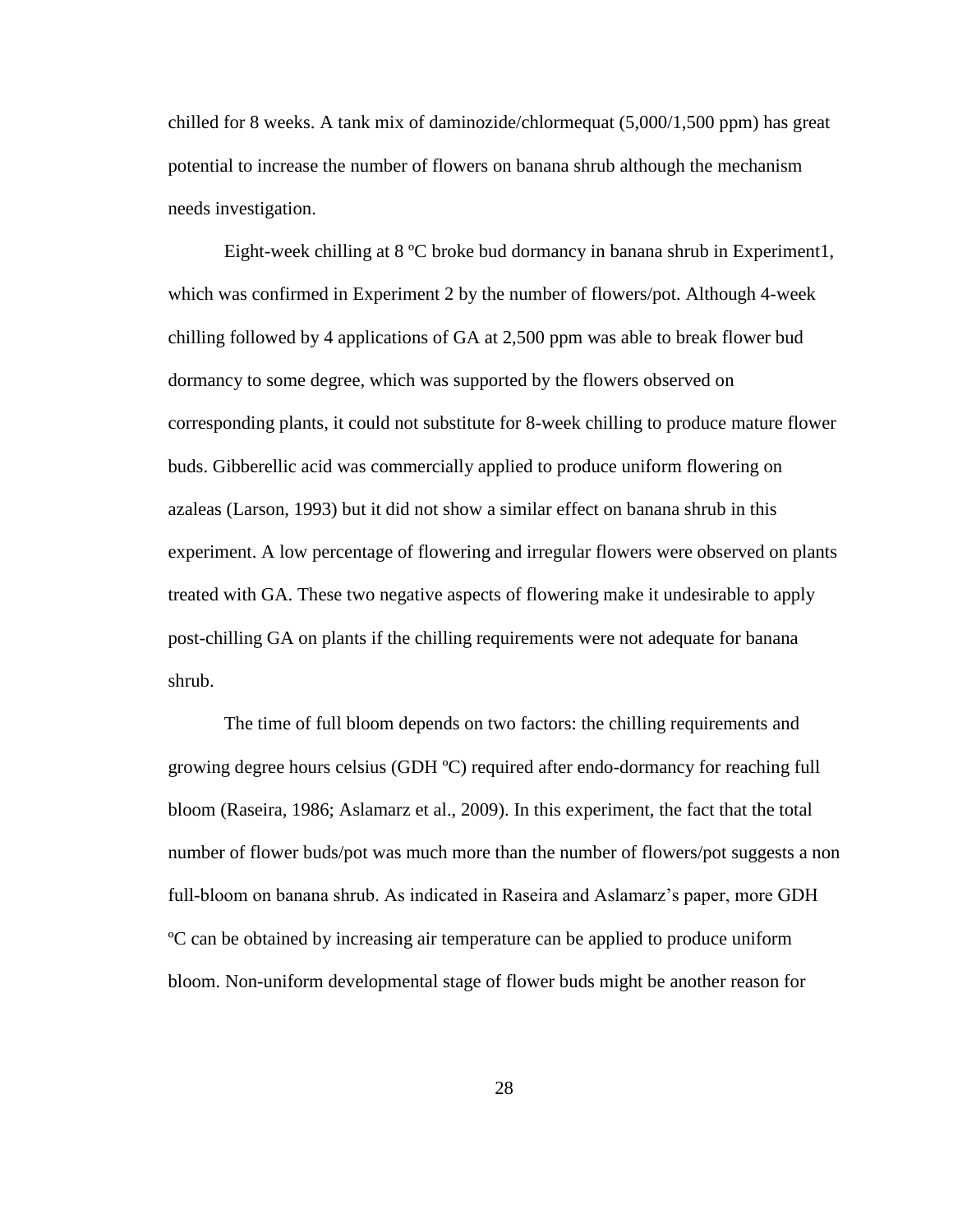chilled for 8 weeks. A tank mix of daminozide/chlormequat (5,000/1,500 ppm) has great potential to increase the number of flowers on banana shrub although the mechanism needs investigation.

Eight-week chilling at 8 ºC broke bud dormancy in banana shrub in Experiment1, which was confirmed in Experiment 2 by the number of flowers/pot. Although 4-week chilling followed by 4 applications of GA at 2,500 ppm was able to break flower bud dormancy to some degree, which was supported by the flowers observed on corresponding plants, it could not substitute for 8-week chilling to produce mature flower buds. Gibberellic acid was commercially applied to produce uniform flowering on azaleas (Larson, 1993) but it did not show a similar effect on banana shrub in this experiment. A low percentage of flowering and irregular flowers were observed on plants treated with GA. These two negative aspects of flowering make it undesirable to apply post-chilling GA on plants if the chilling requirements were not adequate for banana shrub.

The time of full bloom depends on two factors: the chilling requirements and growing degree hours celsius (GDH ºC) required after endo-dormancy for reaching full bloom (Raseira, 1986; Aslamarz et al., 2009). In this experiment, the fact that the total number of flower buds/pot was much more than the number of flowers/pot suggests a non full-bloom on banana shrub. As indicated in Raseira and Aslamarz's paper, more GDH ºC can be obtained by increasing air temperature can be applied to produce uniform bloom. Non-uniform developmental stage of flower buds might be another reason for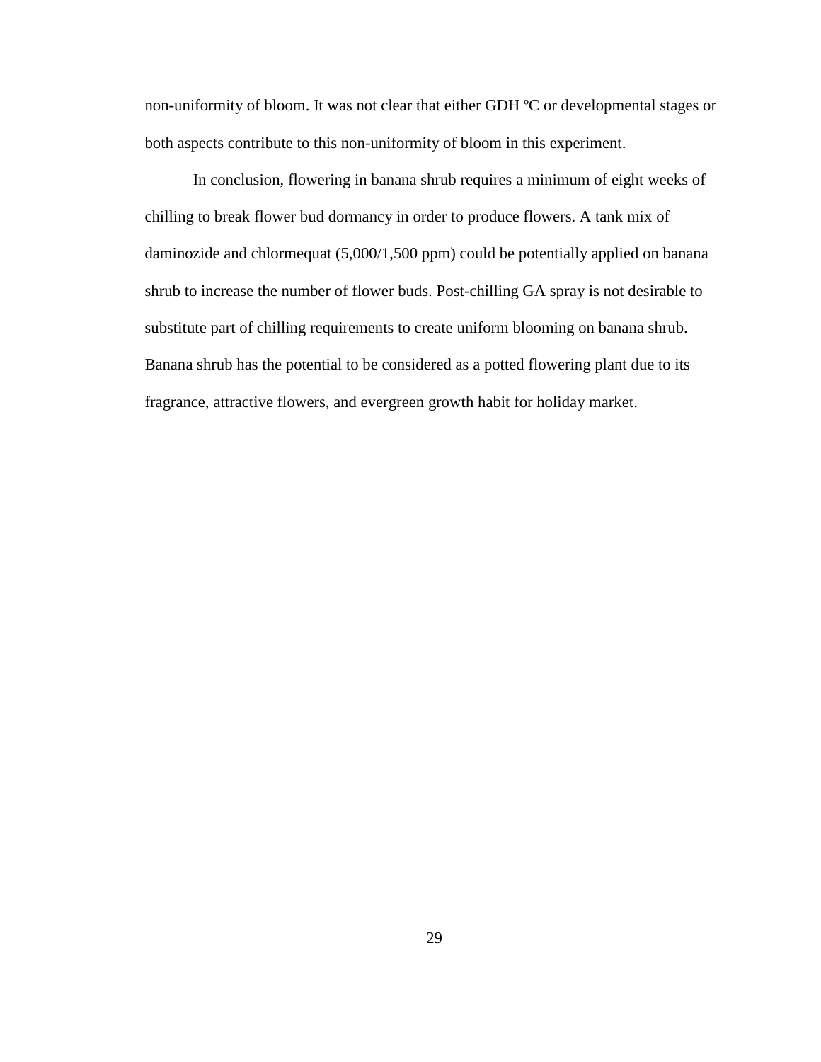non-uniformity of bloom. It was not clear that either GDH ºC or developmental stages or both aspects contribute to this non-uniformity of bloom in this experiment.

In conclusion, flowering in banana shrub requires a minimum of eight weeks of chilling to break flower bud dormancy in order to produce flowers. A tank mix of daminozide and chlormequat (5,000/1,500 ppm) could be potentially applied on banana shrub to increase the number of flower buds. Post-chilling GA spray is not desirable to substitute part of chilling requirements to create uniform blooming on banana shrub. Banana shrub has the potential to be considered as a potted flowering plant due to its fragrance, attractive flowers, and evergreen growth habit for holiday market.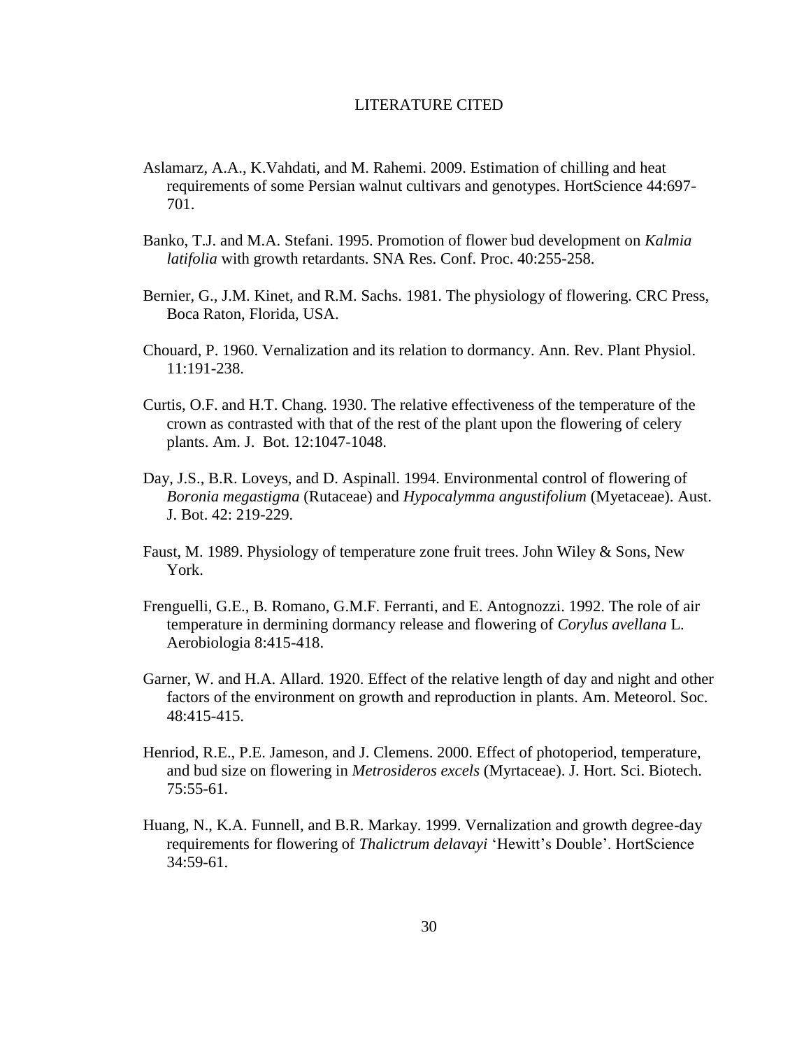# LITERATURE CITED

Aslamarz, A.A., K.Vahdati, and M. Rahemi. 2009. Estimation of chilling and heat requirements of some Persian walnut cultivars and genotypes. HortScience 44:697-701.

Banko, T.J. and M.A. Stefani. 1995. Promotion of flower bud development on *Kalmia latifolia* with growth retardants. SNA Res. Conf. Proc. 40:255-258.

Bernier, G., J.M. Kinet, and R.M. Sachs. 1981. The physiology of flowering. CRC Press, Boca Raton, Florida, USA.

Chouard, P. 1960. Vernalization and its relation to dormancy. Ann. Rev. Plant Physiol. 11:191-238.

Curtis, O.F. and H.T. Chang. 1930. The relative effectiveness of the temperature of the crown as contrasted with that of the rest of the plant upon the flowering of celery plants. Am. J. Bot. 12:1047-1048.

Day, J.S., B.R. Loveys, and D. Aspinall. 1994. Environmental control of flowering of *Boronia megastigma* (Rutaceae) and *Hypocalymma angustifolium* (Myetaceae). Aust. J. Bot. 42: 219-229.

Faust, M. 1989. Physiology of temperature zone fruit trees. John Wiley & Sons, New York.

Frenguelli, G.E., B. Romano, G.M.F. Ferranti, and E. Antognozzi. 1992. The role of air temperature in dermining dormancy release and flowering of *Corylus avellana* L. Aerobiologia 8:415-418.

Garner, W. and H.A. Allard. 1920. Effect of the relative length of day and night and other factors of the environment on growth and reproduction in plants. Am. Meteorol. Soc. 48:415-415.

Henriod, R.E., P.E. Jameson, and J. Clemens. 2000. Effect of photoperiod, temperature, and bud size on flowering in *Metrosideros excels* (Myrtaceae). J. Hort. Sci. Biotech. 75:55-61.

Huang, N., K.A. Funnell, and B.R. Markay. 1999. Vernalization and growth degree-day requirements for flowering of *Thalictrum delavayi* 'Hewitt's Double'. HortScience 34:59-61.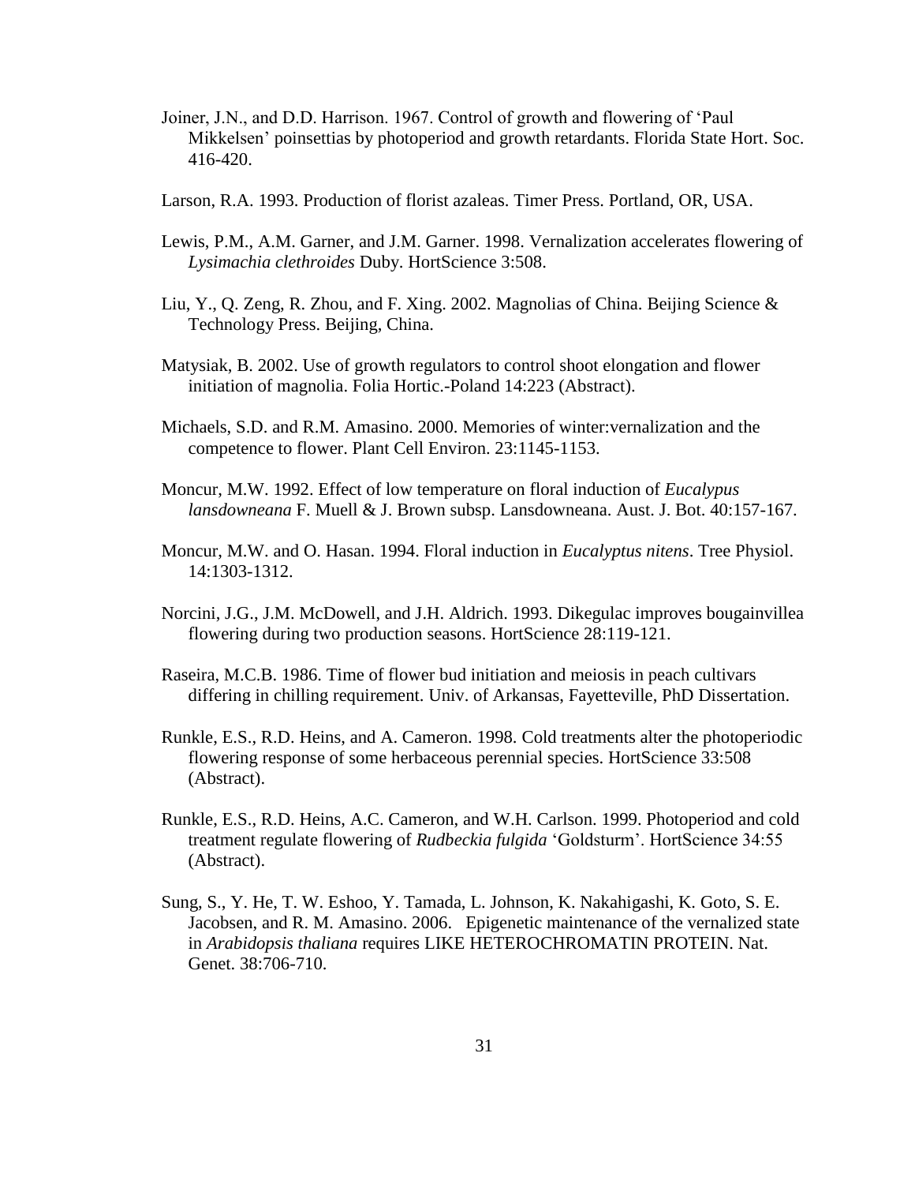Joiner, J.N., and D.D. Harrison. 1967. Control of growth and flowering of 'Paul Mikkelsen' poinsettias by photoperiod and growth retardants. Florida State Hort. Soc. 416-420.

Larson, R.A. 1993. Production of florist azaleas. Timer Press. Portland, OR, USA.

Lewis, P.M., A.M. Garner, and J.M. Garner. 1998. Vernalization accelerates flowering of *Lysimachia clethroides* Duby. HortScience 3:508.

Liu, Y., Q. Zeng, R. Zhou, and F. Xing. 2002. Magnolias of China. Beijing Science & Technology Press. Beijing, China.

Matysiak, B. 2002. Use of growth regulators to control shoot elongation and flower initiation of magnolia. Folia Hortic.-Poland 14:223 (Abstract).

Michaels, S.D. and R.M. Amasino. 2000. Memories of winter:vernalization and the competence to flower. Plant Cell Environ. 23:1145-1153.

Moncur, M.W. 1992. Effect of low temperature on floral induction of *Eucalypus lansdowneana* F. Muell & J. Brown subsp. Lansdowneana. Aust. J. Bot. 40:157-167.

Moncur, M.W. and O. Hasan. 1994. Floral induction in *Eucalyptus nitens*. Tree Physiol. 14:1303-1312.

Norcini, J.G., J.M. McDowell, and J.H. Aldrich. 1993. Dikegulac improves bougainvillea flowering during two production seasons. HortScience 28:119-121.

Raseira, M.C.B. 1986. Time of flower bud initiation and meiosis in peach cultivars differing in chilling requirement. Univ. of Arkansas, Fayetteville, PhD Dissertation.

Runkle, E.S., R.D. Heins, and A. Cameron. 1998. Cold treatments alter the photoperiodic flowering response of some herbaceous perennial species. HortScience 33:508 (Abstract).

Runkle, E.S., R.D. Heins, A.C. Cameron, and W.H. Carlson. 1999. Photoperiod and cold treatment regulate flowering of *Rudbeckia fulgida* 'Goldsturm'. HortScience 34:55 (Abstract).

Sung, S., Y. He, T. W. Eshoo, Y. Tamada, L. Johnson, K. Nakahigashi, K. Goto, S. E. Jacobsen, and R. M. Amasino. 2006. Epigenetic maintenance of the vernalized state in *Arabidopsis thaliana* requires LIKE HETEROCHROMATIN PROTEIN. Nat. Genet. 38:706-710.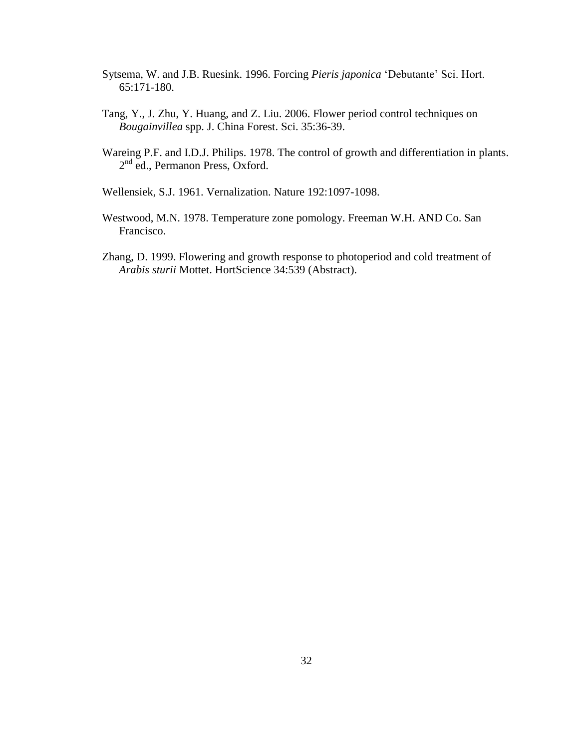Sytsema, W. and J.B. Ruesink. 1996. Forcing *Pieris japonica* 'Debutante' Sci. Hort. 65:171-180.

Tang, Y., J. Zhu, Y. Huang, and Z. Liu. 2006. Flower period control techniques on *Bougainvillea* spp. J. China Forest. Sci. 35:36-39.

Wareing P.F. and I.D.J. Philips. 1978. The control of growth and differentiation in plants. 2nd ed., Permanon Press, Oxford.

Wellensiek, S.J. 1961. Vernalization. Nature 192:1097-1098.

Westwood, M.N. 1978. Temperature zone pomology. Freeman W.H. AND Co. San Francisco.

Zhang, D. 1999. Flowering and growth response to photoperiod and cold treatment of *Arabis sturii* Mottet. HortScience 34:539 (Abstract).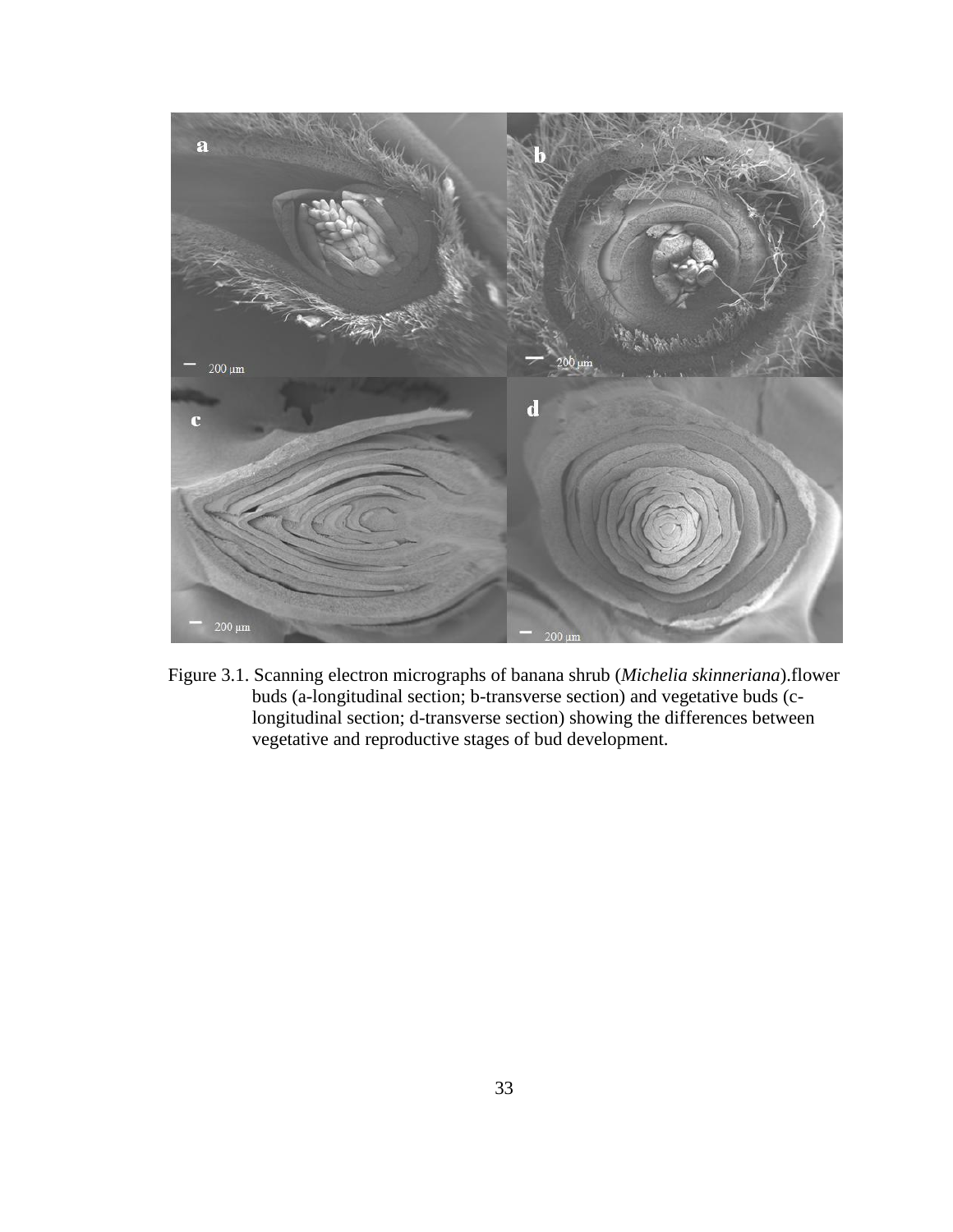Figure 3.1. Scanning electron micrographs of banana shrub (*Michelia skinneriana*).flower buds (a-longitudinal section; b-transverse section) and vegetative buds (c-longitudinal section; d-transverse section) showing the differences between vegetative and reproductive stages of bud development.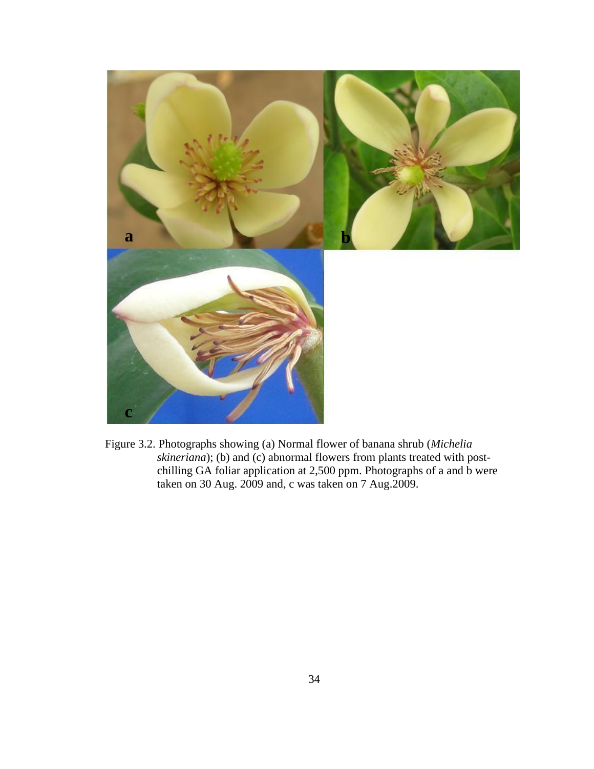Figure 3.2. Photographs showing (a) Normal flower of banana shrub (*Michelia skineriana*); (b) and (c) abnormal flowers from plants treated with post-chilling GA foliar application at 2,500 ppm. Photographs of a and b were taken on 30 Aug. 2009 and, c was taken on 7 Aug.2009.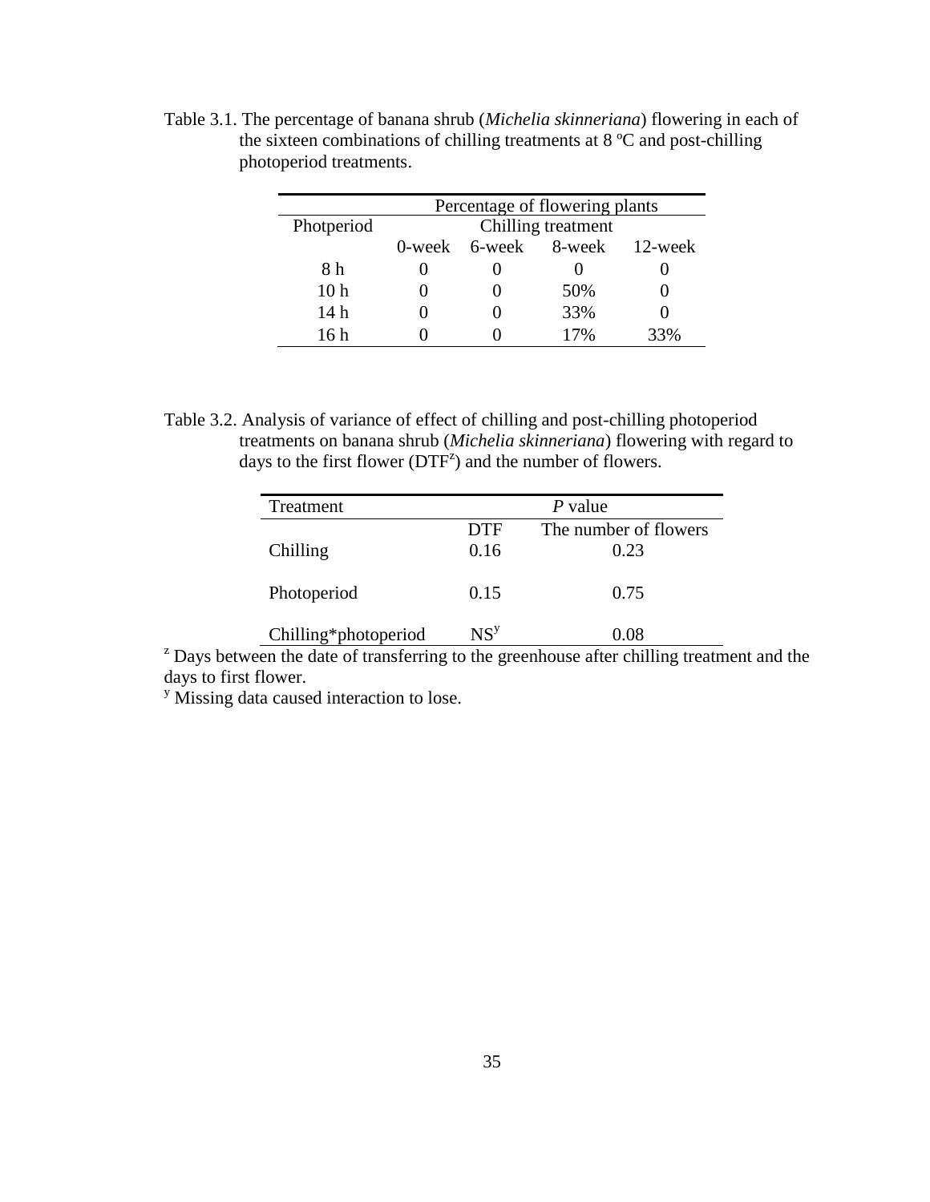Table 3.1. The percentage of banana shrub (*Michelia skinneriana*) flowering in each of the sixteen combinations of chilling treatments at 8 ºC and post-chilling photoperiod treatments.

| | Percentage of flowering plants | | | |
|---|---|---|---|---|
| Photperiod | Chilling treatment | | | |
| | 0-week | 6-week | 8-week | 12-week |
| 8 h | 0 | 0 | 0 | 0 |
| 10 h | 0 | 0 | 50% | 0 |
| 14 h | 0 | 0 | 33% | 0 |
| 16 h | 0 | 0 | 17% | 33% |

Table 3.2. Analysis of variance of effect of chilling and post-chilling photoperiod treatments on banana shrub (*Michelia skinneriana*) flowering with regard to days to the first flower (DTF[z]) and the number of flowers.

| Treatment | *P* value | |
|---|---|---|
| | DTF | The number of flowers |
| Chilling | 0.16 | 0.23 |
| Photoperiod | 0.15 | 0.75 |
| Chilling*photoperiod | NS[y] | 0.08 |

[z] Days between the date of transferring to the greenhouse after chilling treatment and the days to first flower.

[y] Missing data caused interaction to lose.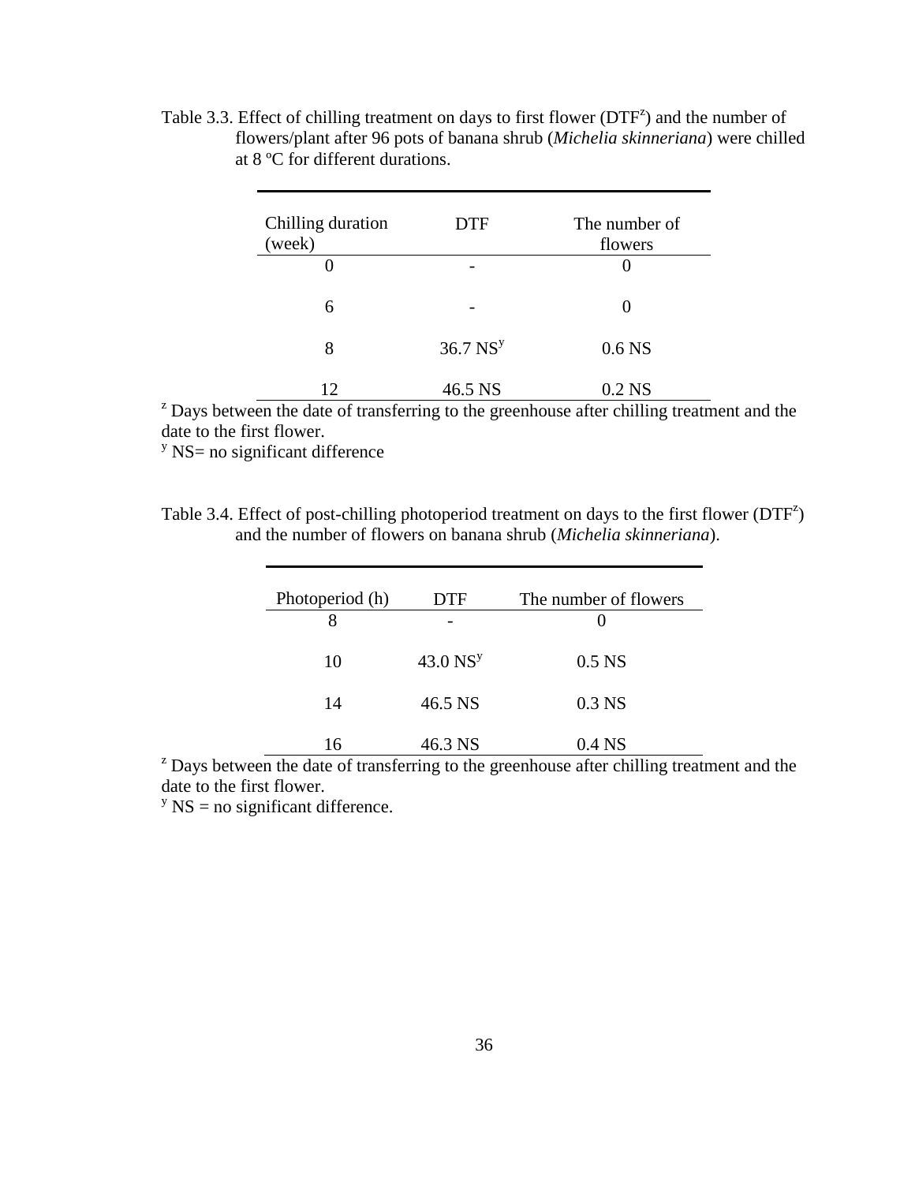Table 3.3. Effect of chilling treatment on days to first flower (DTF[z]) and the number of flowers/plant after 96 pots of banana shrub (*Michelia skinneriana*) were chilled at 8 ºC for different durations.

| Chilling duration (week) | DTF | The number of flowers |
|---|---|---|
| 0 | - | 0 |
| 6 | - | 0 |
| 8 | 36.7 NS[y] | 0.6 NS |
| 12 | 46.5 NS | 0.2 NS |

[z] Days between the date of transferring to the greenhouse after chilling treatment and the date to the first flower.
[y] NS= no significant difference

Table 3.4. Effect of post-chilling photoperiod treatment on days to the first flower (DTF[z]) and the number of flowers on banana shrub (*Michelia skinneriana*).

| Photoperiod (h) | DTF | The number of flowers |
|---|---|---|
| 8 | - | 0 |
| 10 | 43.0 NS[y] | 0.5 NS |
| 14 | 46.5 NS | 0.3 NS |
| 16 | 46.3 NS | 0.4 NS |

[z] Days between the date of transferring to the greenhouse after chilling treatment and the date to the first flower.
[y] NS = no significant difference.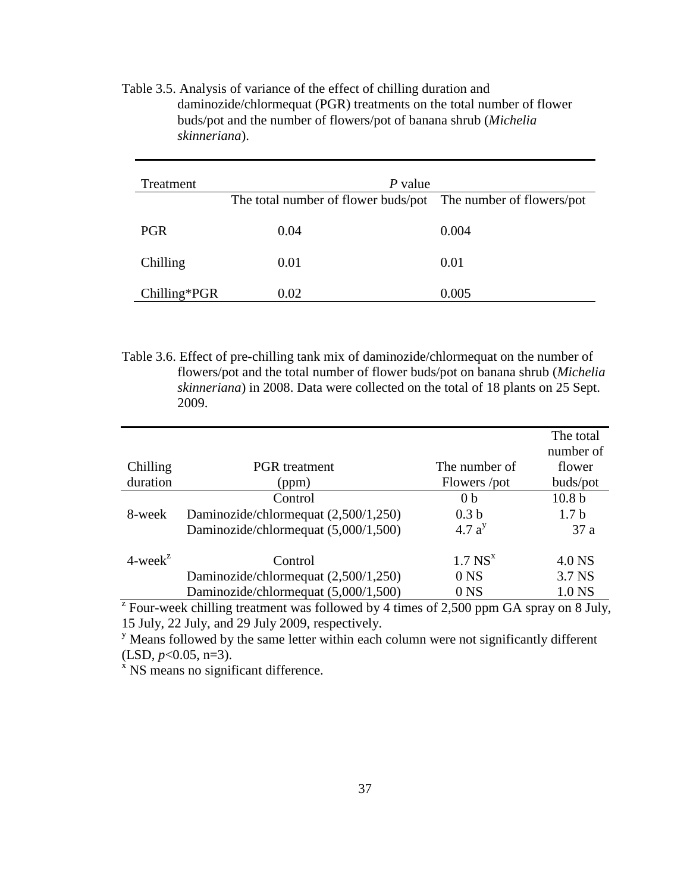Table 3.5. Analysis of variance of the effect of chilling duration and daminozide/chlormequat (PGR) treatments on the total number of flower buds/pot and the number of flowers/pot of banana shrub (*Michelia skinneriana*).

| Treatment | *P* value | |
|---|---|---|
| | The total number of flower buds/pot | The number of flowers/pot |
| PGR | 0.04 | 0.004 |
| Chilling | 0.01 | 0.01 |
| Chilling*PGR | 0.02 | 0.005 |

Table 3.6. Effect of pre-chilling tank mix of daminozide/chlormequat on the number of flowers/pot and the total number of flower buds/pot on banana shrub (*Michelia skinneriana*) in 2008. Data were collected on the total of 18 plants on 25 Sept. 2009.

| Chilling duration | PGR treatment (ppm) | The number of Flowers /pot | The total number of flower buds/pot |
|---|---|---|---|
| 8-week | Control | 0 b | 10.8 b |
| | Daminozide/chlormequat (2,500/1,250) | 0.3 b | 1.7 b |
| | Daminozide/chlormequat (5,000/1,500) | 4.7 a[y] | 37 a |
| 4-week[z] | Control | 1.7 NS[x] | 4.0 NS |
| | Daminozide/chlormequat (2,500/1,250) | 0 NS | 3.7 NS |
| | Daminozide/chlormequat (5,000/1,500) | 0 NS | 1.0 NS |

[z] Four-week chilling treatment was followed by 4 times of 2,500 ppm GA spray on 8 July, 15 July, 22 July, and 29 July 2009, respectively.

[y] Means followed by the same letter within each column were not significantly different (LSD, $p<0.05$, n=3).

[x] NS means no significant difference.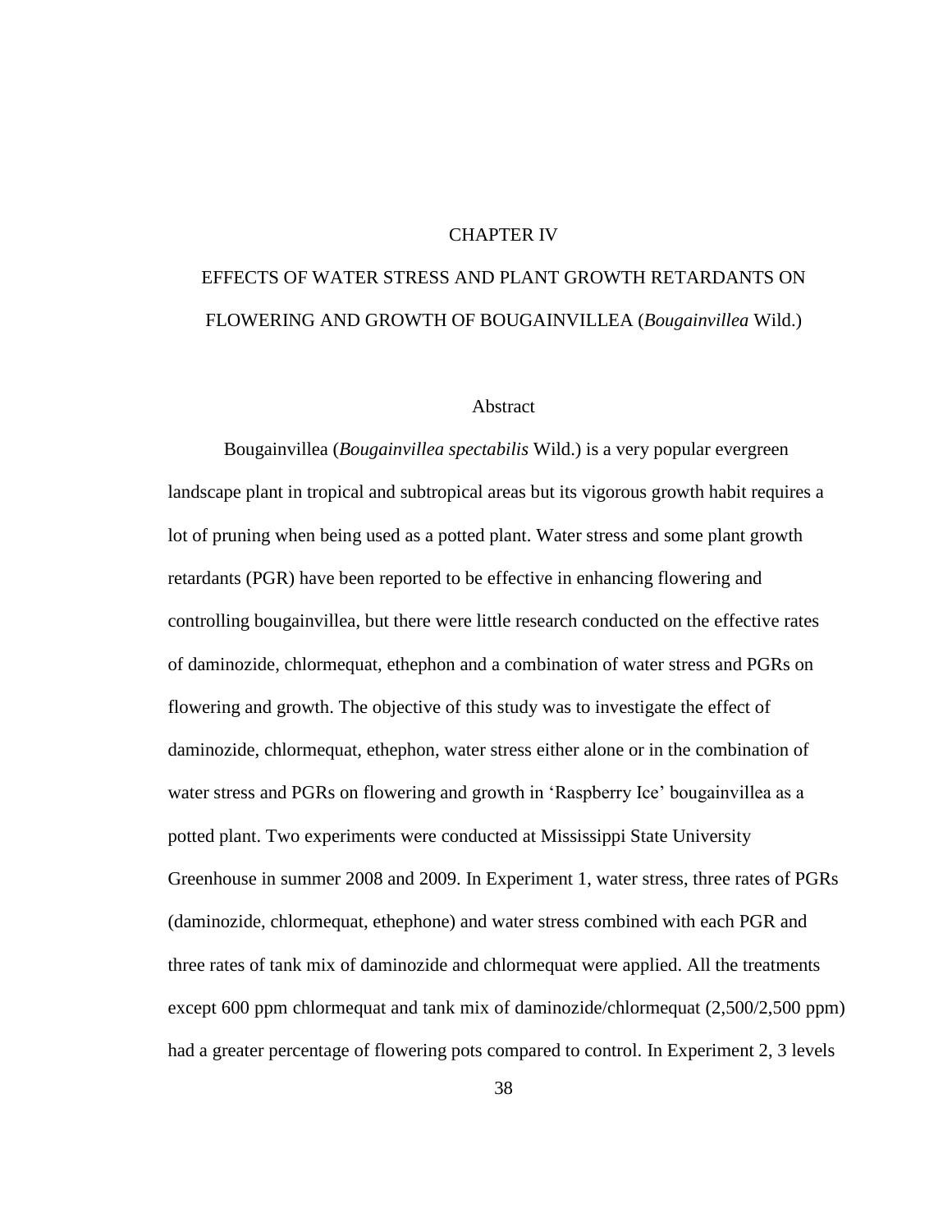# CHAPTER IV

# EFFECTS OF WATER STRESS AND PLANT GROWTH RETARDANTS ON FLOWERING AND GROWTH OF BOUGAINVILLEA (*Bougainvillea* Wild.)

## Abstract

Bougainvillea (*Bougainvillea spectabilis* Wild.) is a very popular evergreen landscape plant in tropical and subtropical areas but its vigorous growth habit requires a lot of pruning when being used as a potted plant. Water stress and some plant growth retardants (PGR) have been reported to be effective in enhancing flowering and controlling bougainvillea, but there were little research conducted on the effective rates of daminozide, chlormequat, ethephon and a combination of water stress and PGRs on flowering and growth. The objective of this study was to investigate the effect of daminozide, chlormequat, ethephon, water stress either alone or in the combination of water stress and PGRs on flowering and growth in 'Raspberry Ice' bougainvillea as a potted plant. Two experiments were conducted at Mississippi State University Greenhouse in summer 2008 and 2009. In Experiment 1, water stress, three rates of PGRs (daminozide, chlormequat, ethephone) and water stress combined with each PGR and three rates of tank mix of daminozide and chlormequat were applied. All the treatments except 600 ppm chlormequat and tank mix of daminozide/chlormequat (2,500/2,500 ppm) had a greater percentage of flowering pots compared to control. In Experiment 2, 3 levels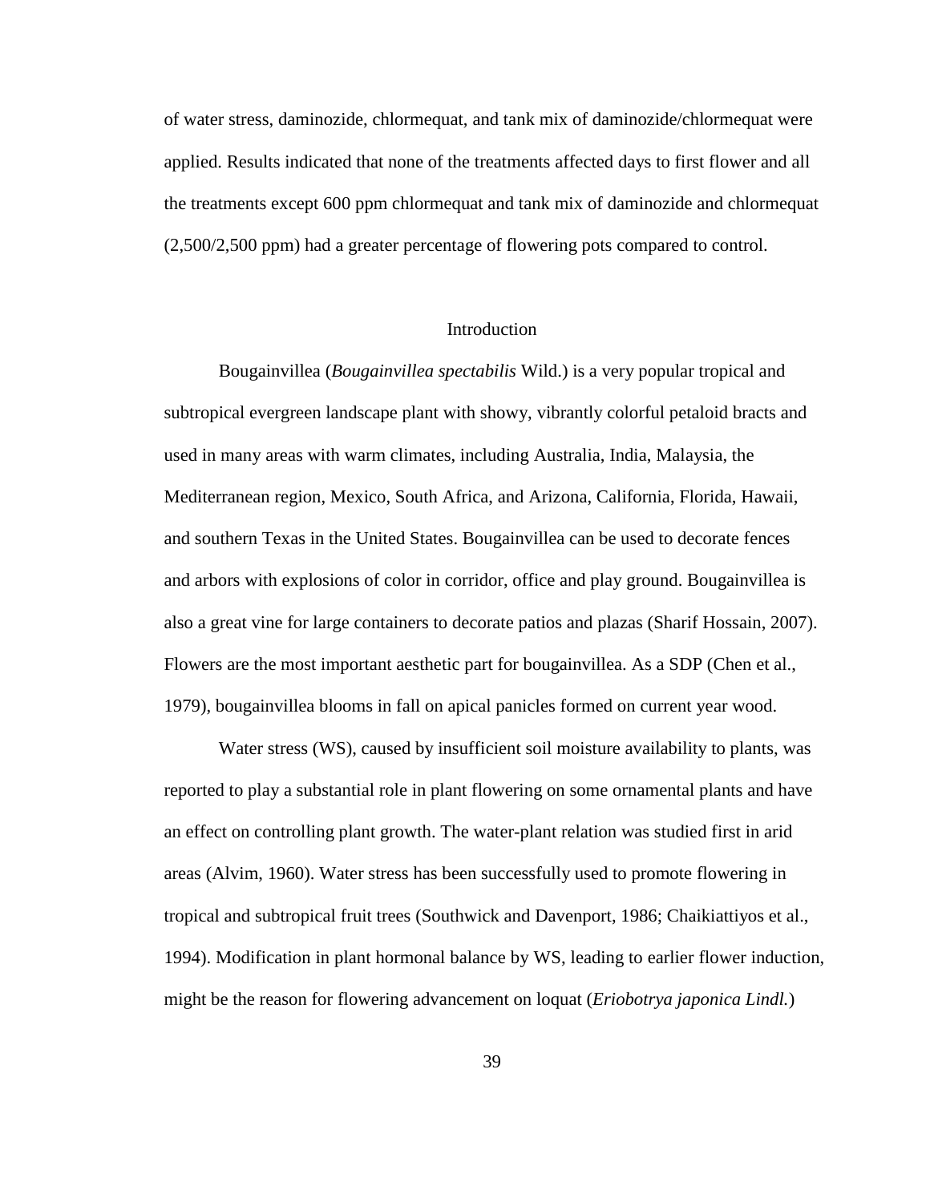of water stress, daminozide, chlormequat, and tank mix of daminozide/chlormequat were applied. Results indicated that none of the treatments affected days to first flower and all the treatments except 600 ppm chlormequat and tank mix of daminozide and chlormequat (2,500/2,500 ppm) had a greater percentage of flowering pots compared to control.

## Introduction

Bougainvillea (*Bougainvillea spectabilis* Wild.) is a very popular tropical and subtropical evergreen landscape plant with showy, vibrantly colorful petaloid bracts and used in many areas with warm climates, including Australia, India, Malaysia, the Mediterranean region, Mexico, South Africa, and Arizona, California, Florida, Hawaii, and southern Texas in the United States. Bougainvillea can be used to decorate fences and arbors with explosions of color in corridor, office and play ground. Bougainvillea is also a great vine for large containers to decorate patios and plazas (Sharif Hossain, 2007). Flowers are the most important aesthetic part for bougainvillea. As a SDP (Chen et al., 1979), bougainvillea blooms in fall on apical panicles formed on current year wood.

Water stress (WS), caused by insufficient soil moisture availability to plants, was reported to play a substantial role in plant flowering on some ornamental plants and have an effect on controlling plant growth. The water-plant relation was studied first in arid areas (Alvim, 1960). Water stress has been successfully used to promote flowering in tropical and subtropical fruit trees (Southwick and Davenport, 1986; Chaikiattiyos et al., 1994). Modification in plant hormonal balance by WS, leading to earlier flower induction, might be the reason for flowering advancement on loquat (*Eriobotrya japonica Lindl.*)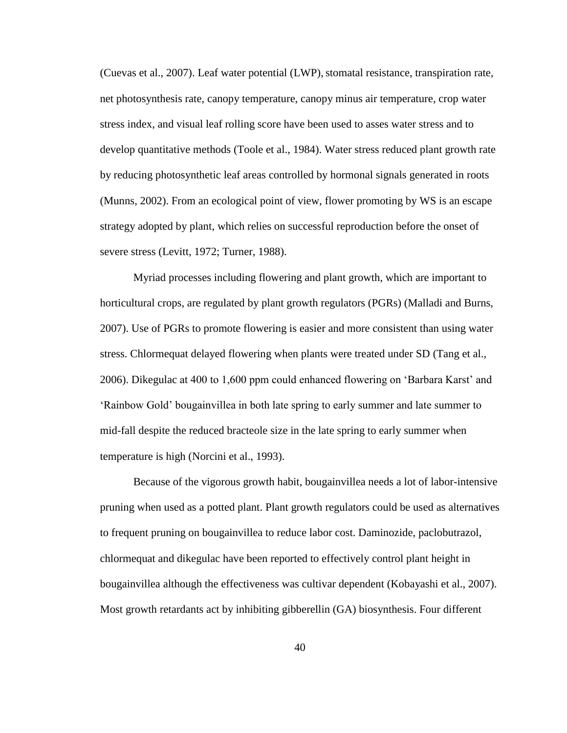(Cuevas et al., 2007). Leaf water potential (LWP), stomatal resistance, transpiration rate, net photosynthesis rate, canopy temperature, canopy minus air temperature, crop water stress index, and visual leaf rolling score have been used to asses water stress and to develop quantitative methods (Toole et al., 1984). Water stress reduced plant growth rate by reducing photosynthetic leaf areas controlled by hormonal signals generated in roots (Munns, 2002). From an ecological point of view, flower promoting by WS is an escape strategy adopted by plant, which relies on successful reproduction before the onset of severe stress (Levitt, 1972; Turner, 1988).

Myriad processes including flowering and plant growth, which are important to horticultural crops, are regulated by plant growth regulators (PGRs) (Malladi and Burns, 2007). Use of PGRs to promote flowering is easier and more consistent than using water stress. Chlormequat delayed flowering when plants were treated under SD (Tang et al., 2006). Dikegulac at 400 to 1,600 ppm could enhanced flowering on 'Barbara Karst' and 'Rainbow Gold' bougainvillea in both late spring to early summer and late summer to mid-fall despite the reduced bracteole size in the late spring to early summer when temperature is high (Norcini et al., 1993).

Because of the vigorous growth habit, bougainvillea needs a lot of labor-intensive pruning when used as a potted plant. Plant growth regulators could be used as alternatives to frequent pruning on bougainvillea to reduce labor cost. Daminozide, paclobutrazol, chlormequat and dikegulac have been reported to effectively control plant height in bougainvillea although the effectiveness was cultivar dependent (Kobayashi et al., 2007). Most growth retardants act by inhibiting gibberellin (GA) biosynthesis. Four different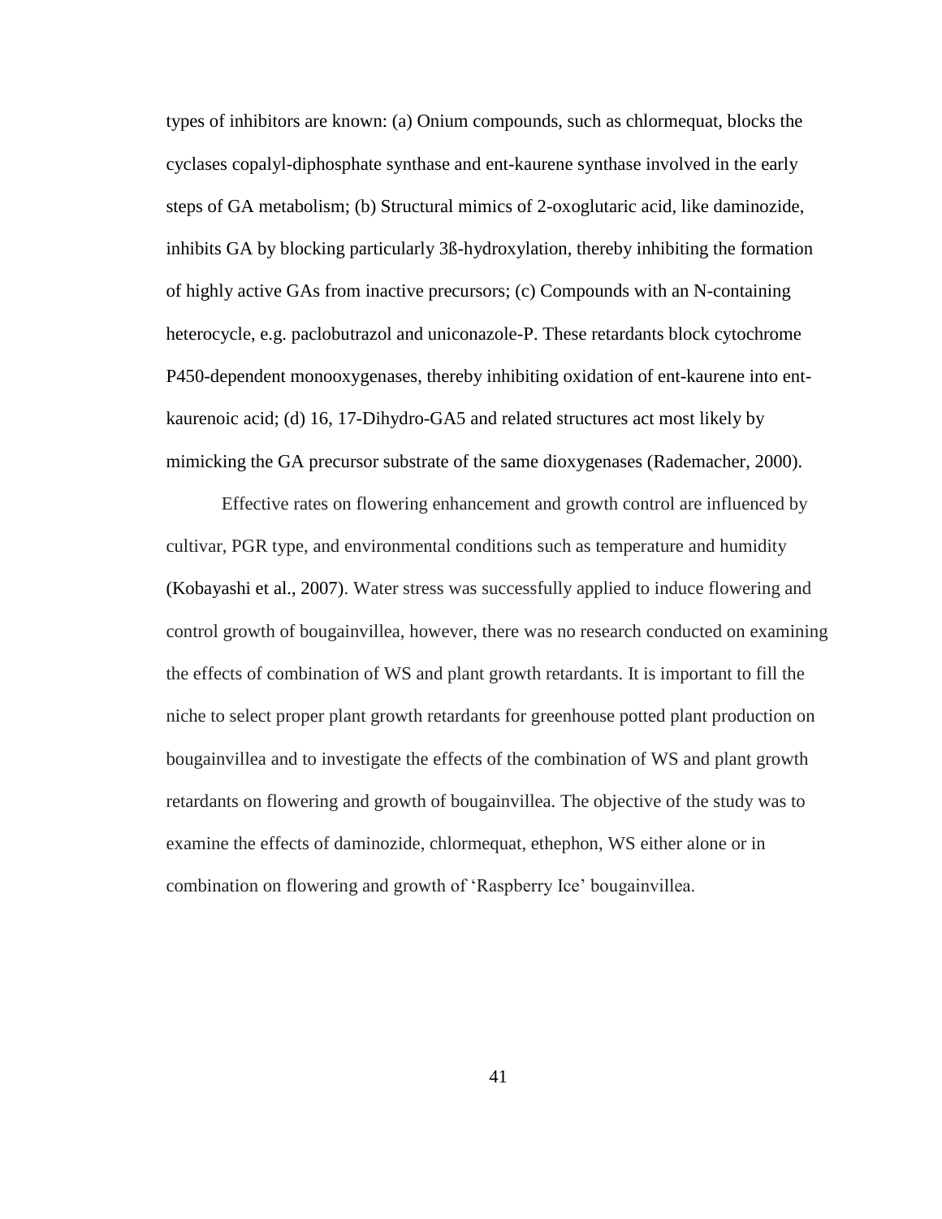types of inhibitors are known: (a) Onium compounds, such as chlormequat, blocks the cyclases copalyl-diphosphate synthase and ent-kaurene synthase involved in the early steps of GA metabolism; (b) Structural mimics of 2-oxoglutaric acid, like daminozide, inhibits GA by blocking particularly 3ß-hydroxylation, thereby inhibiting the formation of highly active GAs from inactive precursors; (c) Compounds with an N-containing heterocycle, e.g. paclobutrazol and uniconazole-P. These retardants block cytochrome P450-dependent monooxygenases, thereby inhibiting oxidation of ent-kaurene into ent-kaurenoic acid; (d) 16, 17-Dihydro-GA5 and related structures act most likely by mimicking the GA precursor substrate of the same dioxygenases (Rademacher, 2000).

Effective rates on flowering enhancement and growth control are influenced by cultivar, PGR type, and environmental conditions such as temperature and humidity (Kobayashi et al., 2007). Water stress was successfully applied to induce flowering and control growth of bougainvillea, however, there was no research conducted on examining the effects of combination of WS and plant growth retardants. It is important to fill the niche to select proper plant growth retardants for greenhouse potted plant production on bougainvillea and to investigate the effects of the combination of WS and plant growth retardants on flowering and growth of bougainvillea. The objective of the study was to examine the effects of daminozide, chlormequat, ethephon, WS either alone or in combination on flowering and growth of 'Raspberry Ice' bougainvillea.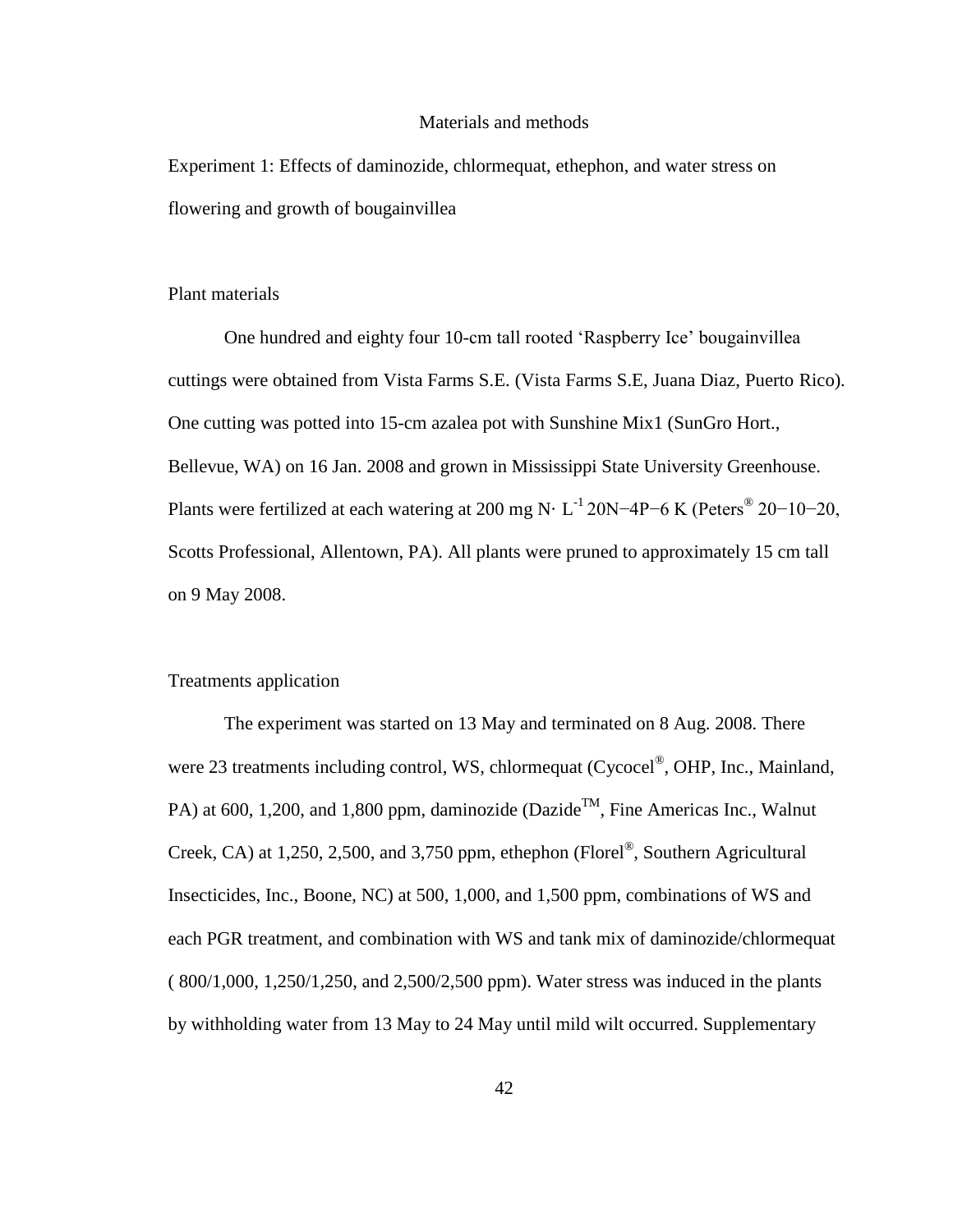## Materials and methods

### Experiment 1: Effects of daminozide, chlormequat, ethephon, and water stress on flowering and growth of bougainvillea

#### Plant materials

One hundred and eighty four 10-cm tall rooted 'Raspberry Ice' bougainvillea cuttings were obtained from Vista Farms S.E. (Vista Farms S.E, Juana Diaz, Puerto Rico). One cutting was potted into 15-cm azalea pot with Sunshine Mix1 (SunGro Hort., Bellevue, WA) on 16 Jan. 2008 and grown in Mississippi State University Greenhouse. Plants were fertilized at each watering at 200 mg N· $L^{-1}$ 20N−4P−6 K (Peters® 20−10−20, Scotts Professional, Allentown, PA). All plants were pruned to approximately 15 cm tall on 9 May 2008.

#### Treatments application

The experiment was started on 13 May and terminated on 8 Aug. 2008. There were 23 treatments including control, WS, chlormequat (Cycocel®, OHP, Inc., Mainland, PA) at 600, 1,200, and 1,800 ppm, daminozide (Dazide™, Fine Americas Inc., Walnut Creek, CA) at 1,250, 2,500, and 3,750 ppm, ethephon (Florel®, Southern Agricultural Insecticides, Inc., Boone, NC) at 500, 1,000, and 1,500 ppm, combinations of WS and each PGR treatment, and combination with WS and tank mix of daminozide/chlormequat ( 800/1,000, 1,250/1,250, and 2,500/2,500 ppm). Water stress was induced in the plants by withholding water from 13 May to 24 May until mild wilt occurred. Supplementary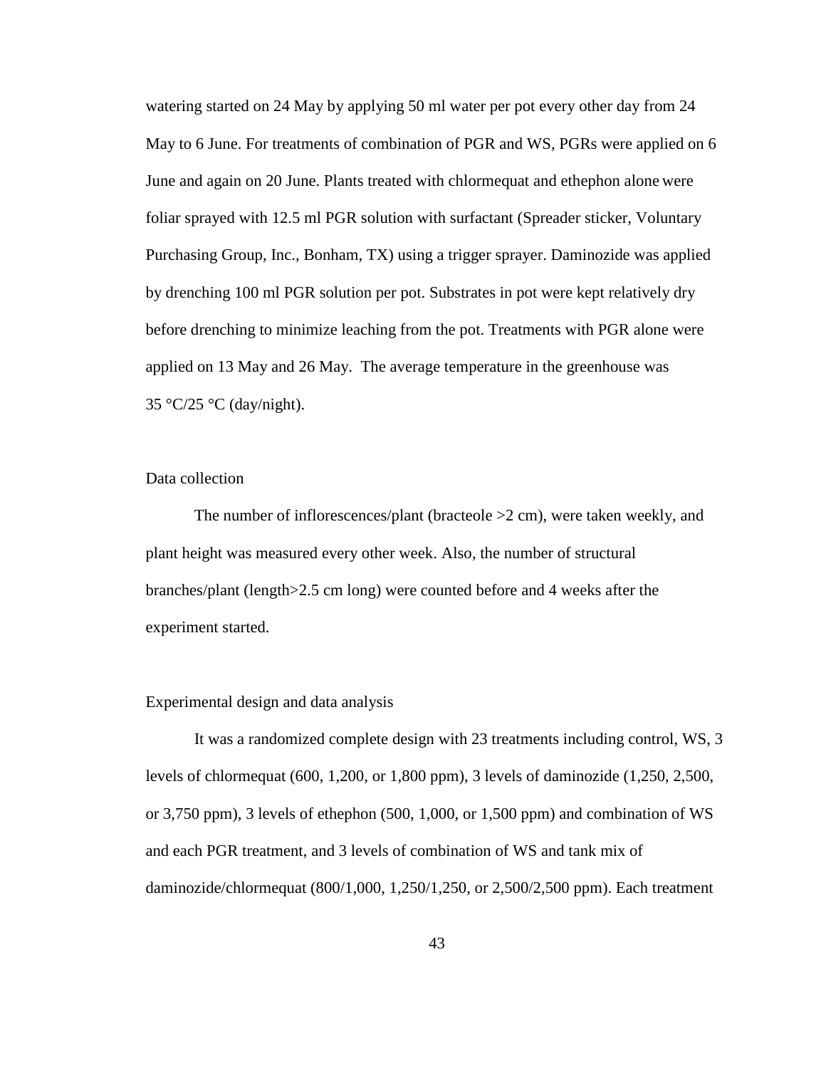watering started on 24 May by applying 50 ml water per pot every other day from 24 May to 6 June. For treatments of combination of PGR and WS, PGRs were applied on 6 June and again on 20 June. Plants treated with chlormequat and ethephon alone were foliar sprayed with 12.5 ml PGR solution with surfactant (Spreader sticker, Voluntary Purchasing Group, Inc., Bonham, TX) using a trigger sprayer. Daminozide was applied by drenching 100 ml PGR solution per pot. Substrates in pot were kept relatively dry before drenching to minimize leaching from the pot. Treatments with PGR alone were applied on 13 May and 26 May. The average temperature in the greenhouse was 35 °C/25 °C (day/night).

### Data collection

The number of inflorescences/plant (bracteole >2 cm), were taken weekly, and plant height was measured every other week. Also, the number of structural branches/plant (length>2.5 cm long) were counted before and 4 weeks after the experiment started.

### Experimental design and data analysis

It was a randomized complete design with 23 treatments including control, WS, 3 levels of chlormequat (600, 1,200, or 1,800 ppm), 3 levels of daminozide (1,250, 2,500, or 3,750 ppm), 3 levels of ethephon (500, 1,000, or 1,500 ppm) and combination of WS and each PGR treatment, and 3 levels of combination of WS and tank mix of daminozide/chlormequat (800/1,000, 1,250/1,250, or 2,500/2,500 ppm). Each treatment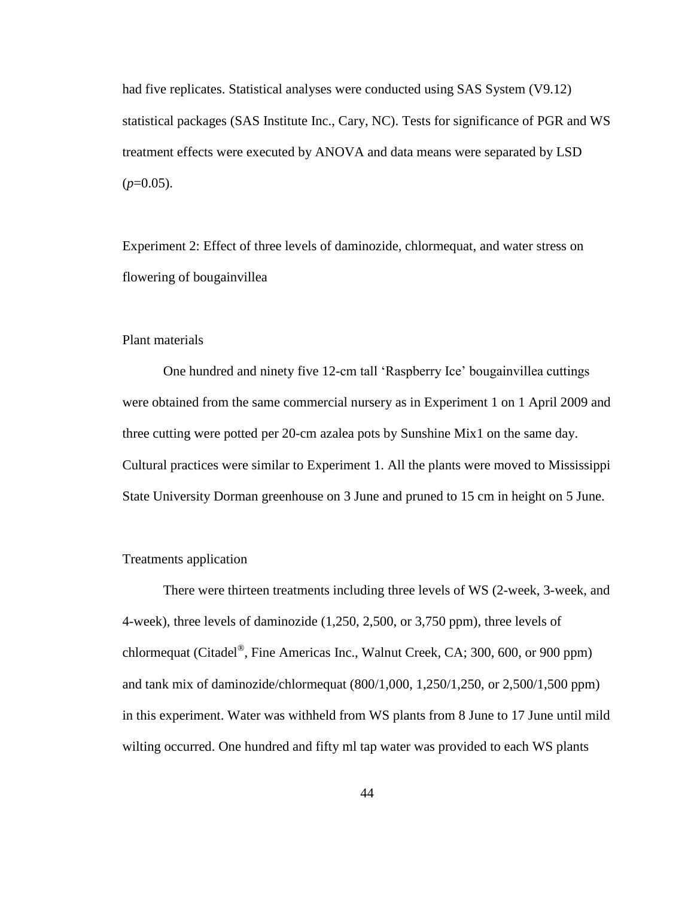had five replicates. Statistical analyses were conducted using SAS System (V9.12) statistical packages (SAS Institute Inc., Cary, NC). Tests for significance of PGR and WS treatment effects were executed by ANOVA and data means were separated by LSD (*p*=0.05).

Experiment 2: Effect of three levels of daminozide, chlormequat, and water stress on flowering of bougainvillea

Plant materials

One hundred and ninety five 12-cm tall 'Raspberry Ice' bougainvillea cuttings were obtained from the same commercial nursery as in Experiment 1 on 1 April 2009 and three cutting were potted per 20-cm azalea pots by Sunshine Mix1 on the same day. Cultural practices were similar to Experiment 1. All the plants were moved to Mississippi State University Dorman greenhouse on 3 June and pruned to 15 cm in height on 5 June.

Treatments application

There were thirteen treatments including three levels of WS (2-week, 3-week, and 4-week), three levels of daminozide (1,250, 2,500, or 3,750 ppm), three levels of chlormequat (Citadel®, Fine Americas Inc., Walnut Creek, CA; 300, 600, or 900 ppm) and tank mix of daminozide/chlormequat (800/1,000, 1,250/1,250, or 2,500/1,500 ppm) in this experiment. Water was withheld from WS plants from 8 June to 17 June until mild wilting occurred. One hundred and fifty ml tap water was provided to each WS plants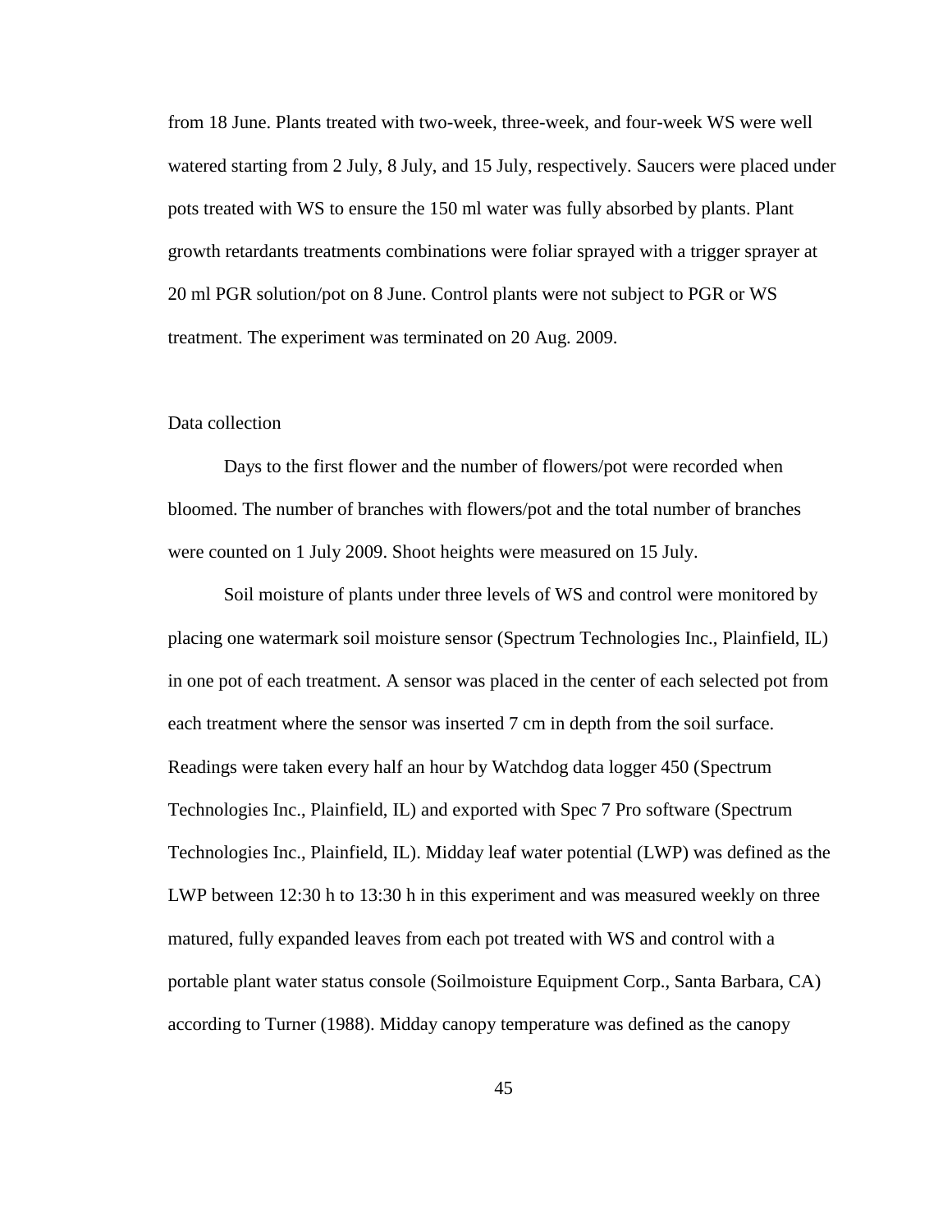from 18 June. Plants treated with two-week, three-week, and four-week WS were well watered starting from 2 July, 8 July, and 15 July, respectively. Saucers were placed under pots treated with WS to ensure the 150 ml water was fully absorbed by plants. Plant growth retardants treatments combinations were foliar sprayed with a trigger sprayer at 20 ml PGR solution/pot on 8 June. Control plants were not subject to PGR or WS treatment. The experiment was terminated on 20 Aug. 2009.

## Data collection

Days to the first flower and the number of flowers/pot were recorded when bloomed. The number of branches with flowers/pot and the total number of branches were counted on 1 July 2009. Shoot heights were measured on 15 July.

Soil moisture of plants under three levels of WS and control were monitored by placing one watermark soil moisture sensor (Spectrum Technologies Inc., Plainfield, IL) in one pot of each treatment. A sensor was placed in the center of each selected pot from each treatment where the sensor was inserted 7 cm in depth from the soil surface. Readings were taken every half an hour by Watchdog data logger 450 (Spectrum Technologies Inc., Plainfield, IL) and exported with Spec 7 Pro software (Spectrum Technologies Inc., Plainfield, IL). Midday leaf water potential (LWP) was defined as the LWP between 12:30 h to 13:30 h in this experiment and was measured weekly on three matured, fully expanded leaves from each pot treated with WS and control with a portable plant water status console (Soilmoisture Equipment Corp., Santa Barbara, CA) according to Turner (1988). Midday canopy temperature was defined as the canopy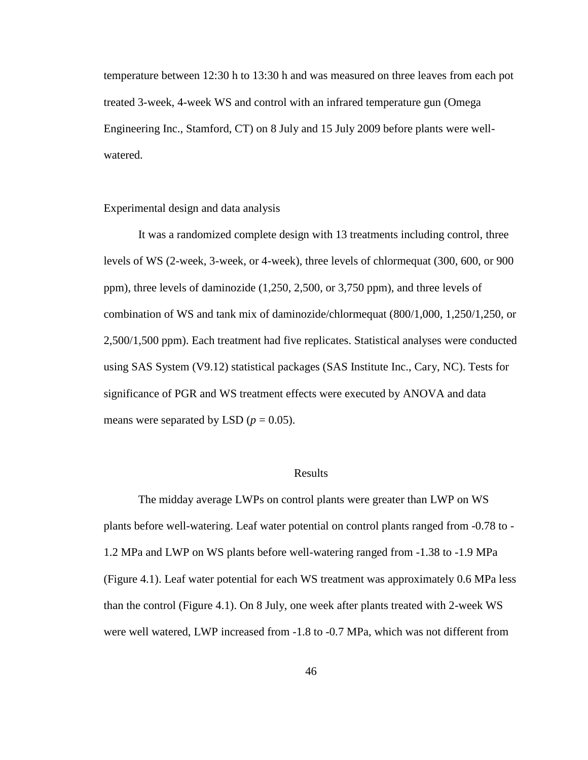temperature between 12:30 h to 13:30 h and was measured on three leaves from each pot treated 3-week, 4-week WS and control with an infrared temperature gun (Omega Engineering Inc., Stamford, CT) on 8 July and 15 July 2009 before plants were well-watered.

### Experimental design and data analysis

It was a randomized complete design with 13 treatments including control, three levels of WS (2-week, 3-week, or 4-week), three levels of chlormequat (300, 600, or 900 ppm), three levels of daminozide (1,250, 2,500, or 3,750 ppm), and three levels of combination of WS and tank mix of daminozide/chlormequat (800/1,000, 1,250/1,250, or 2,500/1,500 ppm). Each treatment had five replicates. Statistical analyses were conducted using SAS System (V9.12) statistical packages (SAS Institute Inc., Cary, NC). Tests for significance of PGR and WS treatment effects were executed by ANOVA and data means were separated by LSD ($p = 0.05$).

## Results

The midday average LWPs on control plants were greater than LWP on WS plants before well-watering. Leaf water potential on control plants ranged from -0.78 to -1.2 MPa and LWP on WS plants before well-watering ranged from -1.38 to -1.9 MPa (Figure 4.1). Leaf water potential for each WS treatment was approximately 0.6 MPa less than the control (Figure 4.1). On 8 July, one week after plants treated with 2-week WS were well watered, LWP increased from -1.8 to -0.7 MPa, which was not different from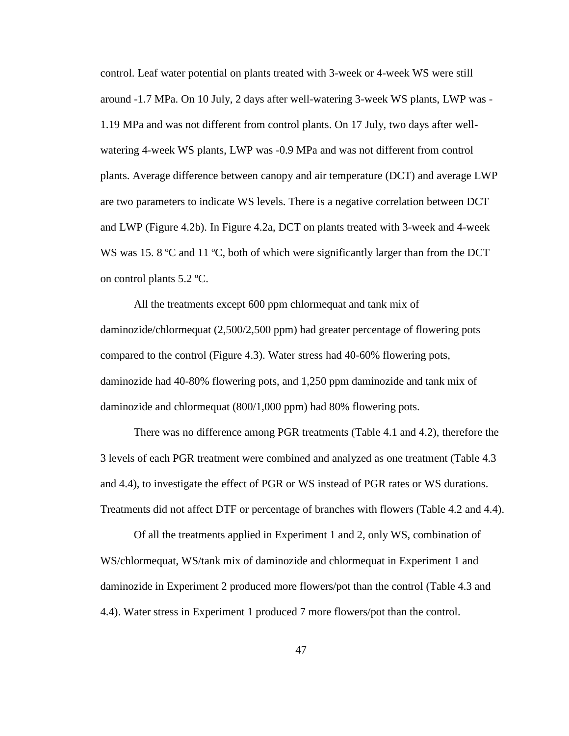control. Leaf water potential on plants treated with 3-week or 4-week WS were still around -1.7 MPa. On 10 July, 2 days after well-watering 3-week WS plants, LWP was -1.19 MPa and was not different from control plants. On 17 July, two days after well-watering 4-week WS plants, LWP was -0.9 MPa and was not different from control plants. Average difference between canopy and air temperature (DCT) and average LWP are two parameters to indicate WS levels. There is a negative correlation between DCT and LWP (Figure 4.2b). In Figure 4.2a, DCT on plants treated with 3-week and 4-week WS was 15. 8 ºC and 11 ºC, both of which were significantly larger than from the DCT on control plants 5.2 ºC.

All the treatments except 600 ppm chlormequat and tank mix of daminozide/chlormequat (2,500/2,500 ppm) had greater percentage of flowering pots compared to the control (Figure 4.3). Water stress had 40-60% flowering pots, daminozide had 40-80% flowering pots, and 1,250 ppm daminozide and tank mix of daminozide and chlormequat (800/1,000 ppm) had 80% flowering pots.

There was no difference among PGR treatments (Table 4.1 and 4.2), therefore the 3 levels of each PGR treatment were combined and analyzed as one treatment (Table 4.3 and 4.4), to investigate the effect of PGR or WS instead of PGR rates or WS durations. Treatments did not affect DTF or percentage of branches with flowers (Table 4.2 and 4.4).

Of all the treatments applied in Experiment 1 and 2, only WS, combination of WS/chlormequat, WS/tank mix of daminozide and chlormequat in Experiment 1 and daminozide in Experiment 2 produced more flowers/pot than the control (Table 4.3 and 4.4). Water stress in Experiment 1 produced 7 more flowers/pot than the control.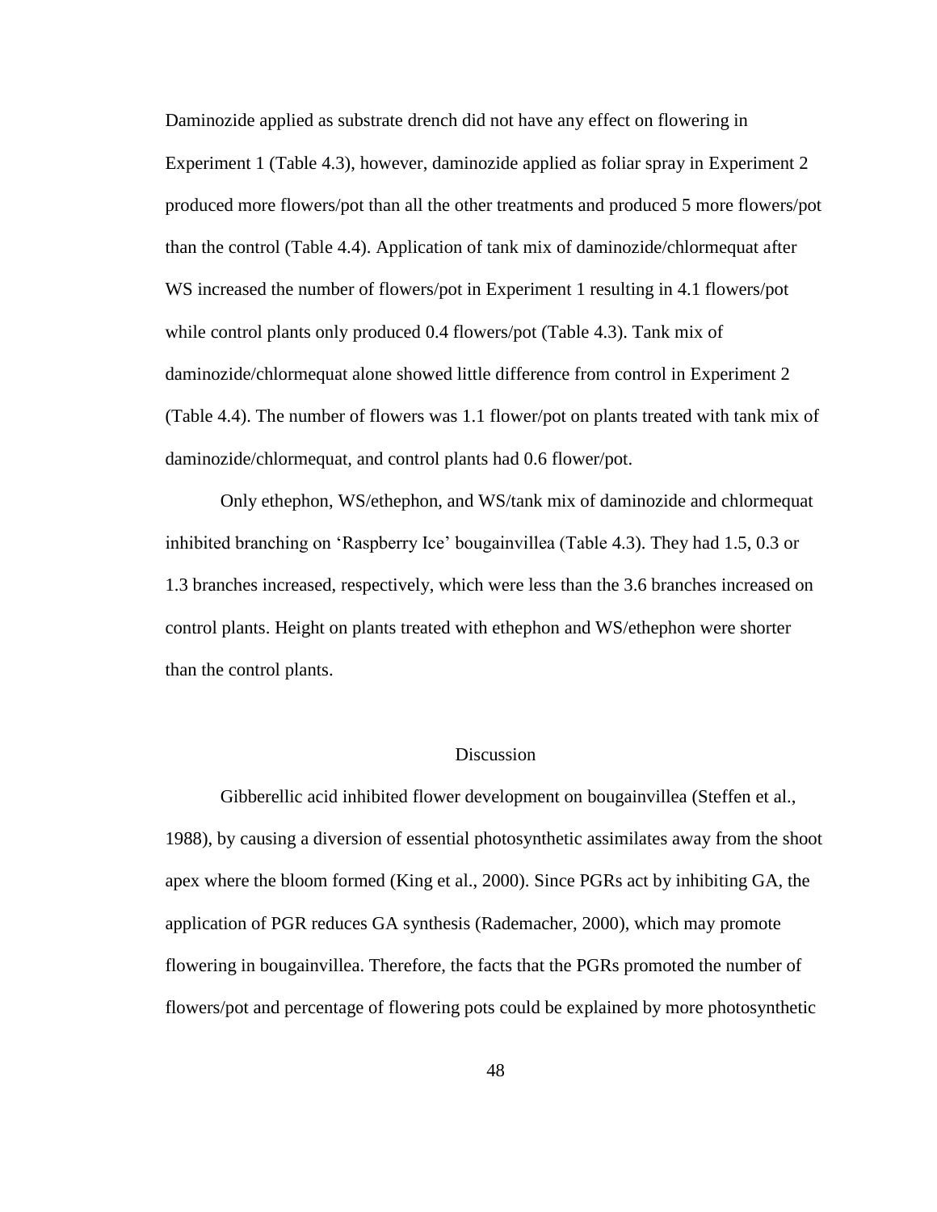Daminozide applied as substrate drench did not have any effect on flowering in Experiment 1 (Table 4.3), however, daminozide applied as foliar spray in Experiment 2 produced more flowers/pot than all the other treatments and produced 5 more flowers/pot than the control (Table 4.4). Application of tank mix of daminozide/chlormequat after WS increased the number of flowers/pot in Experiment 1 resulting in 4.1 flowers/pot while control plants only produced 0.4 flowers/pot (Table 4.3). Tank mix of daminozide/chlormequat alone showed little difference from control in Experiment 2 (Table 4.4). The number of flowers was 1.1 flower/pot on plants treated with tank mix of daminozide/chlormequat, and control plants had 0.6 flower/pot.

Only ethephon, WS/ethephon, and WS/tank mix of daminozide and chlormequat inhibited branching on 'Raspberry Ice' bougainvillea (Table 4.3). They had 1.5, 0.3 or 1.3 branches increased, respectively, which were less than the 3.6 branches increased on control plants. Height on plants treated with ethephon and WS/ethephon were shorter than the control plants.

## Discussion

Gibberellic acid inhibited flower development on bougainvillea (Steffen et al., 1988), by causing a diversion of essential photosynthetic assimilates away from the shoot apex where the bloom formed (King et al., 2000). Since PGRs act by inhibiting GA, the application of PGR reduces GA synthesis (Rademacher, 2000), which may promote flowering in bougainvillea. Therefore, the facts that the PGRs promoted the number of flowers/pot and percentage of flowering pots could be explained by more photosynthetic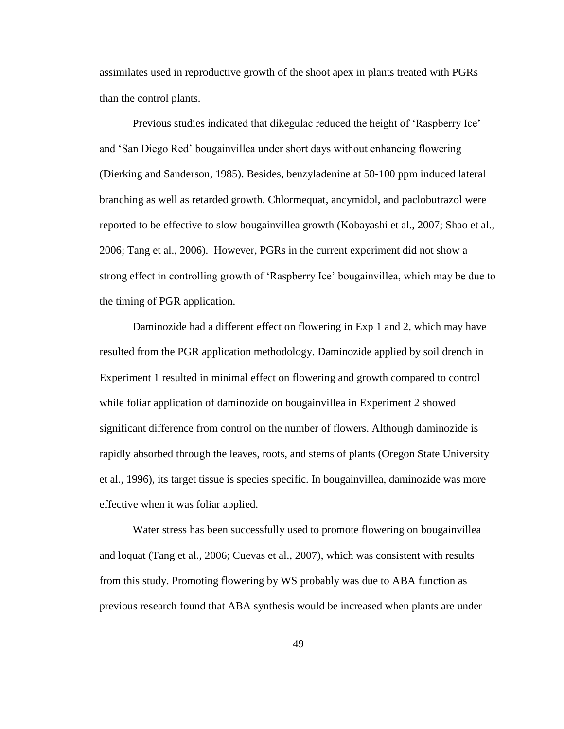assimilates used in reproductive growth of the shoot apex in plants treated with PGRs than the control plants.

Previous studies indicated that dikegulac reduced the height of 'Raspberry Ice' and 'San Diego Red' bougainvillea under short days without enhancing flowering (Dierking and Sanderson, 1985). Besides, benzyladenine at 50-100 ppm induced lateral branching as well as retarded growth. Chlormequat, ancymidol, and paclobutrazol were reported to be effective to slow bougainvillea growth (Kobayashi et al., 2007; Shao et al., 2006; Tang et al., 2006). However, PGRs in the current experiment did not show a strong effect in controlling growth of 'Raspberry Ice' bougainvillea, which may be due to the timing of PGR application.

Daminozide had a different effect on flowering in Exp 1 and 2, which may have resulted from the PGR application methodology. Daminozide applied by soil drench in Experiment 1 resulted in minimal effect on flowering and growth compared to control while foliar application of daminozide on bougainvillea in Experiment 2 showed significant difference from control on the number of flowers. Although daminozide is rapidly absorbed through the leaves, roots, and stems of plants (Oregon State University et al., 1996), its target tissue is species specific. In bougainvillea, daminozide was more effective when it was foliar applied.

Water stress has been successfully used to promote flowering on bougainvillea and loquat (Tang et al., 2006; Cuevas et al., 2007), which was consistent with results from this study. Promoting flowering by WS probably was due to ABA function as previous research found that ABA synthesis would be increased when plants are under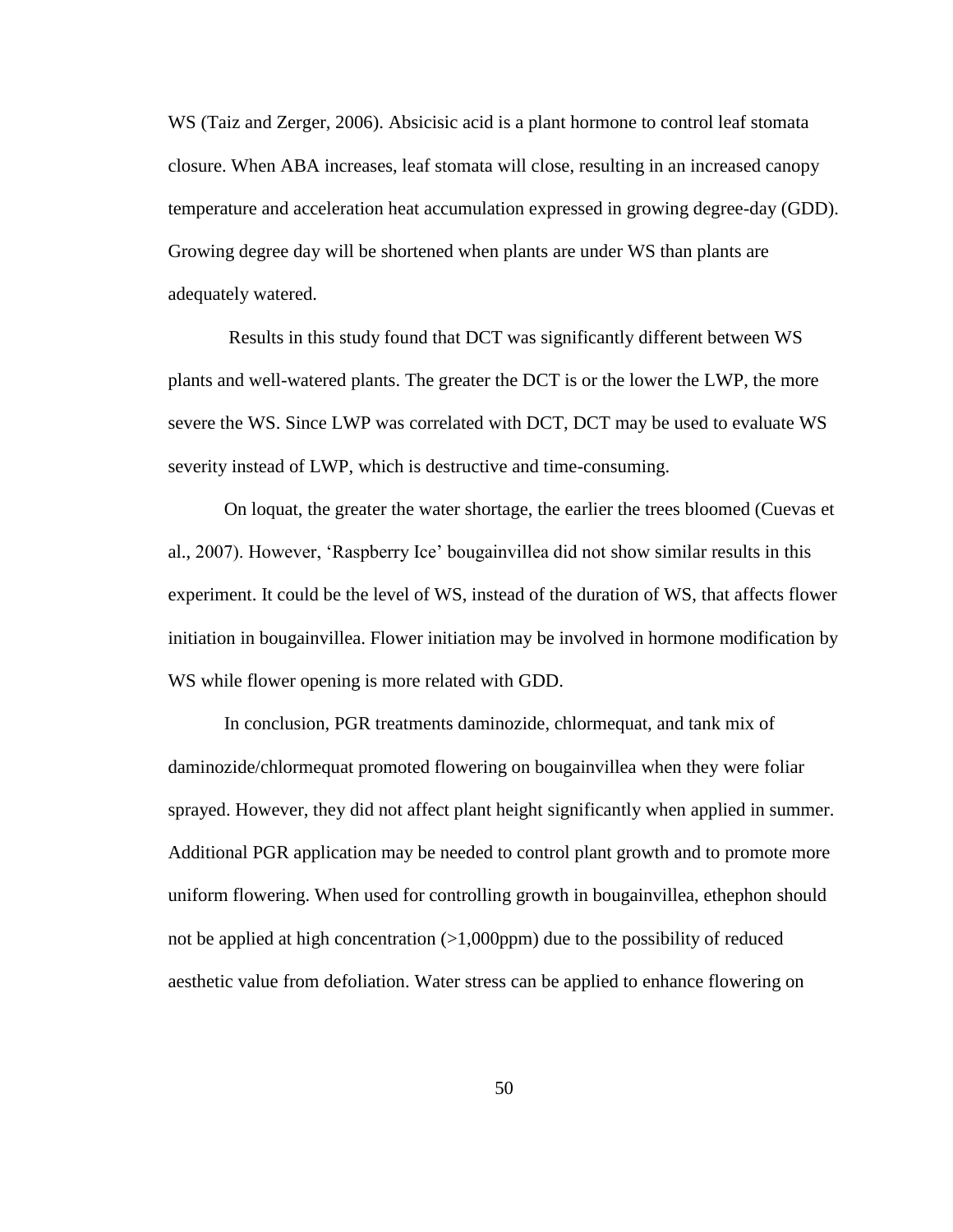WS (Taiz and Zerger, 2006). Absicisic acid is a plant hormone to control leaf stomata closure. When ABA increases, leaf stomata will close, resulting in an increased canopy temperature and acceleration heat accumulation expressed in growing degree-day (GDD). Growing degree day will be shortened when plants are under WS than plants are adequately watered.

Results in this study found that DCT was significantly different between WS plants and well-watered plants. The greater the DCT is or the lower the LWP, the more severe the WS. Since LWP was correlated with DCT, DCT may be used to evaluate WS severity instead of LWP, which is destructive and time-consuming.

On loquat, the greater the water shortage, the earlier the trees bloomed (Cuevas et al., 2007). However, 'Raspberry Ice' bougainvillea did not show similar results in this experiment. It could be the level of WS, instead of the duration of WS, that affects flower initiation in bougainvillea. Flower initiation may be involved in hormone modification by WS while flower opening is more related with GDD.

In conclusion, PGR treatments daminozide, chlormequat, and tank mix of daminozide/chlormequat promoted flowering on bougainvillea when they were foliar sprayed. However, they did not affect plant height significantly when applied in summer. Additional PGR application may be needed to control plant growth and to promote more uniform flowering. When used for controlling growth in bougainvillea, ethephon should not be applied at high concentration (>1,000ppm) due to the possibility of reduced aesthetic value from defoliation. Water stress can be applied to enhance flowering on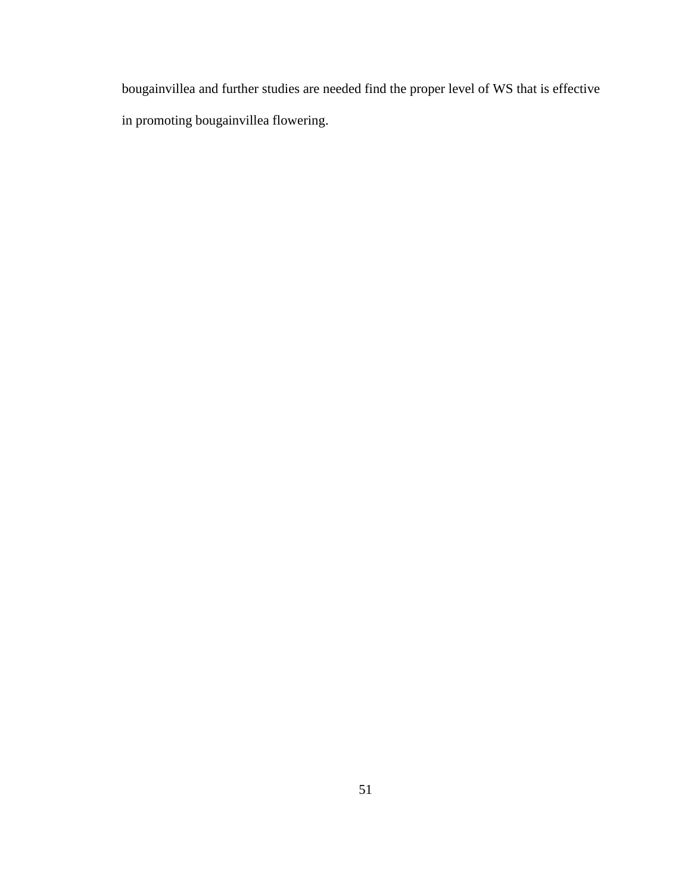bougainvillea and further studies are needed find the proper level of WS that is effective in promoting bougainvillea flowering.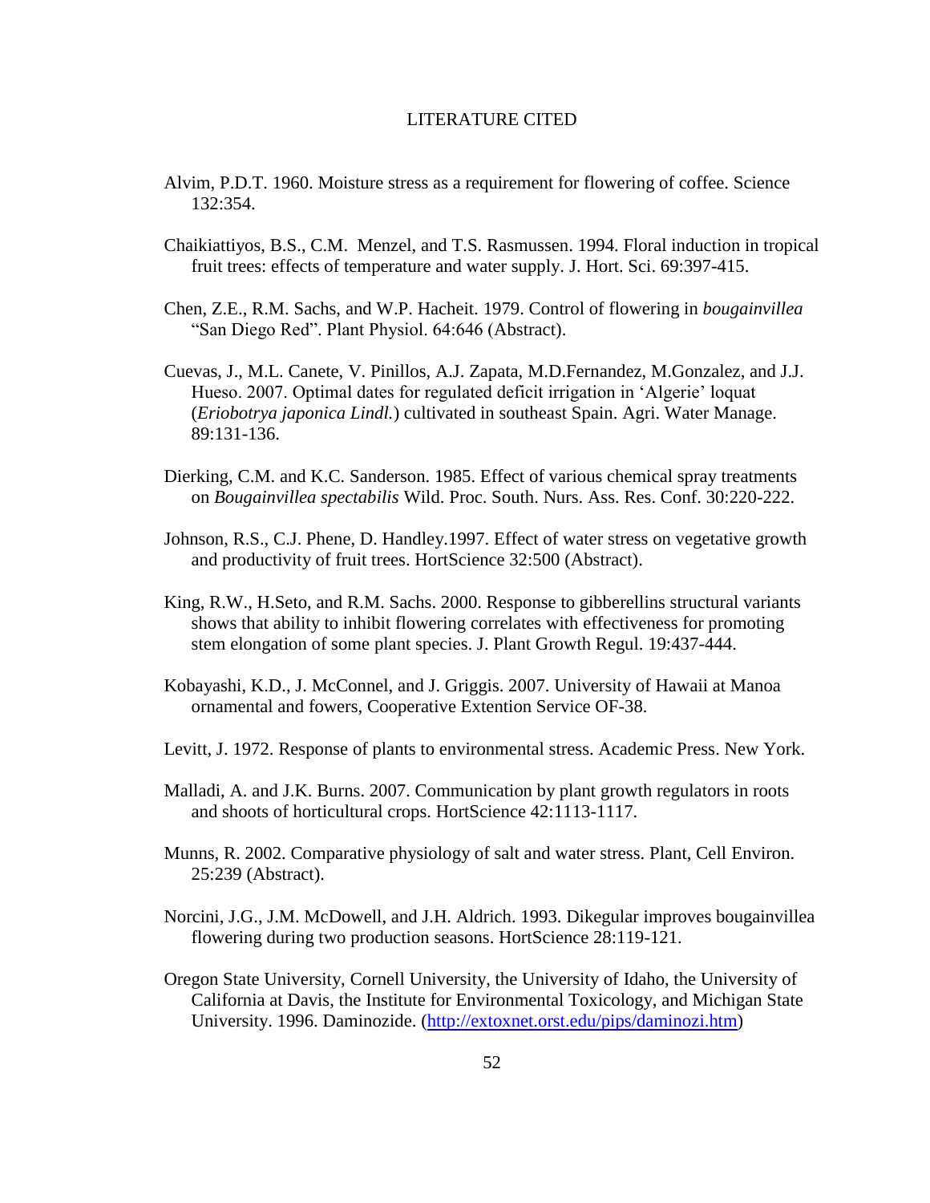# LITERATURE CITED

Alvim, P.D.T. 1960. Moisture stress as a requirement for flowering of coffee. Science 132:354.

Chaikiattiyos, B.S., C.M. Menzel, and T.S. Rasmussen. 1994. Floral induction in tropical fruit trees: effects of temperature and water supply. J. Hort. Sci. 69:397-415.

Chen, Z.E., R.M. Sachs, and W.P. Hacheit. 1979. Control of flowering in *bougainvillea* "San Diego Red". Plant Physiol. 64:646 (Abstract).

Cuevas, J., M.L. Canete, V. Pinillos, A.J. Zapata, M.D.Fernandez, M.Gonzalez, and J.J. Hueso. 2007. Optimal dates for regulated deficit irrigation in 'Algerie' loquat (*Eriobotrya japonica Lindl.*) cultivated in southeast Spain. Agri. Water Manage. 89:131-136.

Dierking, C.M. and K.C. Sanderson. 1985. Effect of various chemical spray treatments on *Bougainvillea spectabilis* Wild. Proc. South. Nurs. Ass. Res. Conf. 30:220-222.

Johnson, R.S., C.J. Phene, D. Handley.1997. Effect of water stress on vegetative growth and productivity of fruit trees. HortScience 32:500 (Abstract).

King, R.W., H.Seto, and R.M. Sachs. 2000. Response to gibberellins structural variants shows that ability to inhibit flowering correlates with effectiveness for promoting stem elongation of some plant species. J. Plant Growth Regul. 19:437-444.

Kobayashi, K.D., J. McConnel, and J. Griggis. 2007. University of Hawaii at Manoa ornamental and fowers, Cooperative Extention Service OF-38.

Levitt, J. 1972. Response of plants to environmental stress. Academic Press. New York.

Malladi, A. and J.K. Burns. 2007. Communication by plant growth regulators in roots and shoots of horticultural crops. HortScience 42:1113-1117.

Munns, R. 2002. Comparative physiology of salt and water stress. Plant, Cell Environ. 25:239 (Abstract).

Norcini, J.G., J.M. McDowell, and J.H. Aldrich. 1993. Dikegular improves bougainvillea flowering during two production seasons. HortScience 28:119-121.

Oregon State University, Cornell University, the University of Idaho, the University of California at Davis, the Institute for Environmental Toxicology, and Michigan State University. 1996. Daminozide. (http://extoxnet.orst.edu/pips/daminozi.htm)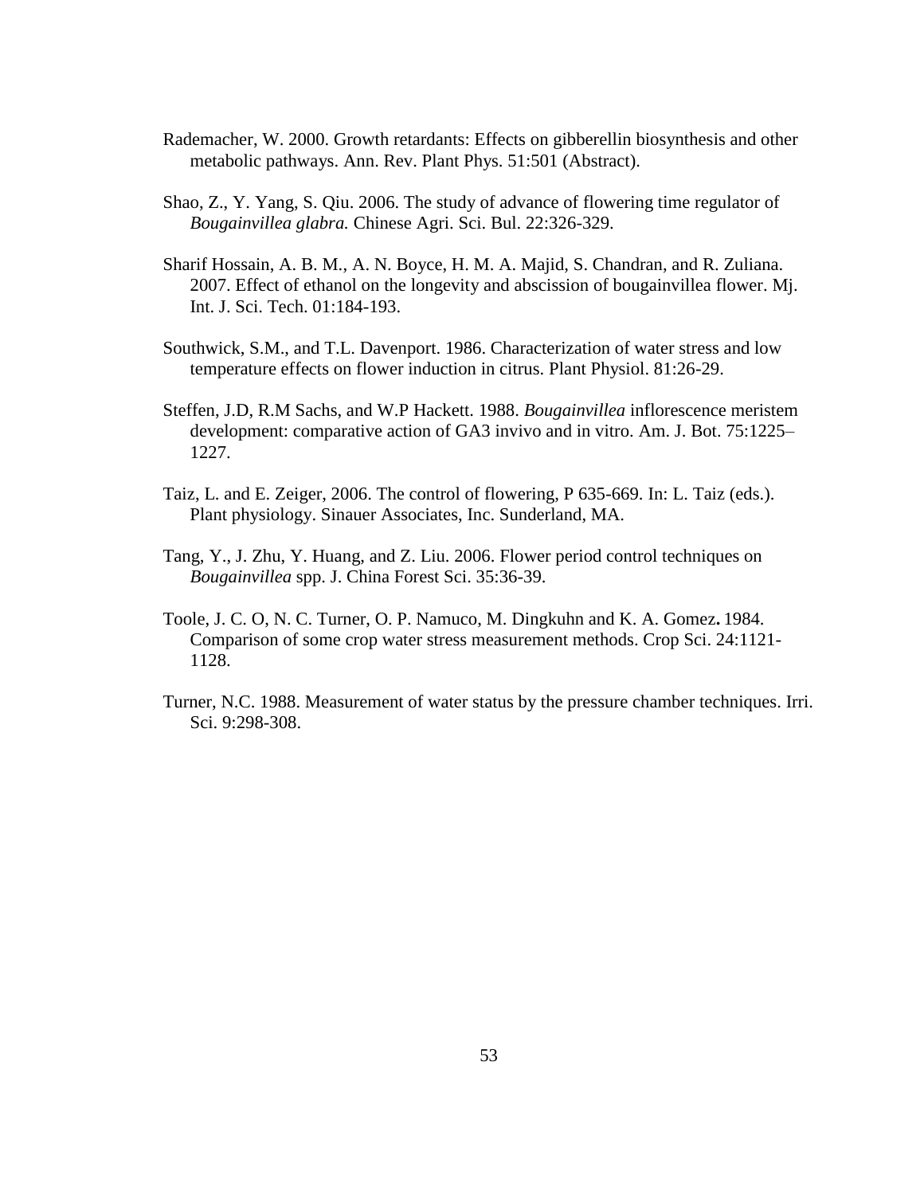Rademacher, W. 2000. Growth retardants: Effects on gibberellin biosynthesis and other metabolic pathways. Ann. Rev. Plant Phys. 51:501 (Abstract).

Shao, Z., Y. Yang, S. Qiu. 2006. The study of advance of flowering time regulator of *Bougainvillea glabra.* Chinese Agri. Sci. Bul. 22:326-329.

Sharif Hossain, A. B. M., A. N. Boyce, H. M. A. Majid, S. Chandran, and R. Zuliana. 2007. Effect of ethanol on the longevity and abscission of bougainvillea flower. Mj. Int. J. Sci. Tech. 01:184-193.

Southwick, S.M., and T.L. Davenport. 1986. Characterization of water stress and low temperature effects on flower induction in citrus. Plant Physiol. 81:26-29.

Steffen, J.D, R.M Sachs, and W.P Hackett. 1988. *Bougainvillea* inflorescence meristem development: comparative action of GA3 invivo and in vitro. Am. J. Bot. 75:1225–1227.

Taiz, L. and E. Zeiger, 2006. The control of flowering, P 635-669. In: L. Taiz (eds.). Plant physiology. Sinauer Associates, Inc. Sunderland, MA.

Tang, Y., J. Zhu, Y. Huang, and Z. Liu. 2006. Flower period control techniques on *Bougainvillea* spp. J. China Forest Sci. 35:36-39.

Toole, J. C. O, N. C. Turner, O. P. Namuco, M. Dingkuhn and K. A. Gomez**.** 1984. Comparison of some crop water stress measurement methods. Crop Sci. 24:1121-1128.

Turner, N.C. 1988. Measurement of water status by the pressure chamber techniques. Irri. Sci. 9:298-308.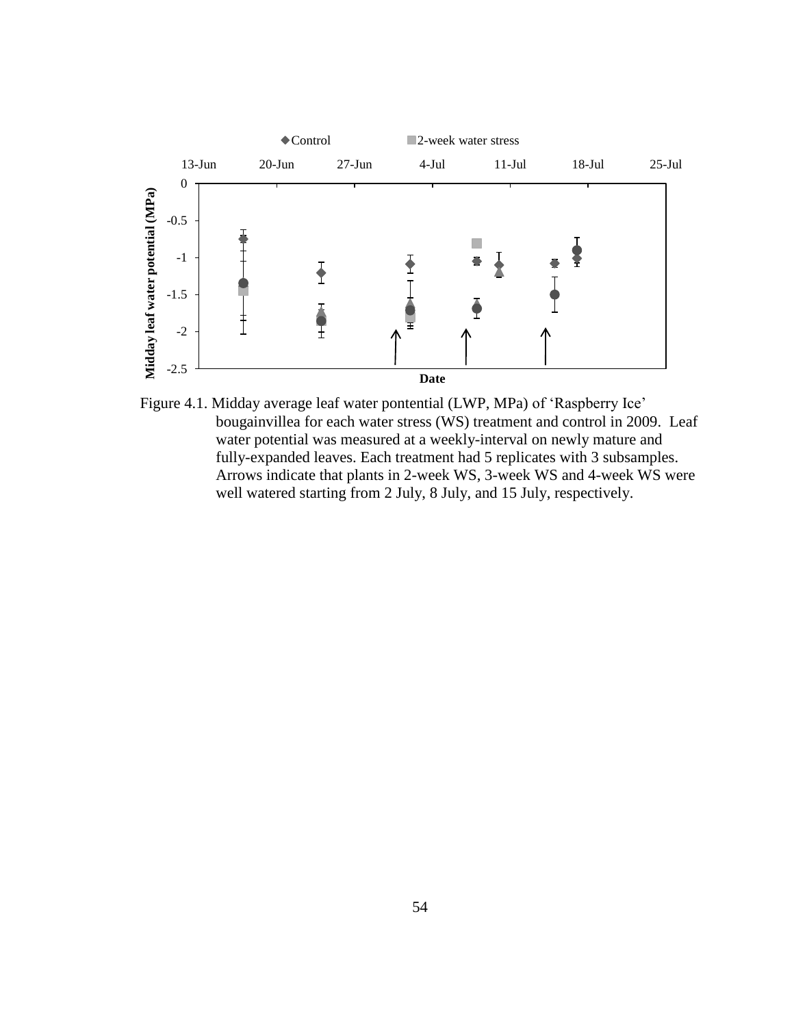◆Control ■2-week water stress

Figure 4.1. Midday average leaf water pontential (LWP, MPa) of 'Raspberry Ice' bougainvillea for each water stress (WS) treatment and control in 2009. Leaf water potential was measured at a weekly-interval on newly mature and fully-expanded leaves. Each treatment had 5 replicates with 3 subsamples. Arrows indicate that plants in 2-week WS, 3-week WS and 4-week WS were well watered starting from 2 July, 8 July, and 15 July, respectively.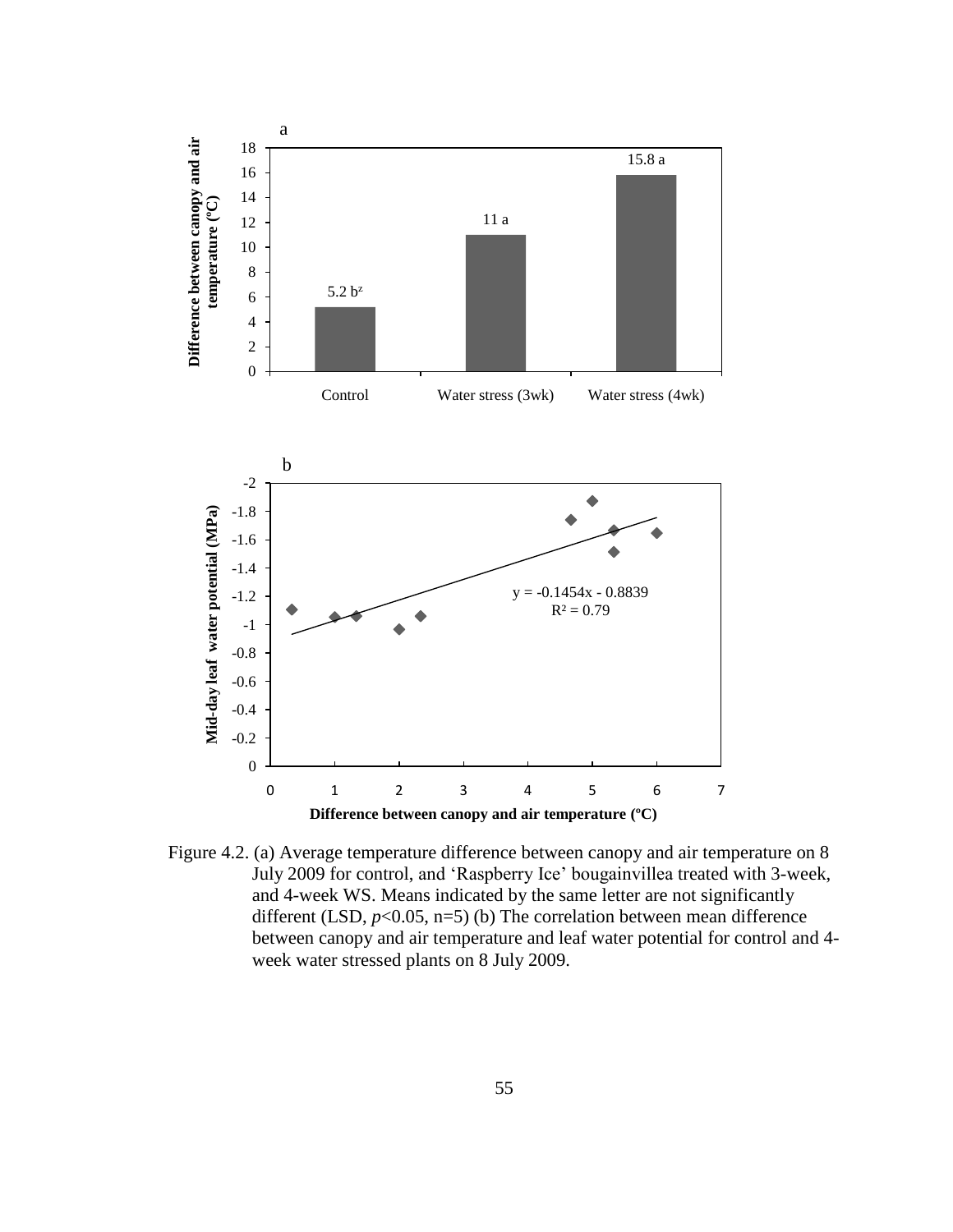Figure 4.2. (a) Average temperature difference between canopy and air temperature on 8 July 2009 for control, and 'Raspberry Ice' bougainvillea treated with 3-week, and 4-week WS. Means indicated by the same letter are not significantly different (LSD, $p<0.05$, n=5) (b) The correlation between mean difference between canopy and air temperature and leaf water potential for control and 4-week water stressed plants on 8 July 2009.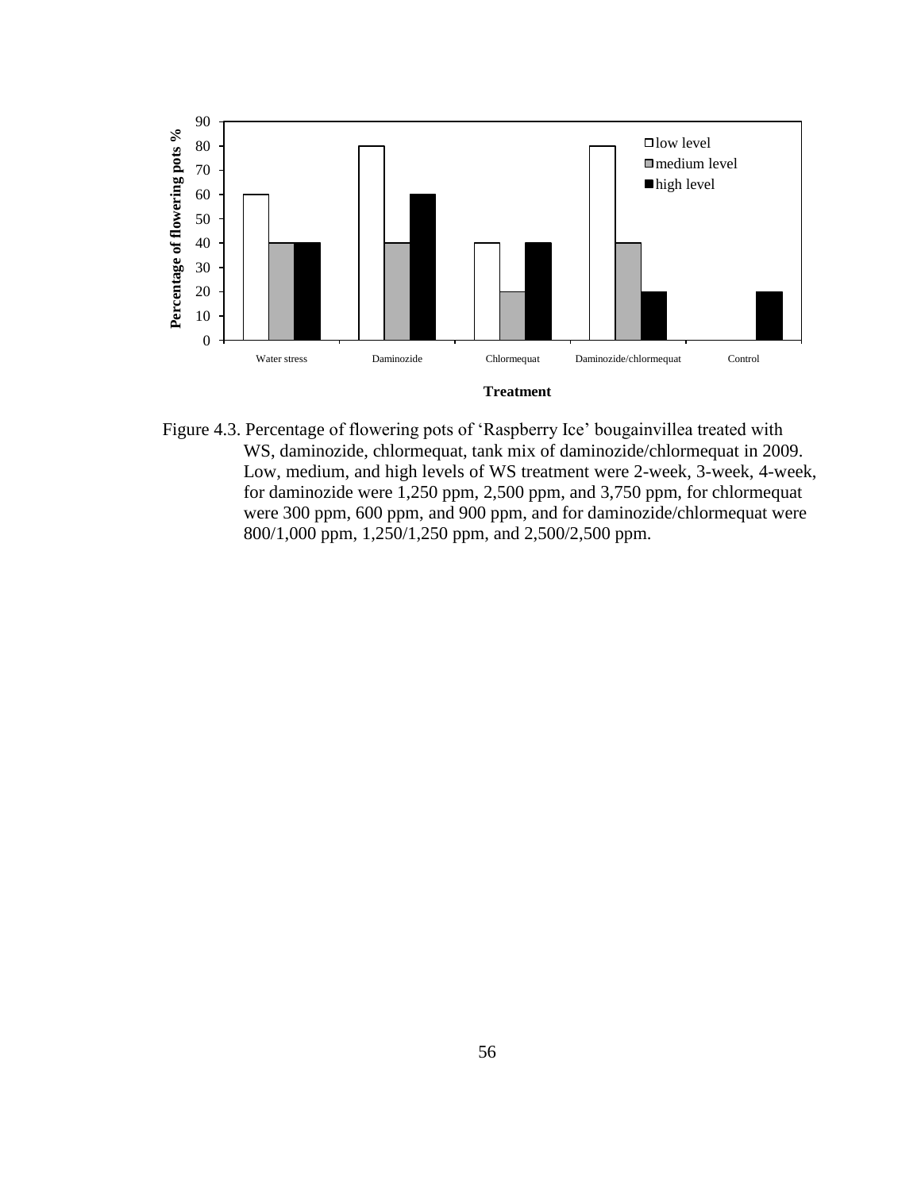Figure 4.3. Percentage of flowering pots of 'Raspberry Ice' bougainvillea treated with WS, daminozide, chlormequat, tank mix of daminozide/chlormequat in 2009. Low, medium, and high levels of WS treatment were 2-week, 3-week, 4-week, for daminozide were 1,250 ppm, 2,500 ppm, and 3,750 ppm, for chlormequat were 300 ppm, 600 ppm, and 900 ppm, and for daminozide/chlormequat were 800/1,000 ppm, 1,250/1,250 ppm, and 2,500/2,500 ppm.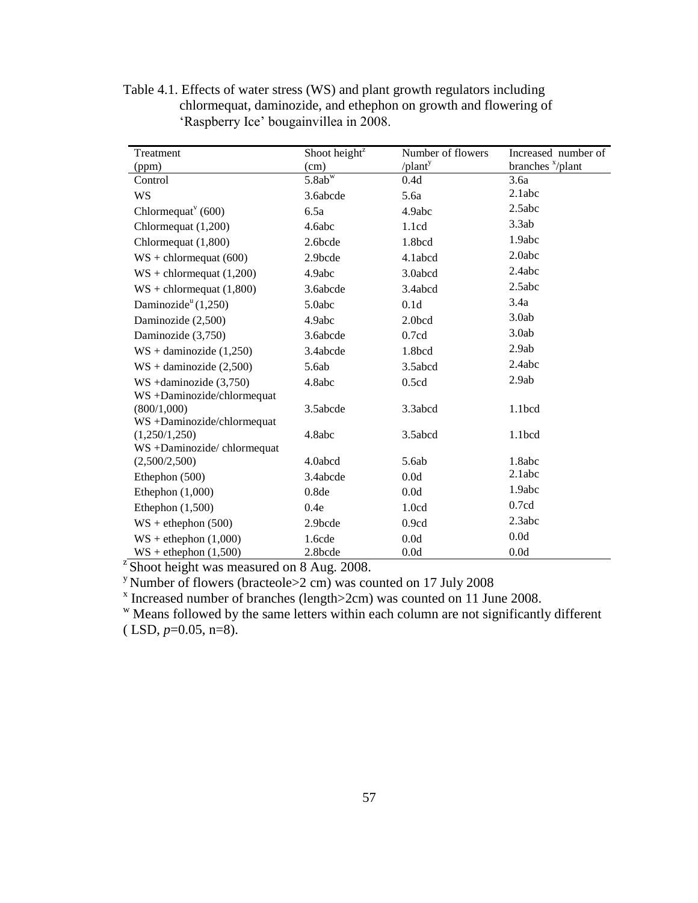Table 4.1. Effects of water stress (WS) and plant growth regulators including chlormequat, daminozide, and ethephon on growth and flowering of 'Raspberry Ice' bougainvillea in 2008.

| Treatment (ppm) | Shoot height[z] (cm) | Number of flowers /plant[y] | Increased number of branches [x]/plant |
|---|---|---|---|
| Control | 5.8ab[w] | 0.4d | 3.6a |
| WS | 3.6abcde | 5.6a | 2.1abc |
| Chlormequat[v] (600) | 6.5a | 4.9abc | 2.5abc |
| Chlormequat (1,200) | 4.6abc | 1.1cd | 3.3ab |
| Chlormequat (1,800) | 2.6bcde | 1.8bcd | 1.9abc |
| WS + chlormequat (600) | 2.9bcde | 4.1abcd | 2.0abc |
| WS + chlormequat (1,200) | 4.9abc | 3.0abcd | 2.4abc |
| WS + chlormequat (1,800) | 3.6abcde | 3.4abcd | 2.5abc |
| Daminozide[u] (1,250) | 5.0abc | 0.1d | 3.4a |
| Daminozide (2,500) | 4.9abc | 2.0bcd | 3.0ab |
| Daminozide (3,750) | 3.6abcde | 0.7cd | 3.0ab |
| WS + daminozide (1,250) | 3.4abcde | 1.8bcd | 2.9ab |
| WS + daminozide (2,500) | 5.6ab | 3.5abcd | 2.4abc |
| WS +daminozide (3,750) | 4.8abc | 0.5cd | 2.9ab |
| WS +Daminozide/chlormequat (800/1,000) | 3.5abcde | 3.3abcd | 1.1bcd |
| WS +Daminozide/chlormequat (1,250/1,250) | 4.8abc | 3.5abcd | 1.1bcd |
| WS +Daminozide/ chlormequat (2,500/2,500) | 4.0abcd | 5.6ab | 1.8abc |
| Ethephon (500) | 3.4abcde | 0.0d | 2.1abc |
| Ethephon (1,000) | 0.8de | 0.0d | 1.9abc |
| Ethephon (1,500) | 0.4e | 1.0cd | 0.7cd |
| WS + ethephon (500) | 2.9bcde | 0.9cd | 2.3abc |
| WS + ethephon (1,000) | 1.6cde | 0.0d | 0.0d |
| WS + ethephon (1,500) | 2.8bcde | 0.0d | 0.0d |

[z] Shoot height was measured on 8 Aug. 2008.

[y] Number of flowers (bracteole>2 cm) was counted on 17 July 2008

[x] Increased number of branches (length>2cm) was counted on 11 June 2008.

[w] Means followed by the same letters within each column are not significantly different ( LSD, $p$=0.05, n=8).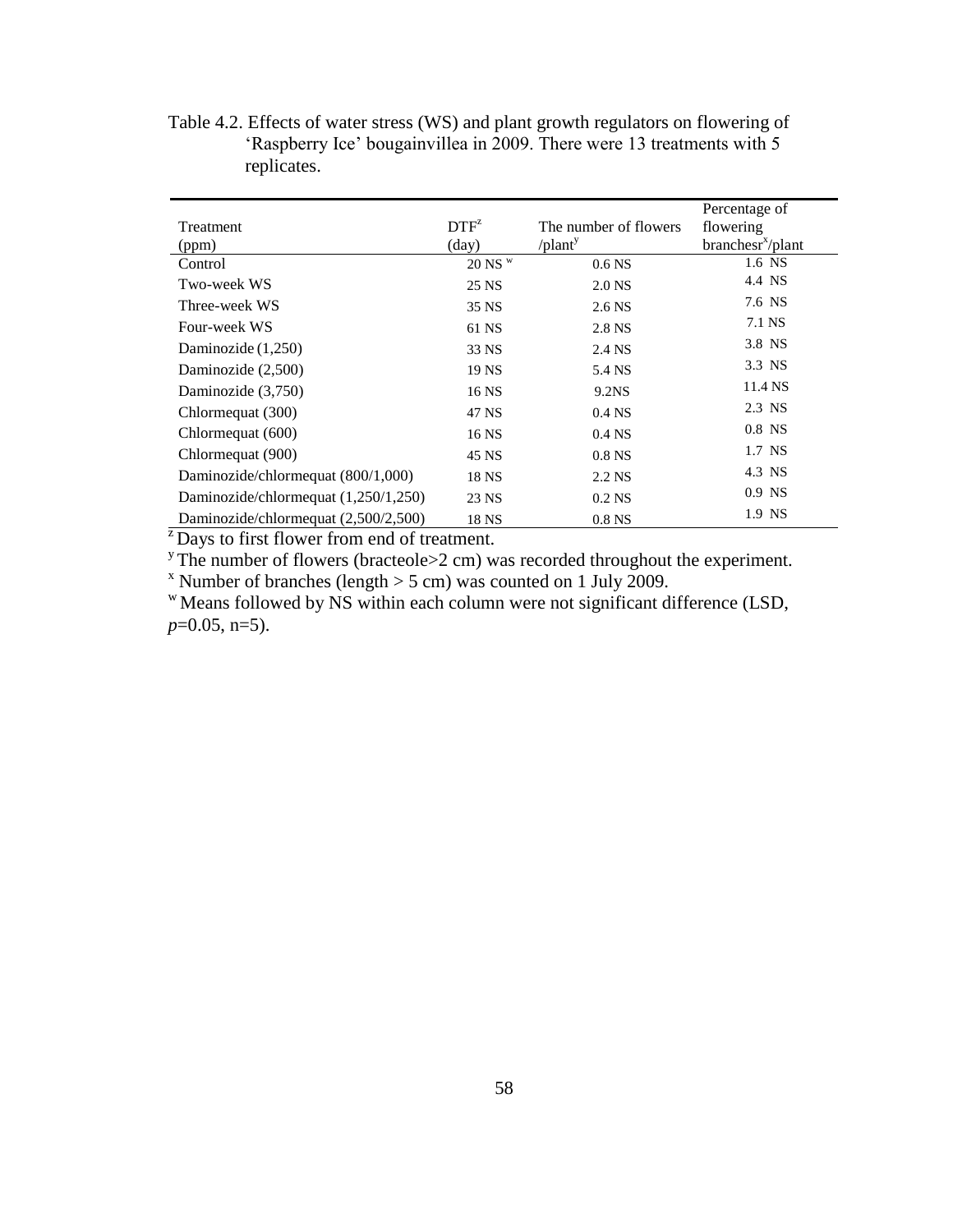Table 4.2. Effects of water stress (WS) and plant growth regulators on flowering of 'Raspberry Ice' bougainvillea in 2009. There were 13 treatments with 5 replicates.

| Treatment (ppm) | DTF[z] (day) | The number of flowers /plant[y] | Percentage of flowering branchesr[x]/plant |
|---|---|---|---|
| Control | 20 NS [w] | 0.6 NS | 1.6 NS |
| Two-week WS | 25 NS | 2.0 NS | 4.4 NS |
| Three-week WS | 35 NS | 2.6 NS | 7.6 NS |
| Four-week WS | 61 NS | 2.8 NS | 7.1 NS |
| Daminozide (1,250) | 33 NS | 2.4 NS | 3.8 NS |
| Daminozide (2,500) | 19 NS | 5.4 NS | 3.3 NS |
| Daminozide (3,750) | 16 NS | 9.2NS | 11.4 NS |
| Chlormequat (300) | 47 NS | 0.4 NS | 2.3 NS |
| Chlormequat (600) | 16 NS | 0.4 NS | 0.8 NS |
| Chlormequat (900) | 45 NS | 0.8 NS | 1.7 NS |
| Daminozide/chlormequat (800/1,000) | 18 NS | 2.2 NS | 4.3 NS |
| Daminozide/chlormequat (1,250/1,250) | 23 NS | 0.2 NS | 0.9 NS |
| Daminozide/chlormequat (2,500/2,500) | 18 NS | 0.8 NS | 1.9 NS |

[z] Days to first flower from end of treatment.

[y] The number of flowers (bracteole>2 cm) was recorded throughout the experiment.

[x] Number of branches (length > 5 cm) was counted on 1 July 2009.

[w] Means followed by NS within each column were not significant difference (LSD, $p$=0.05, n=5).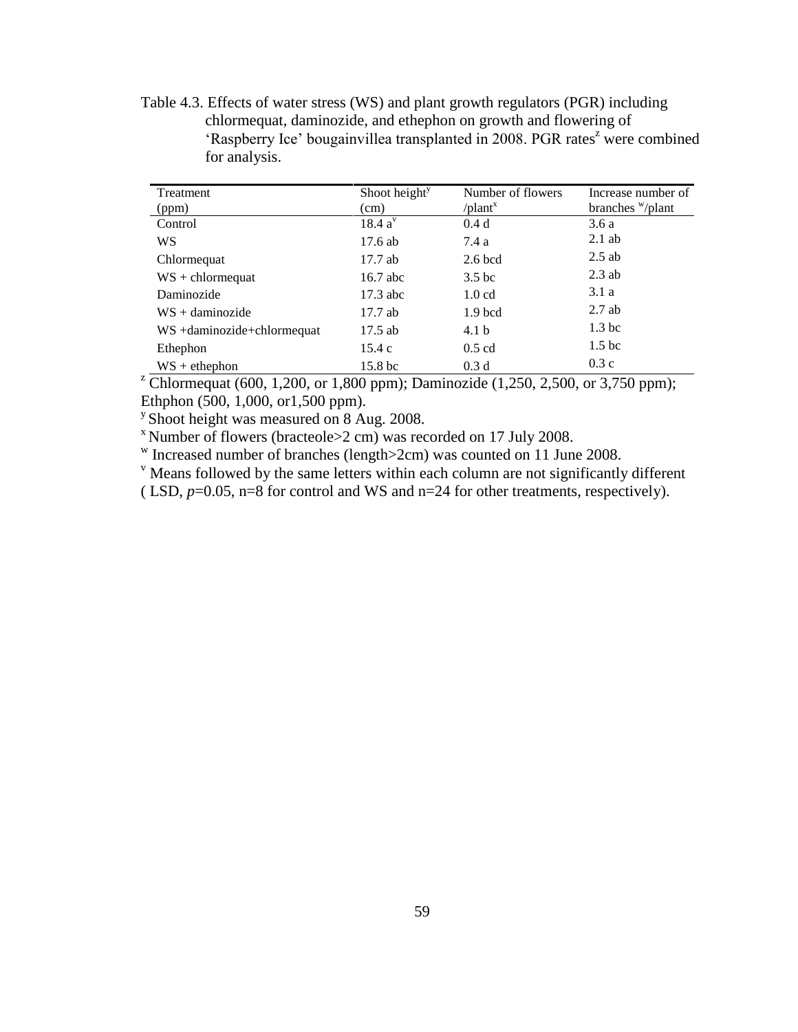Table 4.3. Effects of water stress (WS) and plant growth regulators (PGR) including chlormequat, daminozide, and ethephon on growth and flowering of 'Raspberry Ice' bougainvillea transplanted in 2008. PGR rates[z] were combined for analysis.

| Treatment (ppm) | Shoot height[y] (cm) | Number of flowers /plant[x] | Increase number of branches [w]/plant |
|---|---|---|---|
| Control | 18.4 a[v] | 0.4 d | 3.6 a |
| WS | 17.6 ab | 7.4 a | 2.1 ab |
| Chlormequat | 17.7 ab | 2.6 bcd | 2.5 ab |
| WS + chlormequat | 16.7 abc | 3.5 bc | 2.3 ab |
| Daminozide | 17.3 abc | 1.0 cd | 3.1 a |
| WS + daminozide | 17.7 ab | 1.9 bcd | 2.7 ab |
| WS +daminozide+chlormequat | 17.5 ab | 4.1 b | 1.3 bc |
| Ethephon | 15.4 c | 0.5 cd | 1.5 bc |
| WS + ethephon | 15.8 bc | 0.3 d | 0.3 c |

[z] Chlormequat (600, 1,200, or 1,800 ppm); Daminozide (1,250, 2,500, or 3,750 ppm); Ethphon (500, 1,000, or1,500 ppm).

[y] Shoot height was measured on 8 Aug. 2008.

[x] Number of flowers (bracteole>2 cm) was recorded on 17 July 2008.

[w] Increased number of branches (length>2cm) was counted on 11 June 2008.

[v] Means followed by the same letters within each column are not significantly different ( LSD, *p*=0.05, n=8 for control and WS and n=24 for other treatments, respectively).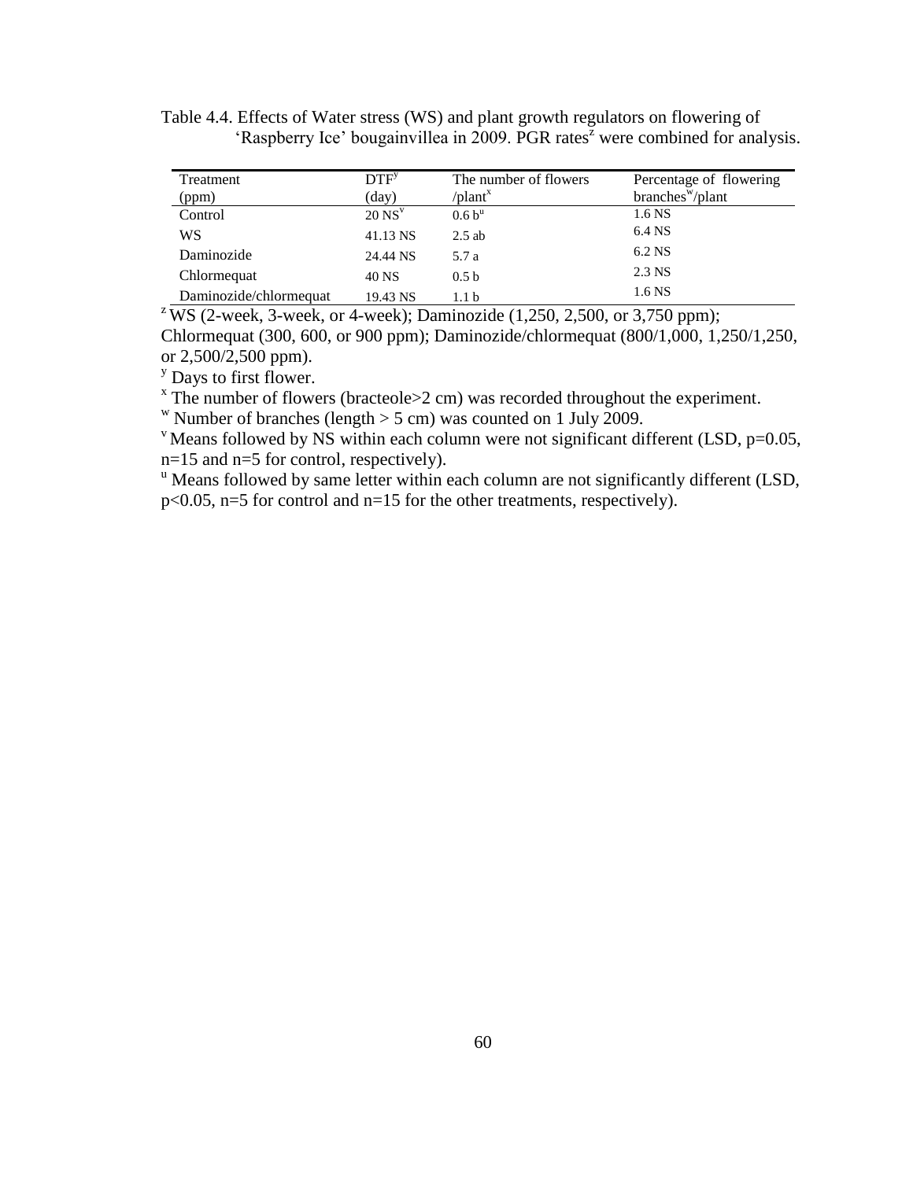Table 4.4. Effects of Water stress (WS) and plant growth regulators on flowering of 'Raspberry Ice' bougainvillea in 2009. PGR rates[z] were combined for analysis.

| Treatment (ppm) | DTF[y] (day) | The number of flowers /plant[x] | Percentage of flowering branches[w]/plant |
|---|---|---|---|
| Control | 20 NS[v] | 0.6 b[u] | 1.6 NS |
| WS | 41.13 NS | 2.5 ab | 6.4 NS |
| Daminozide | 24.44 NS | 5.7 a | 6.2 NS |
| Chlormequat | 40 NS | 0.5 b | 2.3 NS |
| Daminozide/chlormequat | 19.43 NS | 1.1 b | 1.6 NS |

[z] WS (2-week, 3-week, or 4-week); Daminozide (1,250, 2,500, or 3,750 ppm); Chlormequat (300, 600, or 900 ppm); Daminozide/chlormequat (800/1,000, 1,250/1,250, or 2,500/2,500 ppm).

[y] Days to first flower.

[x] The number of flowers (bracteole>2 cm) was recorded throughout the experiment.

[w] Number of branches (length > 5 cm) was counted on 1 July 2009.

[v] Means followed by NS within each column were not significant different (LSD, $p=0.05$, $n=15$ and $n=5$ for control, respectively).

[u] Means followed by same letter within each column are not significantly different (LSD, $p<0.05$, $n=5$ for control and $n=15$ for the other treatments, respectively).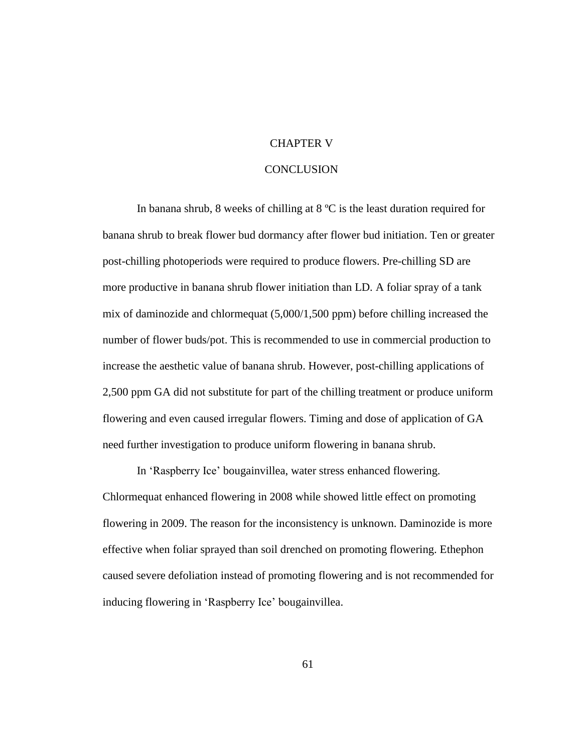# CHAPTER V

# CONCLUSION

In banana shrub, 8 weeks of chilling at 8 ºC is the least duration required for banana shrub to break flower bud dormancy after flower bud initiation. Ten or greater post-chilling photoperiods were required to produce flowers. Pre-chilling SD are more productive in banana shrub flower initiation than LD. A foliar spray of a tank mix of daminozide and chlormequat (5,000/1,500 ppm) before chilling increased the number of flower buds/pot. This is recommended to use in commercial production to increase the aesthetic value of banana shrub. However, post-chilling applications of 2,500 ppm GA did not substitute for part of the chilling treatment or produce uniform flowering and even caused irregular flowers. Timing and dose of application of GA need further investigation to produce uniform flowering in banana shrub.

In 'Raspberry Ice' bougainvillea, water stress enhanced flowering. Chlormequat enhanced flowering in 2008 while showed little effect on promoting flowering in 2009. The reason for the inconsistency is unknown. Daminozide is more effective when foliar sprayed than soil drenched on promoting flowering. Ethephon caused severe defoliation instead of promoting flowering and is not recommended for inducing flowering in 'Raspberry Ice' bougainvillea.